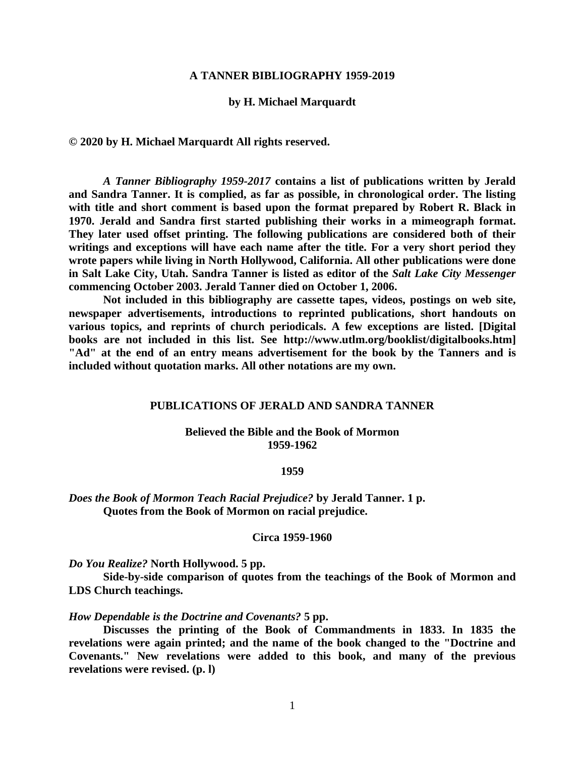# A TANNER BIBLIOGRAPHY 1959-2019

**by H. Michael Marquardt**

**© 2020 by H. Michael Marquardt All rights reserved.**

***A Tanner Bibliography 1959-2017* contains a list of publications written by Jerald and Sandra Tanner. It is complied, as far as possible, in chronological order. The listing with title and short comment is based upon the format prepared by Robert R. Black in 1970. Jerald and Sandra first started publishing their works in a mimeograph format. They later used offset printing. The following publications are considered both of their writings and exceptions will have each name after the title. For a very short period they wrote papers while living in North Hollywood, California. All other publications were done in Salt Lake City, Utah. Sandra Tanner is listed as editor of the *Salt Lake City Messenger* commencing October 2003. Jerald Tanner died on October 1, 2006.**

**Not included in this bibliography are cassette tapes, videos, postings on web site, newspaper advertisements, introductions to reprinted publications, short handouts on various topics, and reprints of church periodicals. A few exceptions are listed. [Digital books are not included in this list. See http://www.utlm.org/booklist/digitalbooks.htm] "Ad" at the end of an entry means advertisement for the book by the Tanners and is included without quotation marks. All other notations are my own.**

## PUBLICATIONS OF JERALD AND SANDRA TANNER

### Believed the Bible and the Book of Mormon 1959-1962

#### 1959

***Does the Book of Mormon Teach Racial Prejudice?* by Jerald Tanner. 1 p.**
**Quotes from the Book of Mormon on racial prejudice.**

#### Circa 1959-1960

***Do You Realize?* North Hollywood. 5 pp.**
**Side-by-side comparison of quotes from the teachings of the Book of Mormon and LDS Church teachings.**

***How Dependable is the Doctrine and Covenants?* 5 pp.**
**Discusses the printing of the Book of Commandments in 1833. In 1835 the revelations were again printed; and the name of the book changed to the "Doctrine and Covenants." New revelations were added to this book, and many of the previous revelations were revised. (p. l)**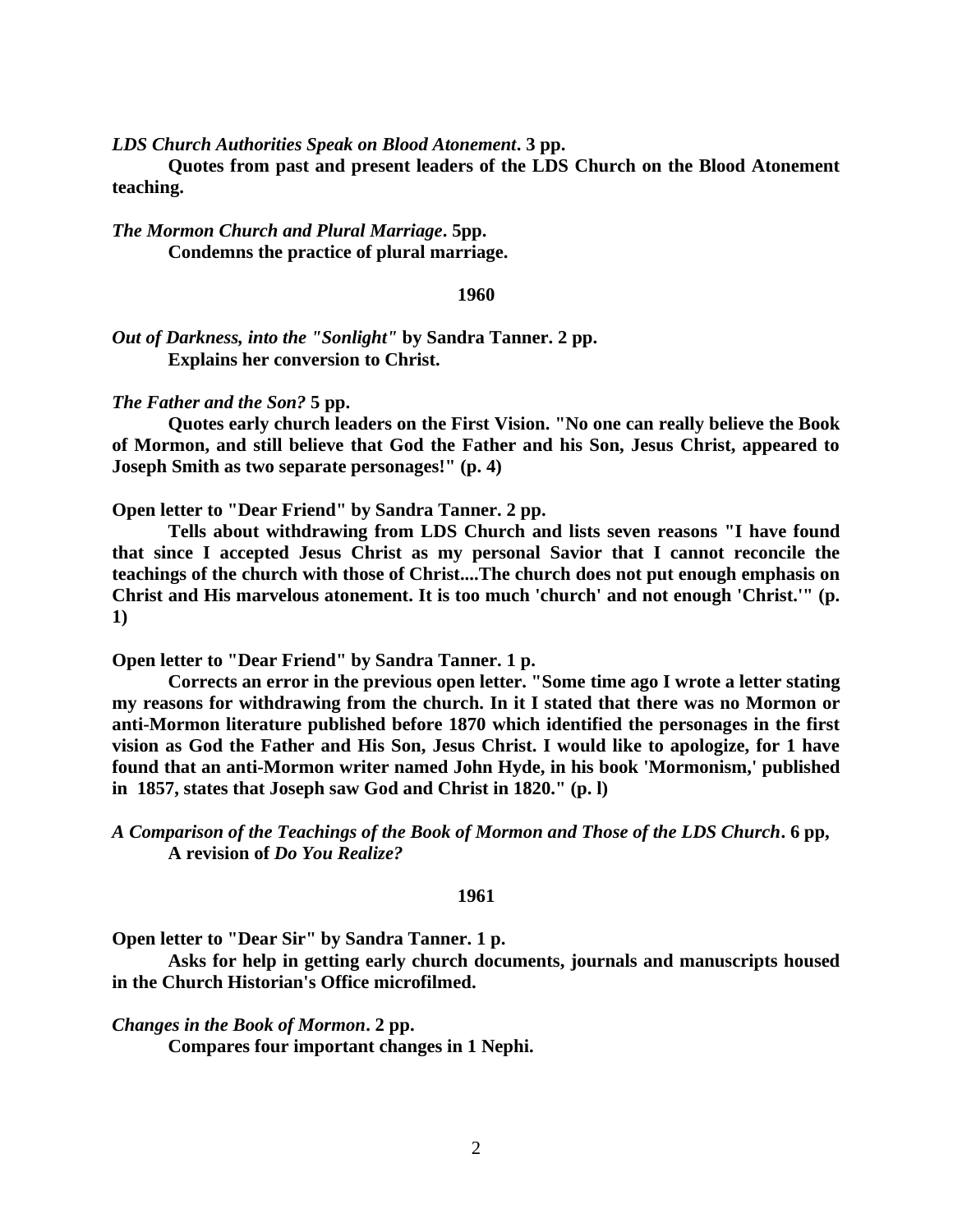***LDS Church Authorities Speak on Blood Atonement*. 3 pp.**

**Quotes from past and present leaders of the LDS Church on the Blood Atonement teaching.**

***The Mormon Church and Plural Marriage*. 5pp.**

**Condemns the practice of plural marriage.**

## 1960

***Out of Darkness, into the "Sonlight"* by Sandra Tanner. 2 pp.**

**Explains her conversion to Christ.**

***The Father and the Son?* 5 pp.**

**Quotes early church leaders on the First Vision. "No one can really believe the Book of Mormon, and still believe that God the Father and his Son, Jesus Christ, appeared to Joseph Smith as two separate personages!" (p. 4)**

**Open letter to "Dear Friend" by Sandra Tanner. 2 pp.**

**Tells about withdrawing from LDS Church and lists seven reasons "I have found that since I accepted Jesus Christ as my personal Savior that I cannot reconcile the teachings of the church with those of Christ....The church does not put enough emphasis on Christ and His marvelous atonement. It is too much 'church' and not enough 'Christ.'" (p. 1)**

**Open letter to "Dear Friend" by Sandra Tanner. 1 p.**

**Corrects an error in the previous open letter. "Some time ago I wrote a letter stating my reasons for withdrawing from the church. In it I stated that there was no Mormon or anti-Mormon literature published before 1870 which identified the personages in the first vision as God the Father and His Son, Jesus Christ. I would like to apologize, for 1 have found that an anti-Mormon writer named John Hyde, in his book 'Mormonism,' published in 1857, states that Joseph saw God and Christ in 1820." (p. l)**

***A Comparison of the Teachings of the Book of Mormon and Those of the LDS Church*. 6 pp,**

**A revision of *Do You Realize?***

## 1961

**Open letter to "Dear Sir" by Sandra Tanner. 1 p.**

**Asks for help in getting early church documents, journals and manuscripts housed in the Church Historian's Office microfilmed.**

***Changes in the Book of Mormon*. 2 pp.**

**Compares four important changes in 1 Nephi.**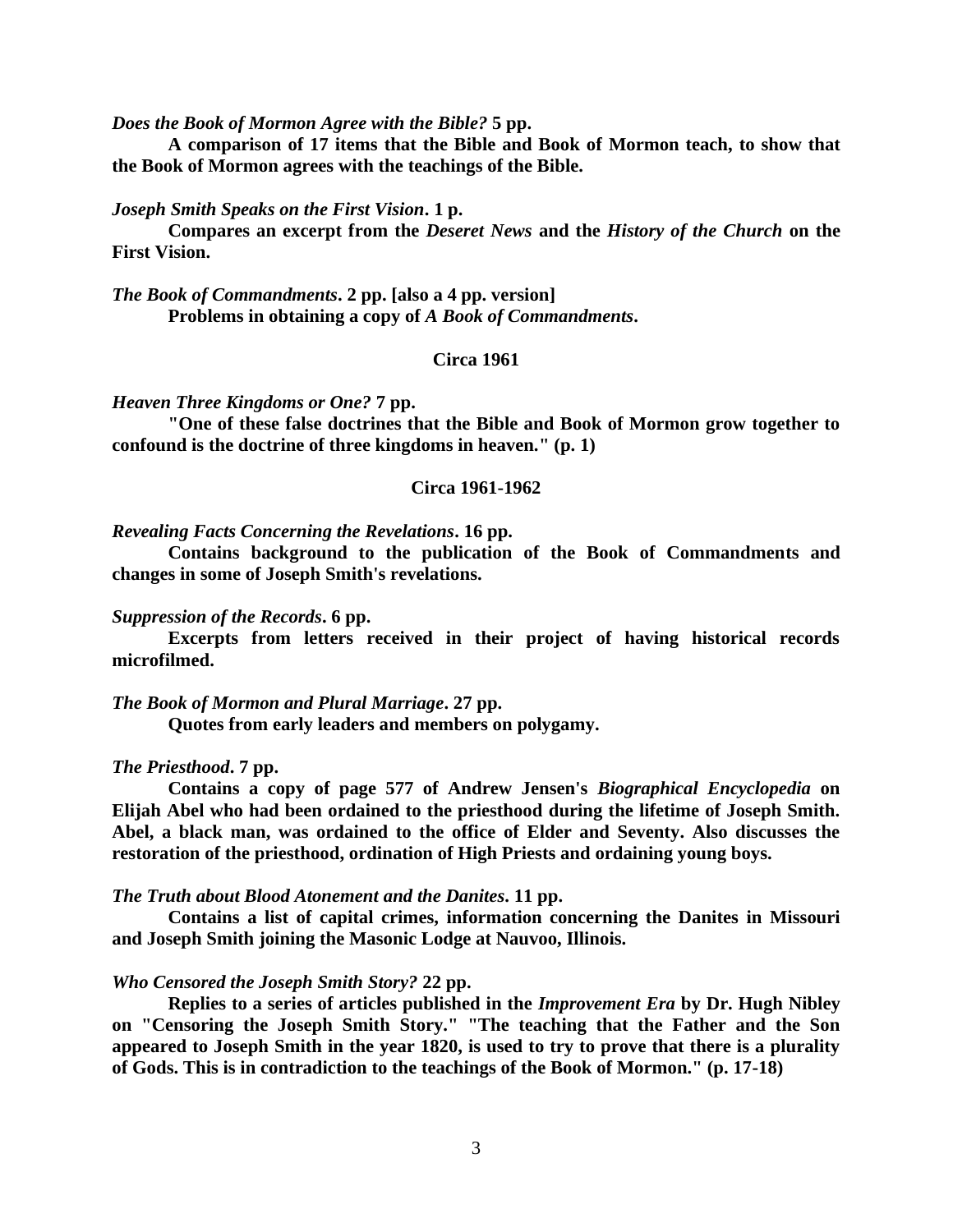*Does the Book of Mormon Agree with the Bible?* **5 pp.**

**A comparison of 17 items that the Bible and Book of Mormon teach, to show that the Book of Mormon agrees with the teachings of the Bible.**

*Joseph Smith Speaks on the First Vision*. **1 p.**

**Compares an excerpt from the *Deseret News* and the *History of the Church* on the First Vision.**

*The Book of Commandments*. **2 pp. [also a 4 pp. version]**

**Problems in obtaining a copy of *A Book of Commandments*.**

**Circa 1961**

*Heaven Three Kingdoms or One?* **7 pp.**

**"One of these false doctrines that the Bible and Book of Mormon grow together to confound is the doctrine of three kingdoms in heaven." (p. 1)**

**Circa 1961-1962**

*Revealing Facts Concerning the Revelations*. **16 pp.**

**Contains background to the publication of the Book of Commandments and changes in some of Joseph Smith's revelations.**

*Suppression of the Records*. **6 pp.**

**Excerpts from letters received in their project of having historical records microfilmed.**

*The Book of Mormon and Plural Marriage*. **27 pp.**

**Quotes from early leaders and members on polygamy.**

*The Priesthood*. **7 pp.**

**Contains a copy of page 577 of Andrew Jensen's *Biographical Encyclopedia* on Elijah Abel who had been ordained to the priesthood during the lifetime of Joseph Smith. Abel, a black man, was ordained to the office of Elder and Seventy. Also discusses the restoration of the priesthood, ordination of High Priests and ordaining young boys.**

*The Truth about Blood Atonement and the Danites*. **11 pp.**

**Contains a list of capital crimes, information concerning the Danites in Missouri and Joseph Smith joining the Masonic Lodge at Nauvoo, Illinois.**

*Who Censored the Joseph Smith Story?* **22 pp.**

**Replies to a series of articles published in the *Improvement Era* by Dr. Hugh Nibley on "Censoring the Joseph Smith Story." "The teaching that the Father and the Son appeared to Joseph Smith in the year 1820, is used to try to prove that there is a plurality of Gods. This is in contradiction to the teachings of the Book of Mormon." (p. 17-18)**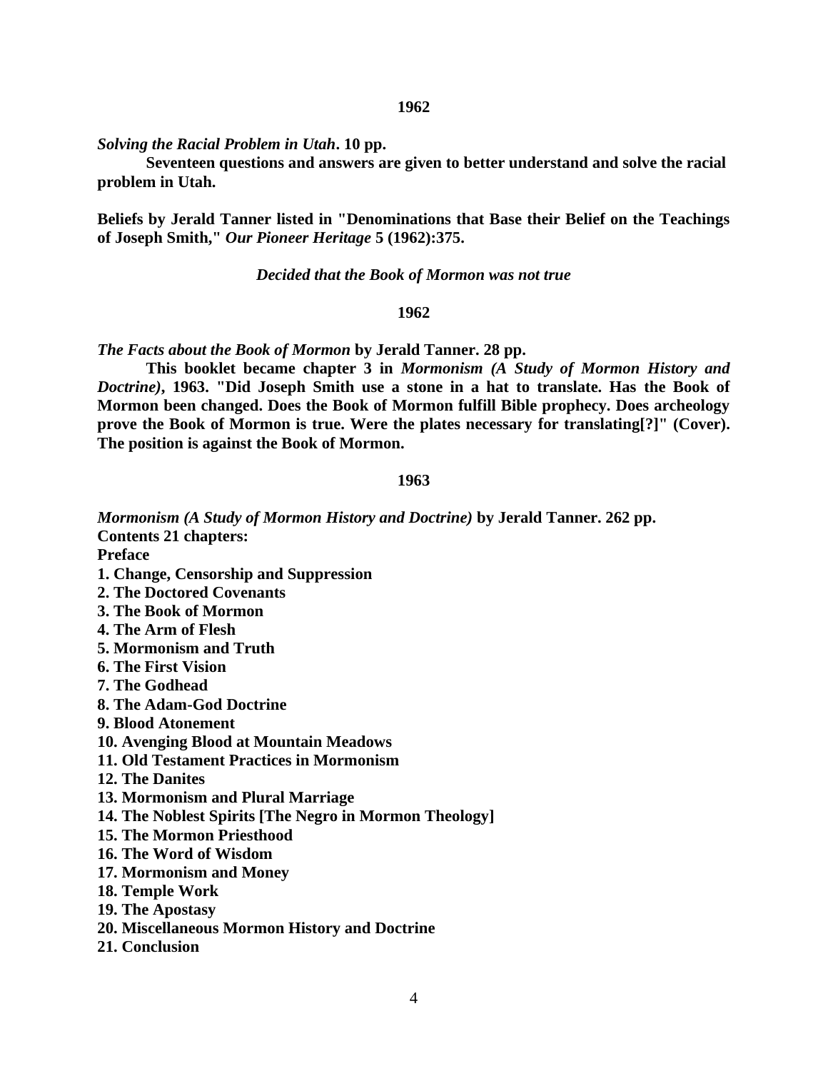**1962**

***Solving the Racial Problem in Utah*. 10 pp.**

**Seventeen questions and answers are given to better understand and solve the racial problem in Utah.**

**Beliefs by Jerald Tanner listed in "Denominations that Base their Belief on the Teachings of Joseph Smith," *Our Pioneer Heritage* 5 (1962):375.**

***Decided that the Book of Mormon was not true***

**1962**

***The Facts about the Book of Mormon* by Jerald Tanner. 28 pp.**

**This booklet became chapter 3 in *Mormonism (A Study of Mormon History and Doctrine)*, 1963. "Did Joseph Smith use a stone in a hat to translate. Has the Book of Mormon been changed. Does the Book of Mormon fulfill Bible prophecy. Does archeology prove the Book of Mormon is true. Were the plates necessary for translating[?]" (Cover). The position is against the Book of Mormon.**

**1963**

***Mormonism (A Study of Mormon History and Doctrine)* by Jerald Tanner. 262 pp.**

**Contents 21 chapters:**

**Preface**

**1. Change, Censorship and Suppression**
**2. The Doctored Covenants**
**3. The Book of Mormon**
**4. The Arm of Flesh**
**5. Mormonism and Truth**
**6. The First Vision**
**7. The Godhead**
**8. The Adam-God Doctrine**
**9. Blood Atonement**
**10. Avenging Blood at Mountain Meadows**
**11. Old Testament Practices in Mormonism**
**12. The Danites**
**13. Mormonism and Plural Marriage**
**14. The Noblest Spirits [The Negro in Mormon Theology]**
**15. The Mormon Priesthood**
**16. The Word of Wisdom**
**17. Mormonism and Money**
**18. Temple Work**
**19. The Apostasy**
**20. Miscellaneous Mormon History and Doctrine**
**21. Conclusion**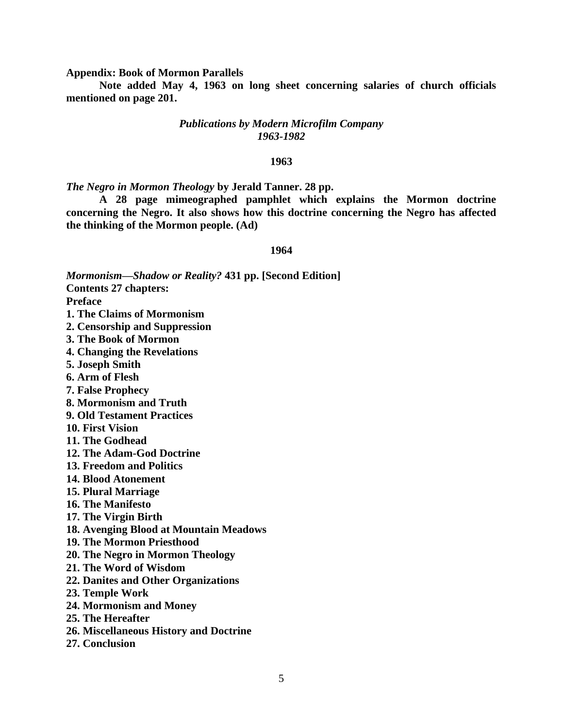**Appendix: Book of Mormon Parallels**

**Note added May 4, 1963 on long sheet concerning salaries of church officials mentioned on page 201.**

## *Publications by Modern Microfilm Company 1963-1982*

### 1963

***The Negro in Mormon Theology* by Jerald Tanner. 28 pp.**

**A 28 page mimeographed pamphlet which explains the Mormon doctrine concerning the Negro. It also shows how this doctrine concerning the Negro has affected the thinking of the Mormon people. (Ad)**

### 1964

***Mormonism—Shadow or Reality?* 431 pp. [Second Edition]**

**Contents 27 chapters:**

**Preface**

**1. The Claims of Mormonism**
**2. Censorship and Suppression**
**3. The Book of Mormon**
**4. Changing the Revelations**
**5. Joseph Smith**
**6. Arm of Flesh**
**7. False Prophecy**
**8. Mormonism and Truth**
**9. Old Testament Practices**
**10. First Vision**
**11. The Godhead**
**12. The Adam-God Doctrine**
**13. Freedom and Politics**
**14. Blood Atonement**
**15. Plural Marriage**
**16. The Manifesto**
**17. The Virgin Birth**
**18. Avenging Blood at Mountain Meadows**
**19. The Mormon Priesthood**
**20. The Negro in Mormon Theology**
**21. The Word of Wisdom**
**22. Danites and Other Organizations**
**23. Temple Work**
**24. Mormonism and Money**
**25. The Hereafter**
**26. Miscellaneous History and Doctrine**
**27. Conclusion**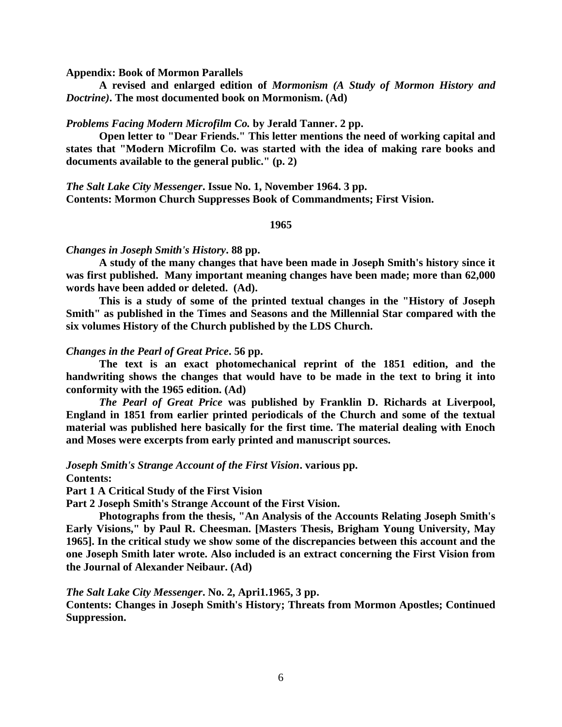**Appendix: Book of Mormon Parallels**

**A revised and enlarged edition of *Mormonism (A Study of Mormon History and Doctrine)*. The most documented book on Mormonism. (Ad)**

***Problems Facing Modern Microfilm Co.* by Jerald Tanner. 2 pp.**

**Open letter to "Dear Friends." This letter mentions the need of working capital and states that "Modern Microfilm Co. was started with the idea of making rare books and documents available to the general public." (p. 2)**

***The Salt Lake City Messenger*. Issue No. 1, November 1964. 3 pp.**
**Contents: Mormon Church Suppresses Book of Commandments; First Vision.**

**1965**

***Changes in Joseph Smith's History*. 88 pp.**

**A study of the many changes that have been made in Joseph Smith's history since it was first published. Many important meaning changes have been made; more than 62,000 words have been added or deleted. (Ad).**

**This is a study of some of the printed textual changes in the "History of Joseph Smith" as published in the Times and Seasons and the Millennial Star compared with the six volumes History of the Church published by the LDS Church.**

***Changes in the Pearl of Great Price*. 56 pp.**

**The text is an exact photomechanical reprint of the 1851 edition, and the handwriting shows the changes that would have to be made in the text to bring it into conformity with the 1965 edition. (Ad)**

***The Pearl of Great Price* was published by Franklin D. Richards at Liverpool, England in 1851 from earlier printed periodicals of the Church and some of the textual material was published here basically for the first time. The material dealing with Enoch and Moses were excerpts from early printed and manuscript sources.**

***Joseph Smith's Strange Account of the First Vision*. various pp.**
**Contents:**
**Part 1 A Critical Study of the First Vision**
**Part 2 Joseph Smith's Strange Account of the First Vision.**

**Photographs from the thesis, "An Analysis of the Accounts Relating Joseph Smith's Early Visions," by Paul R. Cheesman. [Masters Thesis, Brigham Young University, May 1965]. In the critical study we show some of the discrepancies between this account and the one Joseph Smith later wrote. Also included is an extract concerning the First Vision from the Journal of Alexander Neibaur. (Ad)**

***The Salt Lake City Messenger*. No. 2, Apri1.1965, 3 pp.**
**Contents: Changes in Joseph Smith's History; Threats from Mormon Apostles; Continued Suppression.**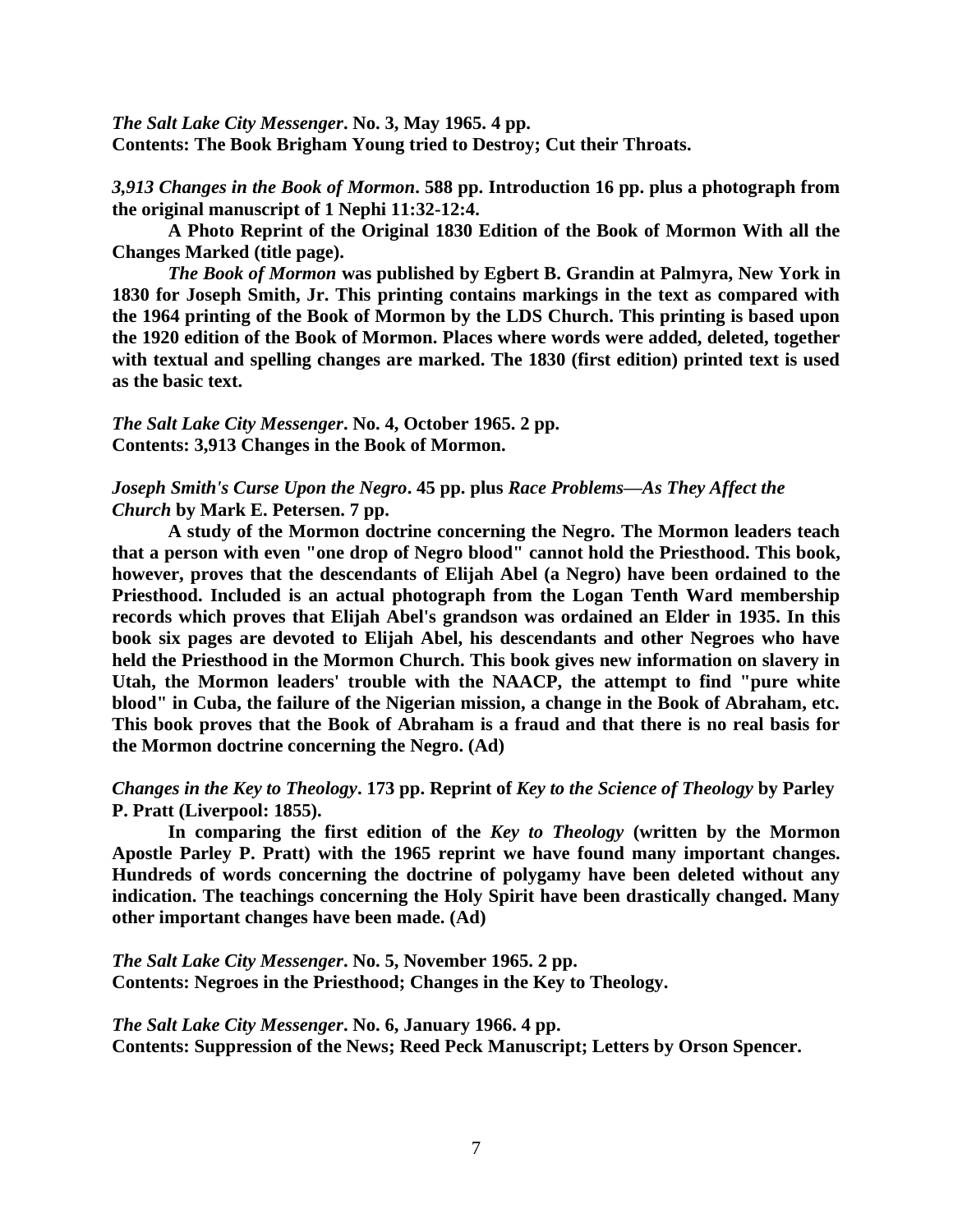***The Salt Lake City Messenger*. No. 3, May 1965. 4 pp.**
**Contents: The Book Brigham Young tried to Destroy; Cut their Throats.**

***3,913 Changes in the Book of Mormon*. 588 pp. Introduction 16 pp. plus a photograph from the original manuscript of 1 Nephi 11:32-12:4.**

**A Photo Reprint of the Original 1830 Edition of the Book of Mormon With all the Changes Marked (title page).**

***The Book of Mormon* was published by Egbert B. Grandin at Palmyra, New York in 1830 for Joseph Smith, Jr. This printing contains markings in the text as compared with the 1964 printing of the Book of Mormon by the LDS Church. This printing is based upon the 1920 edition of the Book of Mormon. Places where words were added, deleted, together with textual and spelling changes are marked. The 1830 (first edition) printed text is used as the basic text.**

***The Salt Lake City Messenger*. No. 4, October 1965. 2 pp.**
**Contents: 3,913 Changes in the Book of Mormon.**

***Joseph Smith's Curse Upon the Negro*. 45 pp. plus *Race Problems—As They Affect the Church* by Mark E. Petersen. 7 pp.**

**A study of the Mormon doctrine concerning the Negro. The Mormon leaders teach that a person with even "one drop of Negro blood" cannot hold the Priesthood. This book, however, proves that the descendants of Elijah Abel (a Negro) have been ordained to the Priesthood. Included is an actual photograph from the Logan Tenth Ward membership records which proves that Elijah Abel's grandson was ordained an Elder in 1935. In this book six pages are devoted to Elijah Abel, his descendants and other Negroes who have held the Priesthood in the Mormon Church. This book gives new information on slavery in Utah, the Mormon leaders' trouble with the NAACP, the attempt to find "pure white blood" in Cuba, the failure of the Nigerian mission, a change in the Book of Abraham, etc. This book proves that the Book of Abraham is a fraud and that there is no real basis for the Mormon doctrine concerning the Negro. (Ad)**

***Changes in the Key to Theology*. 173 pp. Reprint of *Key to the Science of Theology* by Parley P. Pratt (Liverpool: 1855).**

**In comparing the first edition of the *Key to Theology* (written by the Mormon Apostle Parley P. Pratt) with the 1965 reprint we have found many important changes. Hundreds of words concerning the doctrine of polygamy have been deleted without any indication. The teachings concerning the Holy Spirit have been drastically changed. Many other important changes have been made. (Ad)**

***The Salt Lake City Messenger*. No. 5, November 1965. 2 pp.**
**Contents: Negroes in the Priesthood; Changes in the Key to Theology.**

***The Salt Lake City Messenger*. No. 6, January 1966. 4 pp.**
**Contents: Suppression of the News; Reed Peck Manuscript; Letters by Orson Spencer.**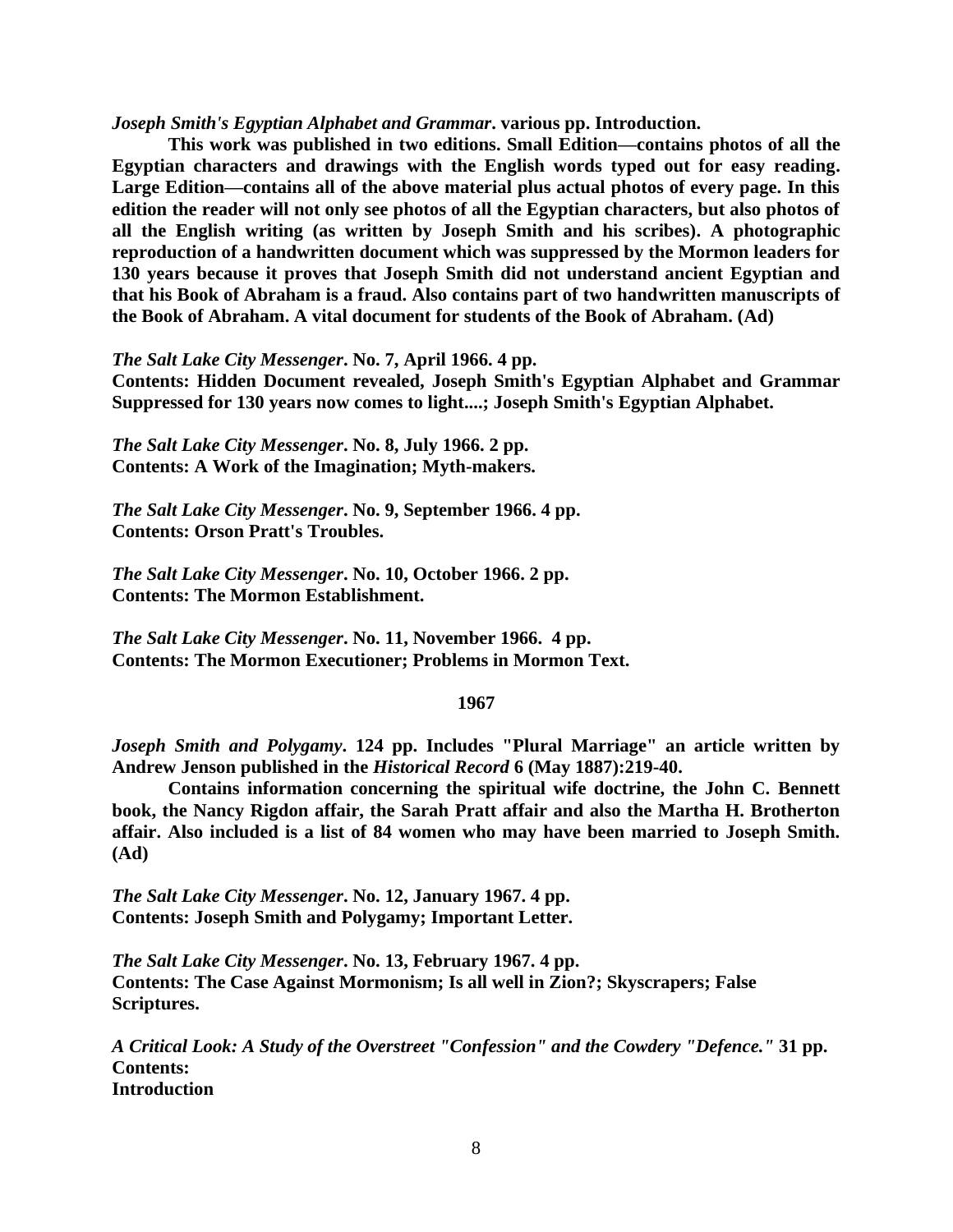***Joseph Smith's Egyptian Alphabet and Grammar*. various pp. Introduction.**

**This work was published in two editions. Small Edition—contains photos of all the Egyptian characters and drawings with the English words typed out for easy reading. Large Edition—contains all of the above material plus actual photos of every page. In this edition the reader will not only see photos of all the Egyptian characters, but also photos of all the English writing (as written by Joseph Smith and his scribes). A photographic reproduction of a handwritten document which was suppressed by the Mormon leaders for 130 years because it proves that Joseph Smith did not understand ancient Egyptian and that his Book of Abraham is a fraud. Also contains part of two handwritten manuscripts of the Book of Abraham. A vital document for students of the Book of Abraham. (Ad)**

***The Salt Lake City Messenger*. No. 7, April 1966. 4 pp.**
**Contents: Hidden Document revealed, Joseph Smith's Egyptian Alphabet and Grammar Suppressed for 130 years now comes to light....; Joseph Smith's Egyptian Alphabet.**

***The Salt Lake City Messenger*. No. 8, July 1966. 2 pp.**
**Contents: A Work of the Imagination; Myth-makers.**

***The Salt Lake City Messenger*. No. 9, September 1966. 4 pp.**
**Contents: Orson Pratt's Troubles.**

***The Salt Lake City Messenger*. No. 10, October 1966. 2 pp.**
**Contents: The Mormon Establishment.**

***The Salt Lake City Messenger*. No. 11, November 1966. 4 pp.**
**Contents: The Mormon Executioner; Problems in Mormon Text.**

## 1967

***Joseph Smith and Polygamy*. 124 pp. Includes "Plural Marriage" an article written by Andrew Jenson published in the *Historical Record* 6 (May 1887):219-40.**

**Contains information concerning the spiritual wife doctrine, the John C. Bennett book, the Nancy Rigdon affair, the Sarah Pratt affair and also the Martha H. Brotherton affair. Also included is a list of 84 women who may have been married to Joseph Smith. (Ad)**

***The Salt Lake City Messenger*. No. 12, January 1967. 4 pp.**
**Contents: Joseph Smith and Polygamy; Important Letter.**

***The Salt Lake City Messenger*. No. 13, February 1967. 4 pp.**
**Contents: The Case Against Mormonism; Is all well in Zion?; Skyscrapers; False Scriptures.**

***A Critical Look: A Study of the Overstreet "Confession" and the Cowdery "Defence."* 31 pp.**
**Contents:**
**Introduction**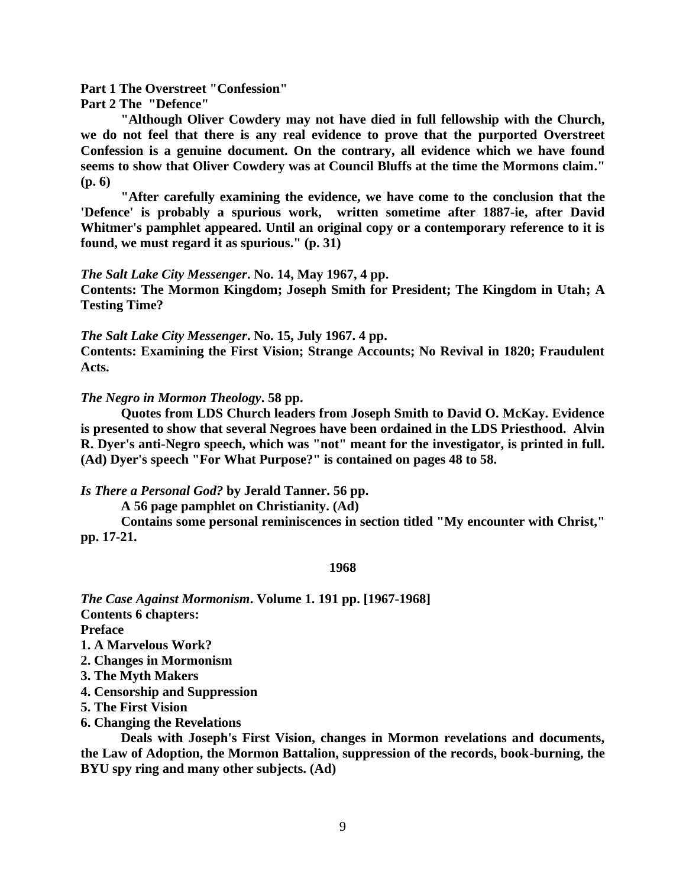**Part 1 The Overstreet "Confession"**
**Part 2 The "Defence"**

**"Although Oliver Cowdery may not have died in full fellowship with the Church, we do not feel that there is any real evidence to prove that the purported Overstreet Confession is a genuine document. On the contrary, all evidence which we have found seems to show that Oliver Cowdery was at Council Bluffs at the time the Mormons claim." (p. 6)**

**"After carefully examining the evidence, we have come to the conclusion that the 'Defence' is probably a spurious work, written sometime after 1887-ie, after David Whitmer's pamphlet appeared. Until an original copy or a contemporary reference to it is found, we must regard it as spurious." (p. 31)**

***The Salt Lake City Messenger*. No. 14, May 1967, 4 pp.**
**Contents: The Mormon Kingdom; Joseph Smith for President; The Kingdom in Utah; A Testing Time?**

***The Salt Lake City Messenger*. No. 15, July 1967. 4 pp.**
**Contents: Examining the First Vision; Strange Accounts; No Revival in 1820; Fraudulent Acts.**

***The Negro in Mormon Theology*. 58 pp.**

**Quotes from LDS Church leaders from Joseph Smith to David O. McKay. Evidence is presented to show that several Negroes have been ordained in the LDS Priesthood. Alvin R. Dyer's anti-Negro speech, which was "not" meant for the investigator, is printed in full. (Ad) Dyer's speech "For What Purpose?" is contained on pages 48 to 58.**

***Is There a Personal God?* by Jerald Tanner. 56 pp.**

**A 56 page pamphlet on Christianity. (Ad)**

**Contains some personal reminiscences in section titled "My encounter with Christ," pp. 17-21.**

## 1968

***The Case Against Mormonism*. Volume 1. 191 pp. [1967-1968]**
**Contents 6 chapters:**
**Preface**
**1. A Marvelous Work?**
**2. Changes in Mormonism**
**3. The Myth Makers**
**4. Censorship and Suppression**
**5. The First Vision**
**6. Changing the Revelations**

**Deals with Joseph's First Vision, changes in Mormon revelations and documents, the Law of Adoption, the Mormon Battalion, suppression of the records, book-burning, the BYU spy ring and many other subjects. (Ad)**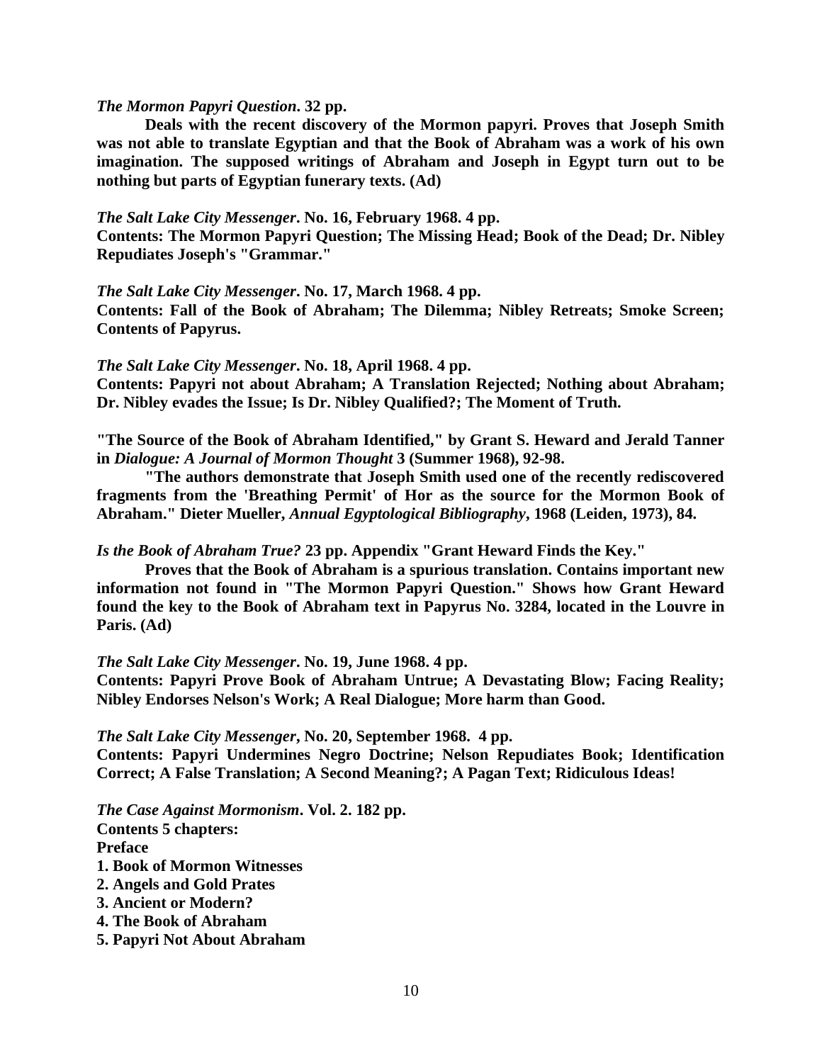***The Mormon Papyri Question*. 32 pp.**

**Deals with the recent discovery of the Mormon papyri. Proves that Joseph Smith was not able to translate Egyptian and that the Book of Abraham was a work of his own imagination. The supposed writings of Abraham and Joseph in Egypt turn out to be nothing but parts of Egyptian funerary texts. (Ad)**

***The Salt Lake City Messenger*. No. 16, February 1968. 4 pp.**
**Contents: The Mormon Papyri Question; The Missing Head; Book of the Dead; Dr. Nibley Repudiates Joseph's "Grammar."**

***The Salt Lake City Messenger*. No. 17, March 1968. 4 pp.**
**Contents: Fall of the Book of Abraham; The Dilemma; Nibley Retreats; Smoke Screen; Contents of Papyrus.**

***The Salt Lake City Messenger*. No. 18, April 1968. 4 pp.**
**Contents: Papyri not about Abraham; A Translation Rejected; Nothing about Abraham; Dr. Nibley evades the Issue; Is Dr. Nibley Qualified?; The Moment of Truth.**

**"The Source of the Book of Abraham Identified," by Grant S. Heward and Jerald Tanner in *Dialogue: A Journal of Mormon Thought* 3 (Summer 1968), 92-98.**

**"The authors demonstrate that Joseph Smith used one of the recently rediscovered fragments from the 'Breathing Permit' of Hor as the source for the Mormon Book of Abraham." Dieter Mueller, *Annual Egyptological Bibliography*, 1968 (Leiden, 1973), 84.**

***Is the Book of Abraham True?* 23 pp. Appendix "Grant Heward Finds the Key."**

**Proves that the Book of Abraham is a spurious translation. Contains important new information not found in "The Mormon Papyri Question." Shows how Grant Heward found the key to the Book of Abraham text in Papyrus No. 3284, located in the Louvre in Paris. (Ad)**

***The Salt Lake City Messenger*. No. 19, June 1968. 4 pp.**
**Contents: Papyri Prove Book of Abraham Untrue; A Devastating Blow; Facing Reality; Nibley Endorses Nelson's Work; A Real Dialogue; More harm than Good.**

***The Salt Lake City Messenger*, No. 20, September 1968. 4 pp.**
**Contents: Papyri Undermines Negro Doctrine; Nelson Repudiates Book; Identification Correct; A False Translation; A Second Meaning?; A Pagan Text; Ridiculous Ideas!**

***The Case Against Mormonism*. Vol. 2. 182 pp.**
**Contents 5 chapters:**
**Preface**
**1. Book of Mormon Witnesses**
**2. Angels and Gold Prates**
**3. Ancient or Modern?**
**4. The Book of Abraham**
**5. Papyri Not About Abraham**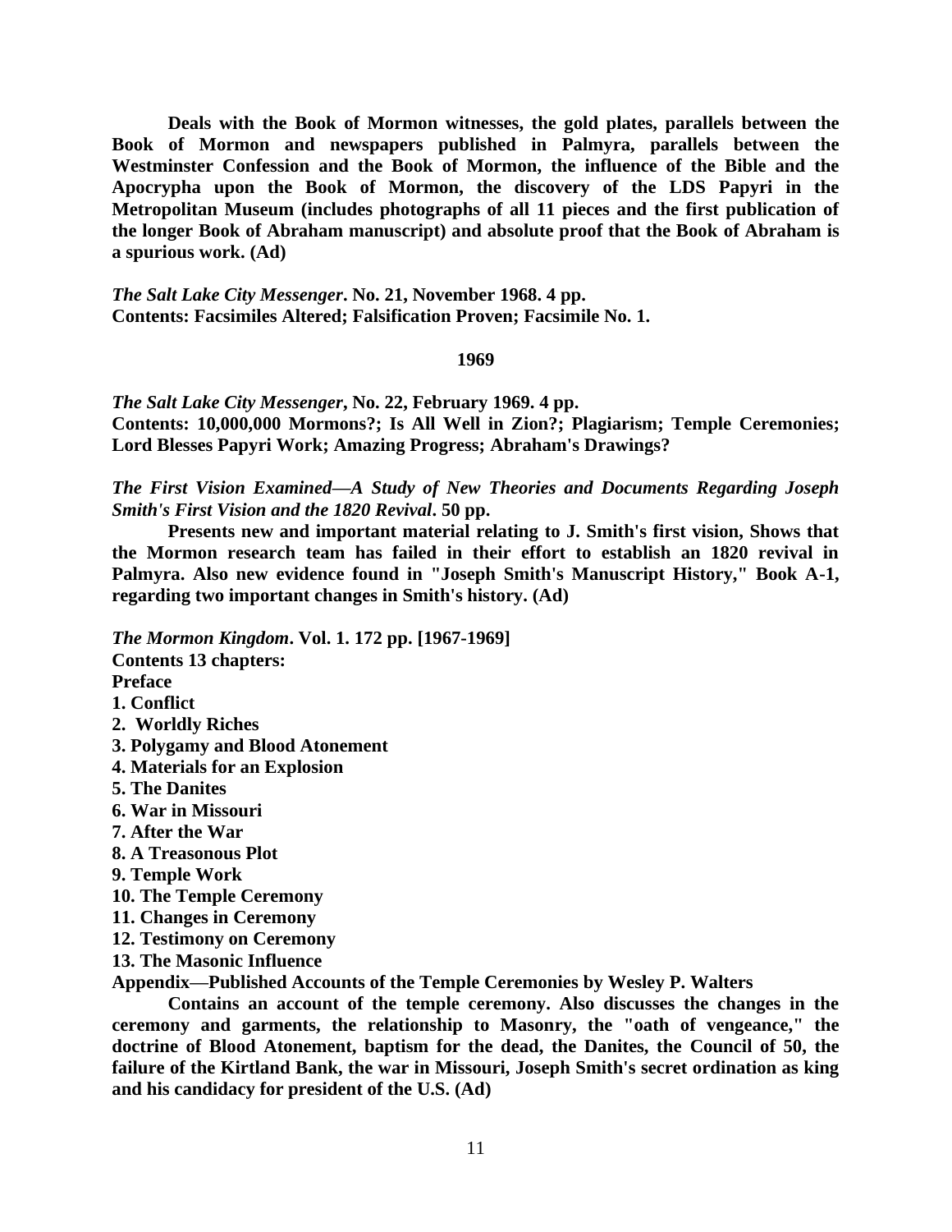**Deals with the Book of Mormon witnesses, the gold plates, parallels between the Book of Mormon and newspapers published in Palmyra, parallels between the Westminster Confession and the Book of Mormon, the influence of the Bible and the Apocrypha upon the Book of Mormon, the discovery of the LDS Papyri in the Metropolitan Museum (includes photographs of all 11 pieces and the first publication of the longer Book of Abraham manuscript) and absolute proof that the Book of Abraham is a spurious work. (Ad)**

***The Salt Lake City Messenger*. No. 21, November 1968. 4 pp.**
**Contents: Facsimiles Altered; Falsification Proven; Facsimile No. 1.**

### 1969

***The Salt Lake City Messenger*, No. 22, February 1969. 4 pp.**
**Contents: 10,000,000 Mormons?; Is All Well in Zion?; Plagiarism; Temple Ceremonies; Lord Blesses Papyri Work; Amazing Progress; Abraham's Drawings?**

***The First Vision Examined—A Study of New Theories and Documents Regarding Joseph Smith's First Vision and the 1820 Revival*. 50 pp.**

**Presents new and important material relating to J. Smith's first vision, Shows that the Mormon research team has failed in their effort to establish an 1820 revival in Palmyra. Also new evidence found in "Joseph Smith's Manuscript History," Book A-1, regarding two important changes in Smith's history. (Ad)**

***The Mormon Kingdom*. Vol. 1. 172 pp. [1967-1969]**
**Contents 13 chapters:**
**Preface**
**1. Conflict**
**2. Worldly Riches**
**3. Polygamy and Blood Atonement**
**4. Materials for an Explosion**
**5. The Danites**
**6. War in Missouri**
**7. After the War**
**8. A Treasonous Plot**
**9. Temple Work**
**10. The Temple Ceremony**
**11. Changes in Ceremony**
**12. Testimony on Ceremony**
**13. The Masonic Influence**
**Appendix—Published Accounts of the Temple Ceremonies by Wesley P. Walters**

**Contains an account of the temple ceremony. Also discusses the changes in the ceremony and garments, the relationship to Masonry, the "oath of vengeance," the doctrine of Blood Atonement, baptism for the dead, the Danites, the Council of 50, the failure of the Kirtland Bank, the war in Missouri, Joseph Smith's secret ordination as king and his candidacy for president of the U.S. (Ad)**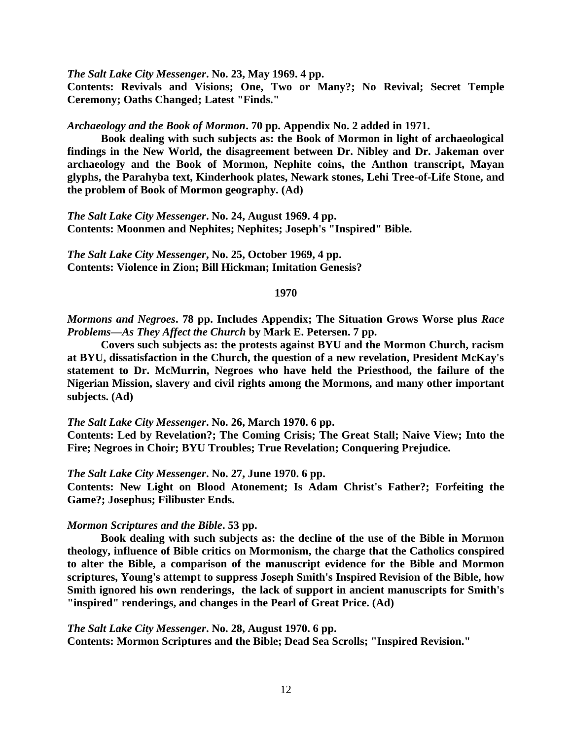***The Salt Lake City Messenger*. No. 23, May 1969. 4 pp.**
**Contents: Revivals and Visions; One, Two or Many?; No Revival; Secret Temple Ceremony; Oaths Changed; Latest "Finds."**

***Archaeology and the Book of Mormon*. 70 pp. Appendix No. 2 added in 1971.**

**Book dealing with such subjects as: the Book of Mormon in light of archaeological findings in the New World, the disagreement between Dr. Nibley and Dr. Jakeman over archaeology and the Book of Mormon, Nephite coins, the Anthon transcript, Mayan glyphs, the Parahyba text, Kinderhook plates, Newark stones, Lehi Tree-of-Life Stone, and the problem of Book of Mormon geography. (Ad)**

***The Salt Lake City Messenger*. No. 24, August 1969. 4 pp.**
**Contents: Moonmen and Nephites; Nephites; Joseph's "Inspired" Bible.**

***The Salt Lake City Messenger*, No. 25, October 1969, 4 pp.**
**Contents: Violence in Zion; Bill Hickman; Imitation Genesis?**

**1970**

***Mormons and Negroes*. 78 pp. Includes Appendix; The Situation Grows Worse plus *Race Problems—As They Affect the Church* by Mark E. Petersen. 7 pp.**

**Covers such subjects as: the protests against BYU and the Mormon Church, racism at BYU, dissatisfaction in the Church, the question of a new revelation, President McKay's statement to Dr. McMurrin, Negroes who have held the Priesthood, the failure of the Nigerian Mission, slavery and civil rights among the Mormons, and many other important subjects. (Ad)**

***The Salt Lake City Messenger*. No. 26, March 1970. 6 pp.**
**Contents: Led by Revelation?; The Coming Crisis; The Great Stall; Naive View; Into the Fire; Negroes in Choir; BYU Troubles; True Revelation; Conquering Prejudice.**

***The Salt Lake City Messenger*. No. 27, June 1970. 6 pp.**
**Contents: New Light on Blood Atonement; Is Adam Christ's Father?; Forfeiting the Game?; Josephus; Filibuster Ends.**

***Mormon Scriptures and the Bible*. 53 pp.**

**Book dealing with such subjects as: the decline of the use of the Bible in Mormon theology, influence of Bible critics on Mormonism, the charge that the Catholics conspired to alter the Bible, a comparison of the manuscript evidence for the Bible and Mormon scriptures, Young's attempt to suppress Joseph Smith's Inspired Revision of the Bible, how Smith ignored his own renderings, the lack of support in ancient manuscripts for Smith's "inspired" renderings, and changes in the Pearl of Great Price. (Ad)**

***The Salt Lake City Messenger*. No. 28, August 1970. 6 pp.**
**Contents: Mormon Scriptures and the Bible; Dead Sea Scrolls; "Inspired Revision."**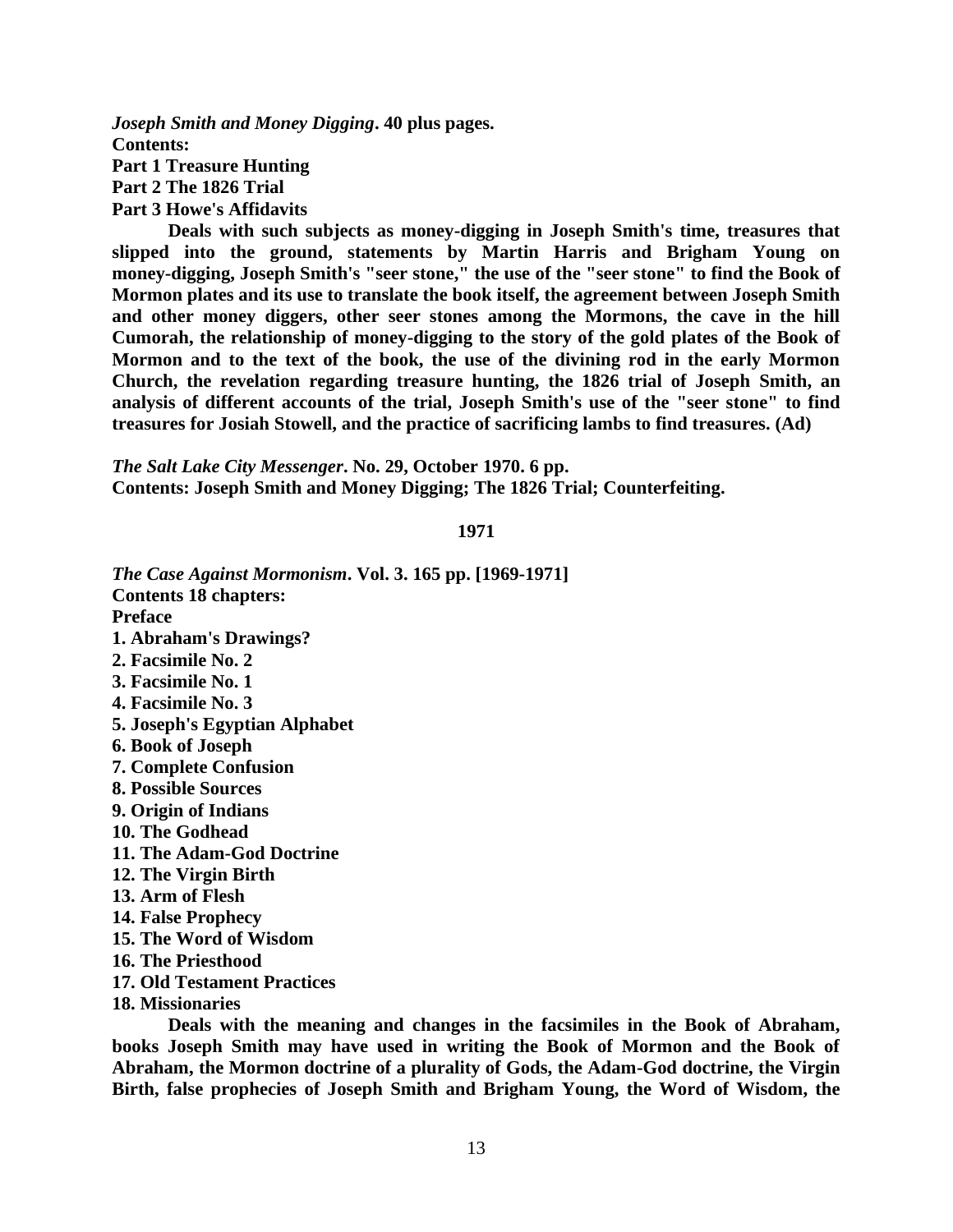***Joseph Smith and Money Digging*. 40 plus pages.**
**Contents:**
**Part 1 Treasure Hunting**
**Part 2 The 1826 Trial**
**Part 3 Howe's Affidavits**

**Deals with such subjects as money-digging in Joseph Smith's time, treasures that slipped into the ground, statements by Martin Harris and Brigham Young on money-digging, Joseph Smith's "seer stone," the use of the "seer stone" to find the Book of Mormon plates and its use to translate the book itself, the agreement between Joseph Smith and other money diggers, other seer stones among the Mormons, the cave in the hill Cumorah, the relationship of money-digging to the story of the gold plates of the Book of Mormon and to the text of the book, the use of the divining rod in the early Mormon Church, the revelation regarding treasure hunting, the 1826 trial of Joseph Smith, an analysis of different accounts of the trial, Joseph Smith's use of the "seer stone" to find treasures for Josiah Stowell, and the practice of sacrificing lambs to find treasures. (Ad)**

***The Salt Lake City Messenger*. No. 29, October 1970. 6 pp.**
**Contents: Joseph Smith and Money Digging; The 1826 Trial; Counterfeiting.**

## 1971

***The Case Against Mormonism*. Vol. 3. 165 pp. [1969-1971]**
**Contents 18 chapters:**
**Preface**
**1. Abraham's Drawings?**
**2. Facsimile No. 2**
**3. Facsimile No. 1**
**4. Facsimile No. 3**
**5. Joseph's Egyptian Alphabet**
**6. Book of Joseph**
**7. Complete Confusion**
**8. Possible Sources**
**9. Origin of Indians**
**10. The Godhead**
**11. The Adam-God Doctrine**
**12. The Virgin Birth**
**13. Arm of Flesh**
**14. False Prophecy**
**15. The Word of Wisdom**
**16. The Priesthood**
**17. Old Testament Practices**
**18. Missionaries**

**Deals with the meaning and changes in the facsimiles in the Book of Abraham, books Joseph Smith may have used in writing the Book of Mormon and the Book of Abraham, the Mormon doctrine of a plurality of Gods, the Adam-God doctrine, the Virgin Birth, false prophecies of Joseph Smith and Brigham Young, the Word of Wisdom, the**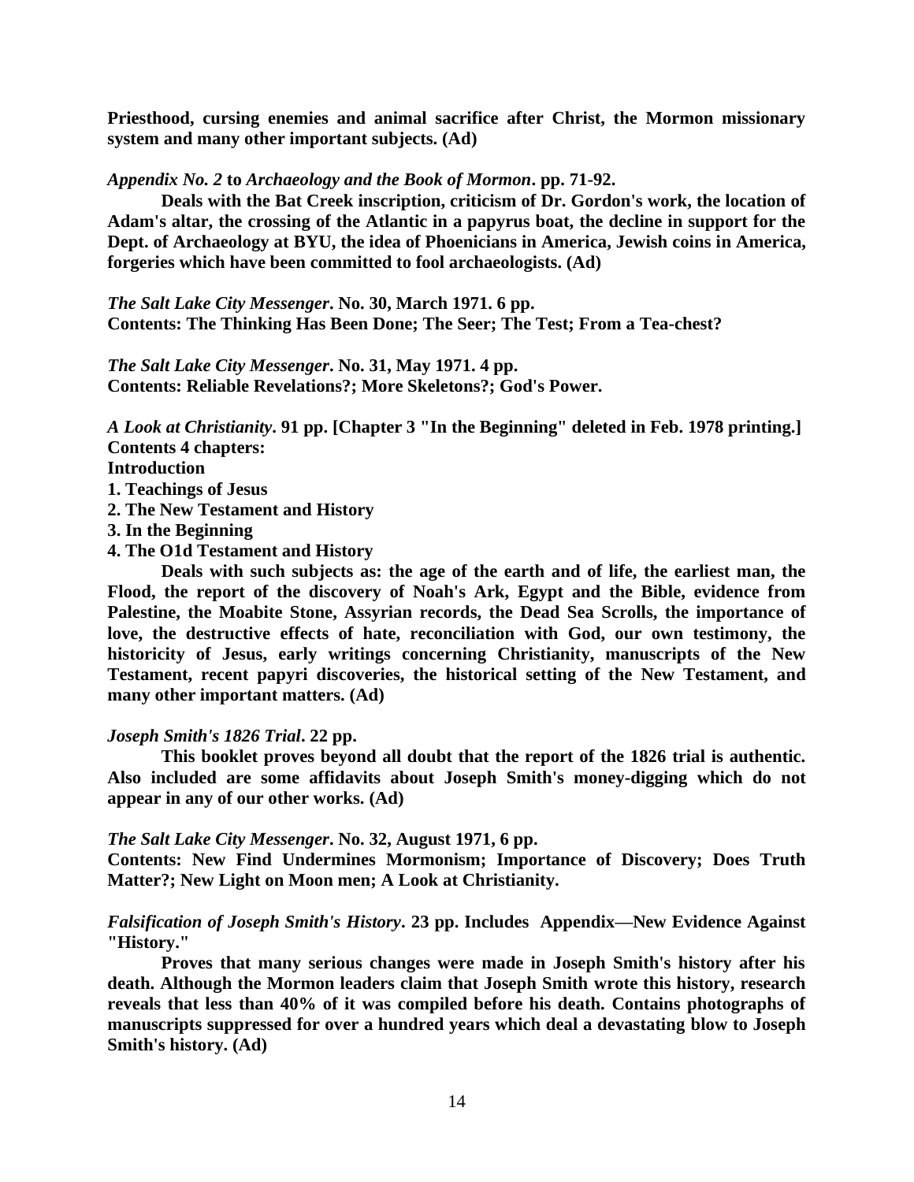**Priesthood, cursing enemies and animal sacrifice after Christ, the Mormon missionary system and many other important subjects. (Ad)**

***Appendix No. 2* to *Archaeology and the Book of Mormon*. pp. 71-92.**

**Deals with the Bat Creek inscription, criticism of Dr. Gordon's work, the location of Adam's altar, the crossing of the Atlantic in a papyrus boat, the decline in support for the Dept. of Archaeology at BYU, the idea of Phoenicians in America, Jewish coins in America, forgeries which have been committed to fool archaeologists. (Ad)**

***The Salt Lake City Messenger*. No. 30, March 1971. 6 pp.**
**Contents: The Thinking Has Been Done; The Seer; The Test; From a Tea-chest?**

***The Salt Lake City Messenger*. No. 31, May 1971. 4 pp.**
**Contents: Reliable Revelations?; More Skeletons?; God's Power.**

***A Look at Christianity*. 91 pp. [Chapter 3 "In the Beginning" deleted in Feb. 1978 printing.]**
**Contents 4 chapters:**
**Introduction**
**1. Teachings of Jesus**
**2. The New Testament and History**
**3. In the Beginning**
**4. The O1d Testament and History**

**Deals with such subjects as: the age of the earth and of life, the earliest man, the Flood, the report of the discovery of Noah's Ark, Egypt and the Bible, evidence from Palestine, the Moabite Stone, Assyrian records, the Dead Sea Scrolls, the importance of love, the destructive effects of hate, reconciliation with God, our own testimony, the historicity of Jesus, early writings concerning Christianity, manuscripts of the New Testament, recent papyri discoveries, the historical setting of the New Testament, and many other important matters. (Ad)**

***Joseph Smith's 1826 Trial*. 22 pp.**

**This booklet proves beyond all doubt that the report of the 1826 trial is authentic. Also included are some affidavits about Joseph Smith's money-digging which do not appear in any of our other works. (Ad)**

***The Salt Lake City Messenger*. No. 32, August 1971, 6 pp.**
**Contents: New Find Undermines Mormonism; Importance of Discovery; Does Truth Matter?; New Light on Moon men; A Look at Christianity.**

***Falsification of Joseph Smith's History*. 23 pp. Includes Appendix—New Evidence Against "History."**

**Proves that many serious changes were made in Joseph Smith's history after his death. Although the Mormon leaders claim that Joseph Smith wrote this history, research reveals that less than 40% of it was compiled before his death. Contains photographs of manuscripts suppressed for over a hundred years which deal a devastating blow to Joseph Smith's history. (Ad)**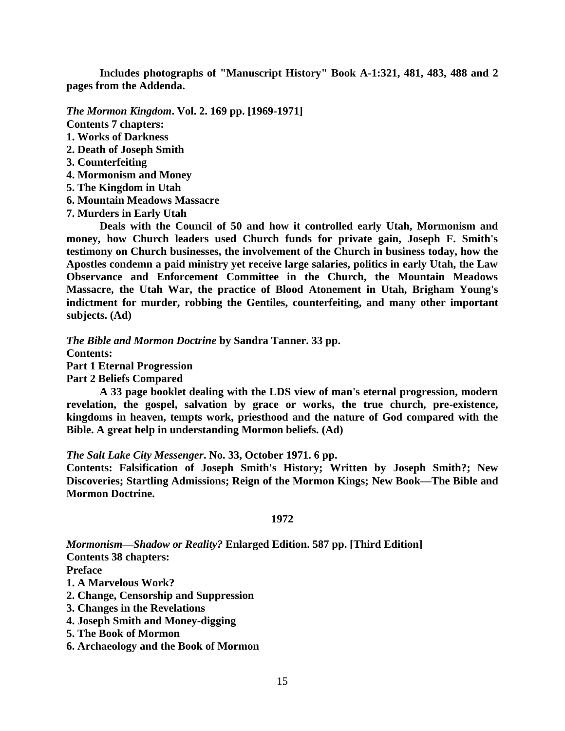**Includes photographs of "Manuscript History" Book A-1:321, 481, 483, 488 and 2 pages from the Addenda.**

***The Mormon Kingdom*. Vol. 2. 169 pp. [1969-1971]**

**Contents 7 chapters:**

**1. Works of Darkness**

**2. Death of Joseph Smith**

**3. Counterfeiting**

**4. Mormonism and Money**

**5. The Kingdom in Utah**

**6. Mountain Meadows Massacre**

**7. Murders in Early Utah**

**Deals with the Council of 50 and how it controlled early Utah, Mormonism and money, how Church leaders used Church funds for private gain, Joseph F. Smith's testimony on Church businesses, the involvement of the Church in business today, how the Apostles condemn a paid ministry yet receive large salaries, politics in early Utah, the Law Observance and Enforcement Committee in the Church, the Mountain Meadows Massacre, the Utah War, the practice of Blood Atonement in Utah, Brigham Young's indictment for murder, robbing the Gentiles, counterfeiting, and many other important subjects. (Ad)**

***The Bible and Mormon Doctrine* by Sandra Tanner. 33 pp.**

**Contents:**

**Part 1 Eternal Progression**

**Part 2 Beliefs Compared**

**A 33 page booklet dealing with the LDS view of man's eternal progression, modern revelation, the gospel, salvation by grace or works, the true church, pre-existence, kingdoms in heaven, tempts work, priesthood and the nature of God compared with the Bible. A great help in understanding Mormon beliefs. (Ad)**

***The Salt Lake City Messenger*. No. 33, October 1971. 6 pp.**

**Contents: Falsification of Joseph Smith's History; Written by Joseph Smith?; New Discoveries; Startling Admissions; Reign of the Mormon Kings; New Book—The Bible and Mormon Doctrine.**

## 1972

***Mormonism—Shadow or Reality?* Enlarged Edition. 587 pp. [Third Edition]**

**Contents 38 chapters:**

**Preface**

**1. A Marvelous Work?**

**2. Change, Censorship and Suppression**

**3. Changes in the Revelations**

**4. Joseph Smith and Money-digging**

**5. The Book of Mormon**

**6. Archaeology and the Book of Mormon**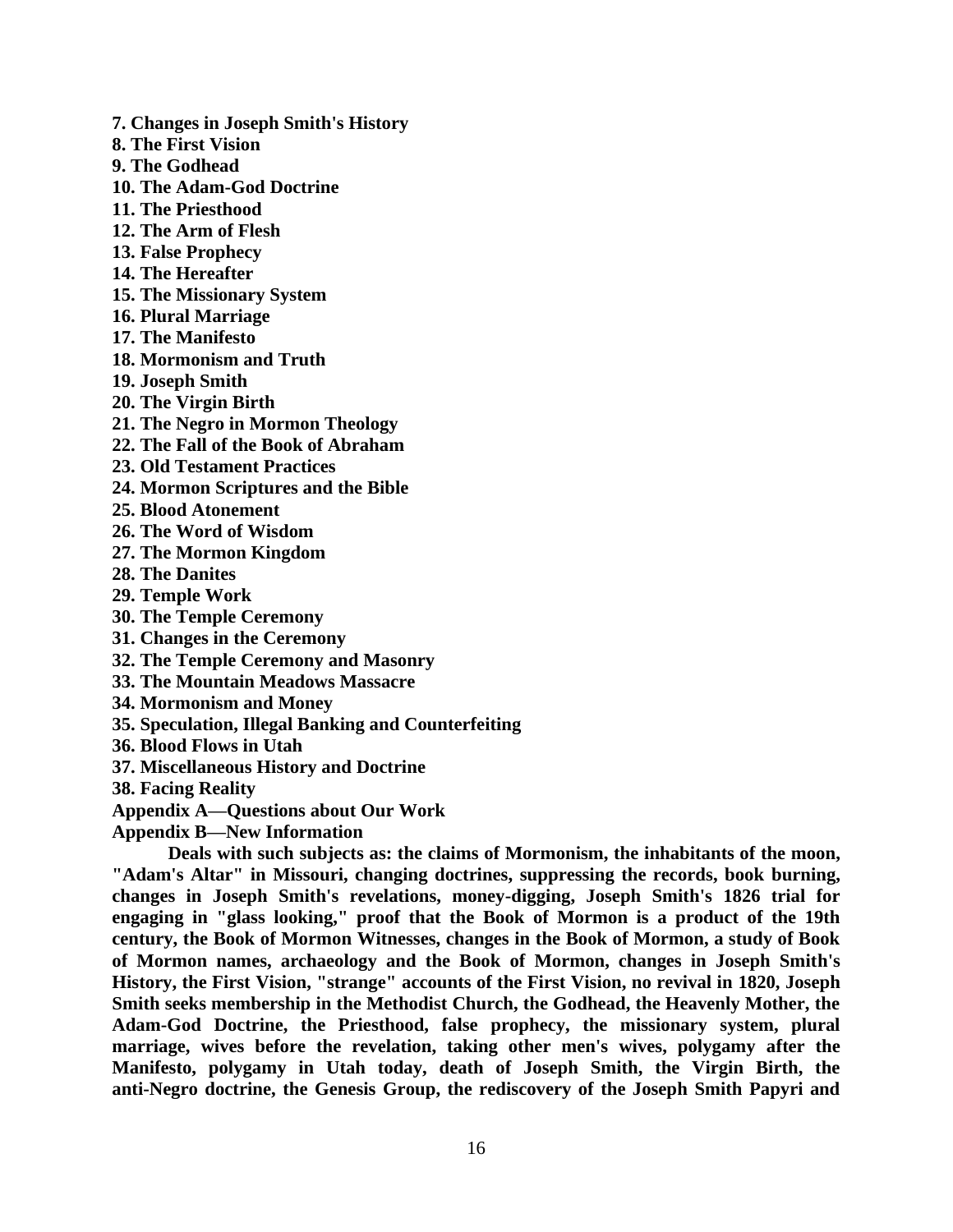**7. Changes in Joseph Smith's History**
**8. The First Vision**
**9. The Godhead**
**10. The Adam-God Doctrine**
**11. The Priesthood**
**12. The Arm of Flesh**
**13. False Prophecy**
**14. The Hereafter**
**15. The Missionary System**
**16. Plural Marriage**
**17. The Manifesto**
**18. Mormonism and Truth**
**19. Joseph Smith**
**20. The Virgin Birth**
**21. The Negro in Mormon Theology**
**22. The Fall of the Book of Abraham**
**23. Old Testament Practices**
**24. Mormon Scriptures and the Bible**
**25. Blood Atonement**
**26. The Word of Wisdom**
**27. The Mormon Kingdom**
**28. The Danites**
**29. Temple Work**
**30. The Temple Ceremony**
**31. Changes in the Ceremony**
**32. The Temple Ceremony and Masonry**
**33. The Mountain Meadows Massacre**
**34. Mormonism and Money**
**35. Speculation, Illegal Banking and Counterfeiting**
**36. Blood Flows in Utah**
**37. Miscellaneous History and Doctrine**
**38. Facing Reality**
**Appendix A—Questions about Our Work**
**Appendix B—New Information**

**Deals with such subjects as: the claims of Mormonism, the inhabitants of the moon, "Adam's Altar" in Missouri, changing doctrines, suppressing the records, book burning, changes in Joseph Smith's revelations, money-digging, Joseph Smith's 1826 trial for engaging in "glass looking," proof that the Book of Mormon is a product of the 19th century, the Book of Mormon Witnesses, changes in the Book of Mormon, a study of Book of Mormon names, archaeology and the Book of Mormon, changes in Joseph Smith's History, the First Vision, "strange" accounts of the First Vision, no revival in 1820, Joseph Smith seeks membership in the Methodist Church, the Godhead, the Heavenly Mother, the Adam-God Doctrine, the Priesthood, false prophecy, the missionary system, plural marriage, wives before the revelation, taking other men's wives, polygamy after the Manifesto, polygamy in Utah today, death of Joseph Smith, the Virgin Birth, the anti-Negro doctrine, the Genesis Group, the rediscovery of the Joseph Smith Papyri and**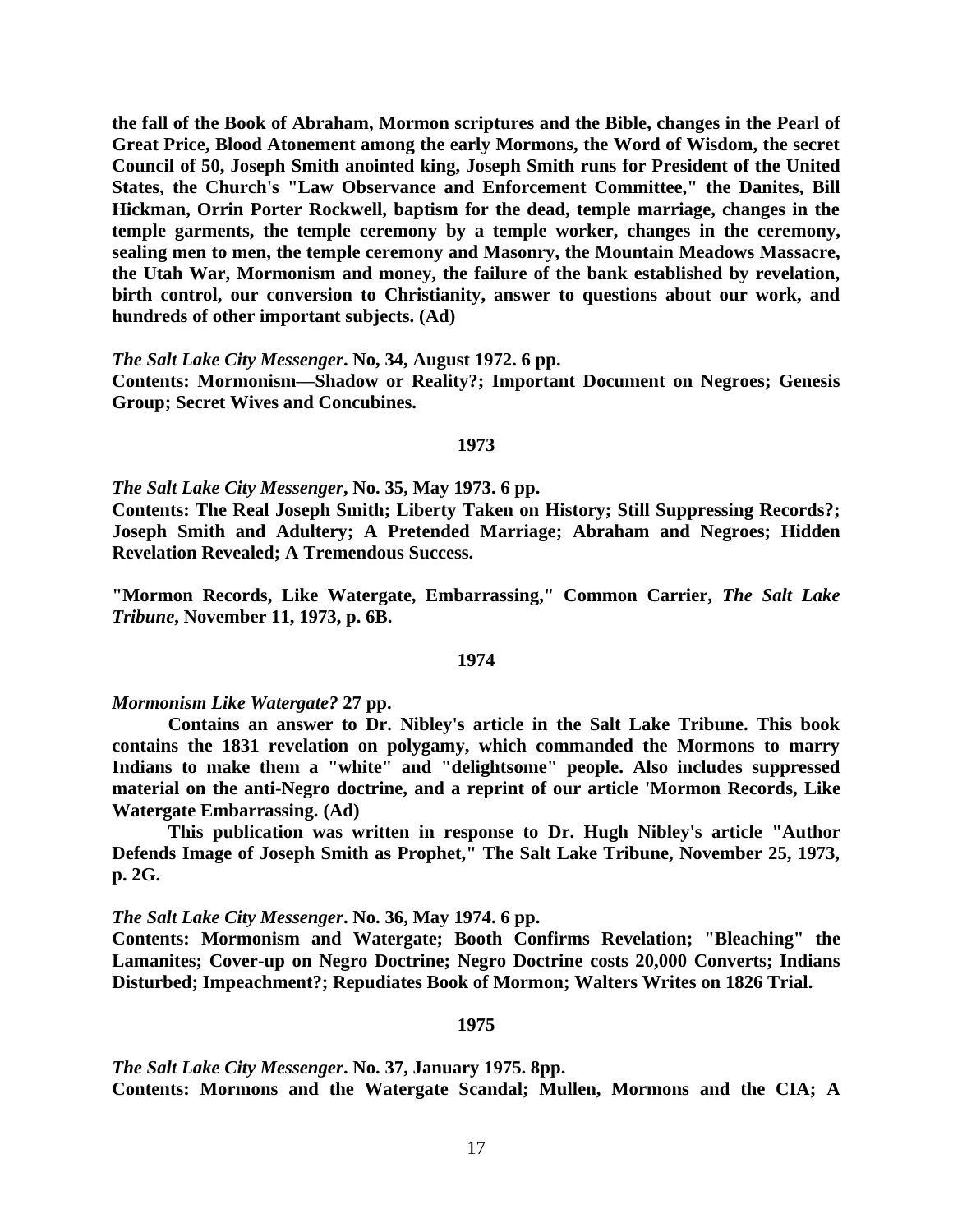**the fall of the Book of Abraham, Mormon scriptures and the Bible, changes in the Pearl of Great Price, Blood Atonement among the early Mormons, the Word of Wisdom, the secret Council of 50, Joseph Smith anointed king, Joseph Smith runs for President of the United States, the Church's "Law Observance and Enforcement Committee," the Danites, Bill Hickman, Orrin Porter Rockwell, baptism for the dead, temple marriage, changes in the temple garments, the temple ceremony by a temple worker, changes in the ceremony, sealing men to men, the temple ceremony and Masonry, the Mountain Meadows Massacre, the Utah War, Mormonism and money, the failure of the bank established by revelation, birth control, our conversion to Christianity, answer to questions about our work, and hundreds of other important subjects. (Ad)**

***The Salt Lake City Messenger*. No, 34, August 1972. 6 pp.**
**Contents: Mormonism—Shadow or Reality?; Important Document on Negroes; Genesis Group; Secret Wives and Concubines.**

**1973**

***The Salt Lake City Messenger*, No. 35, May 1973. 6 pp.**
**Contents: The Real Joseph Smith; Liberty Taken on History; Still Suppressing Records?; Joseph Smith and Adultery; A Pretended Marriage; Abraham and Negroes; Hidden Revelation Revealed; A Tremendous Success.**

**"Mormon Records, Like Watergate, Embarrassing," Common Carrier, *The Salt Lake Tribune*, November 11, 1973, p. 6B.**

**1974**

***Mormonism Like Watergate?* 27 pp.**

**Contains an answer to Dr. Nibley's article in the Salt Lake Tribune. This book contains the 1831 revelation on polygamy, which commanded the Mormons to marry Indians to make them a "white" and "delightsome" people. Also includes suppressed material on the anti-Negro doctrine, and a reprint of our article 'Mormon Records, Like Watergate Embarrassing. (Ad)**

**This publication was written in response to Dr. Hugh Nibley's article "Author Defends Image of Joseph Smith as Prophet," The Salt Lake Tribune, November 25, 1973, p. 2G.**

***The Salt Lake City Messenger*. No. 36, May 1974. 6 pp.**
**Contents: Mormonism and Watergate; Booth Confirms Revelation; "Bleaching" the Lamanites; Cover-up on Negro Doctrine; Negro Doctrine costs 20,000 Converts; Indians Disturbed; Impeachment?; Repudiates Book of Mormon; Walters Writes on 1826 Trial.**

**1975**

***The Salt Lake City Messenger*. No. 37, January 1975. 8pp.**
**Contents: Mormons and the Watergate Scandal; Mullen, Mormons and the CIA; A**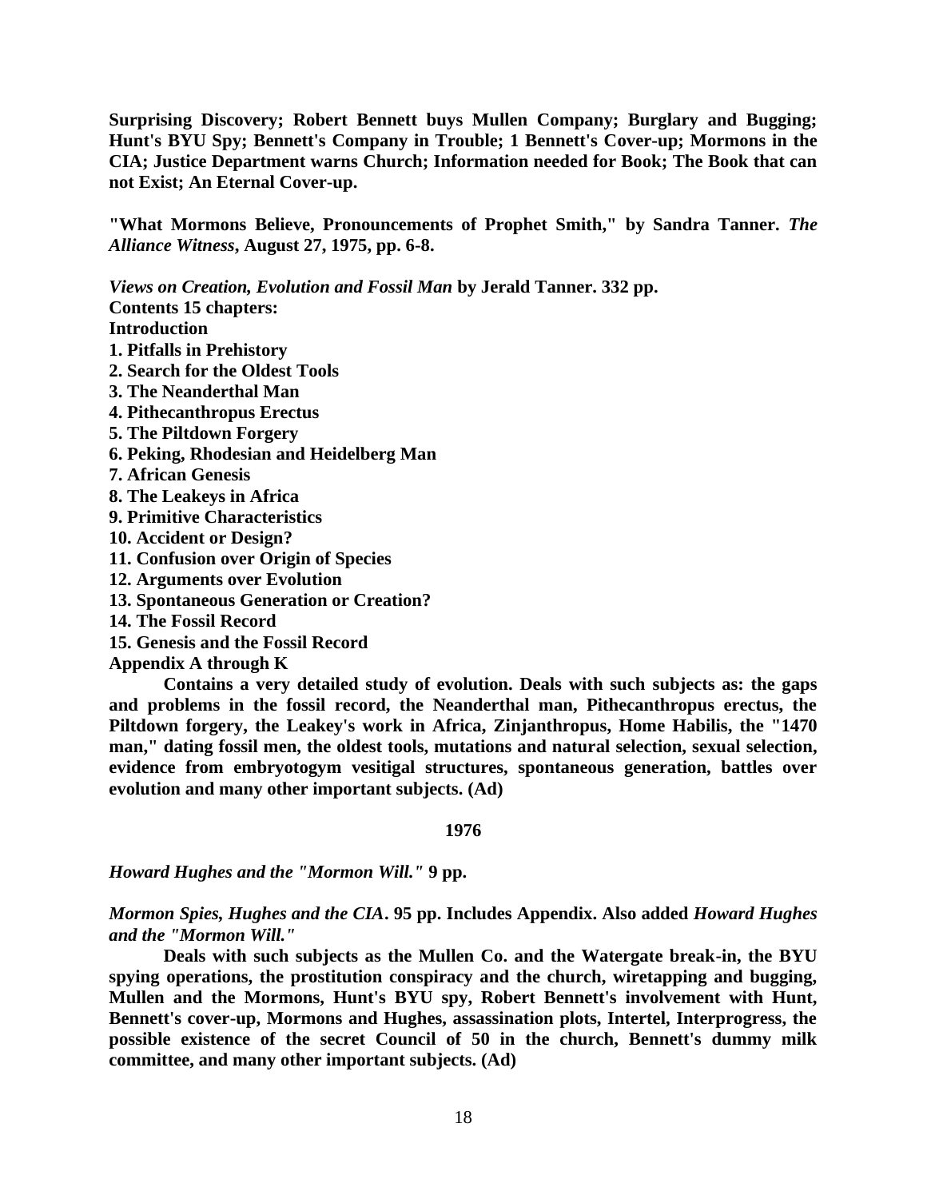**Surprising Discovery; Robert Bennett buys Mullen Company; Burglary and Bugging; Hunt's BYU Spy; Bennett's Company in Trouble; 1 Bennett's Cover-up; Mormons in the CIA; Justice Department warns Church; Information needed for Book; The Book that can not Exist; An Eternal Cover-up.**

**"What Mormons Believe, Pronouncements of Prophet Smith," by Sandra Tanner. *The Alliance Witness*, August 27, 1975, pp. 6-8.**

***Views on Creation, Evolution and Fossil Man* by Jerald Tanner. 332 pp.**
**Contents 15 chapters:**
**Introduction**
**1. Pitfalls in Prehistory**
**2. Search for the Oldest Tools**
**3. The Neanderthal Man**
**4. Pithecanthropus Erectus**
**5. The Piltdown Forgery**
**6. Peking, Rhodesian and Heidelberg Man**
**7. African Genesis**
**8. The Leakeys in Africa**
**9. Primitive Characteristics**
**10. Accident or Design?**
**11. Confusion over Origin of Species**
**12. Arguments over Evolution**
**13. Spontaneous Generation or Creation?**
**14. The Fossil Record**
**15. Genesis and the Fossil Record**
**Appendix A through K**

**Contains a very detailed study of evolution. Deals with such subjects as: the gaps and problems in the fossil record, the Neanderthal man, Pithecanthropus erectus, the Piltdown forgery, the Leakey's work in Africa, Zinjanthropus, Home Habilis, the "1470 man," dating fossil men, the oldest tools, mutations and natural selection, sexual selection, evidence from embryotogym vesitigal structures, spontaneous generation, battles over evolution and many other important subjects. (Ad)**

**1976**

***Howard Hughes and the "Mormon Will."* 9 pp.**

***Mormon Spies, Hughes and the CIA*. 95 pp. Includes Appendix. Also added *Howard Hughes and the "Mormon Will."***

**Deals with such subjects as the Mullen Co. and the Watergate break-in, the BYU spying operations, the prostitution conspiracy and the church, wiretapping and bugging, Mullen and the Mormons, Hunt's BYU spy, Robert Bennett's involvement with Hunt, Bennett's cover-up, Mormons and Hughes, assassination plots, Intertel, Interprogress, the possible existence of the secret Council of 50 in the church, Bennett's dummy milk committee, and many other important subjects. (Ad)**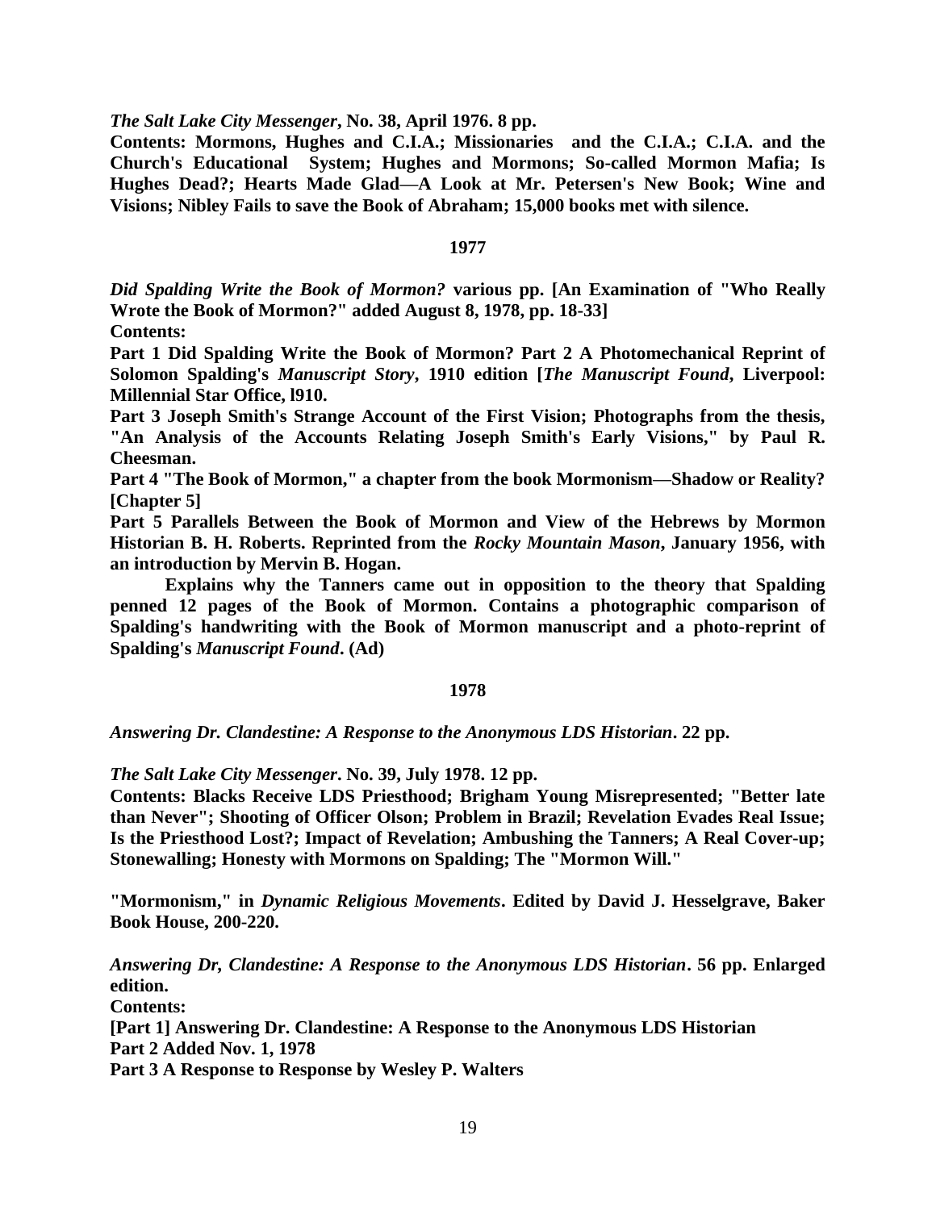***The Salt Lake City Messenger*, No. 38, April 1976. 8 pp.**

**Contents: Mormons, Hughes and C.I.A.; Missionaries and the C.I.A.; C.I.A. and the Church's Educational System; Hughes and Mormons; So-called Mormon Mafia; Is Hughes Dead?; Hearts Made Glad—A Look at Mr. Petersen's New Book; Wine and Visions; Nibley Fails to save the Book of Abraham; 15,000 books met with silence.**

**1977**

***Did Spalding Write the Book of Mormon?* various pp. [An Examination of "Who Really Wrote the Book of Mormon?" added August 8, 1978, pp. 18-33]**

**Contents:**

**Part 1 Did Spalding Write the Book of Mormon? Part 2 A Photomechanical Reprint of Solomon Spalding's *Manuscript Story*, 1910 edition [*The Manuscript Found*, Liverpool: Millennial Star Office, l910.**

**Part 3 Joseph Smith's Strange Account of the First Vision; Photographs from the thesis, "An Analysis of the Accounts Relating Joseph Smith's Early Visions," by Paul R. Cheesman.**

**Part 4 "The Book of Mormon," a chapter from the book Mormonism—Shadow or Reality? [Chapter 5]**

**Part 5 Parallels Between the Book of Mormon and View of the Hebrews by Mormon Historian B. H. Roberts. Reprinted from the *Rocky Mountain Mason*, January 1956, with an introduction by Mervin B. Hogan.**

**Explains why the Tanners came out in opposition to the theory that Spalding penned 12 pages of the Book of Mormon. Contains a photographic comparison of Spalding's handwriting with the Book of Mormon manuscript and a photo-reprint of Spalding's *Manuscript Found*. (Ad)**

**1978**

***Answering Dr. Clandestine: A Response to the Anonymous LDS Historian*. 22 pp.**

***The Salt Lake City Messenger*. No. 39, July 1978. 12 pp.**

**Contents: Blacks Receive LDS Priesthood; Brigham Young Misrepresented; "Better late than Never"; Shooting of Officer Olson; Problem in Brazil; Revelation Evades Real Issue; Is the Priesthood Lost?; Impact of Revelation; Ambushing the Tanners; A Real Cover-up; Stonewalling; Honesty with Mormons on Spalding; The "Mormon Will."**

**"Mormonism," in *Dynamic Religious Movements*. Edited by David J. Hesselgrave, Baker Book House, 200-220.**

***Answering Dr, Clandestine: A Response to the Anonymous LDS Historian*. 56 pp. Enlarged edition.**

**Contents:**

**[Part 1] Answering Dr. Clandestine: A Response to the Anonymous LDS Historian**

**Part 2 Added Nov. 1, 1978**

**Part 3 A Response to Response by Wesley P. Walters**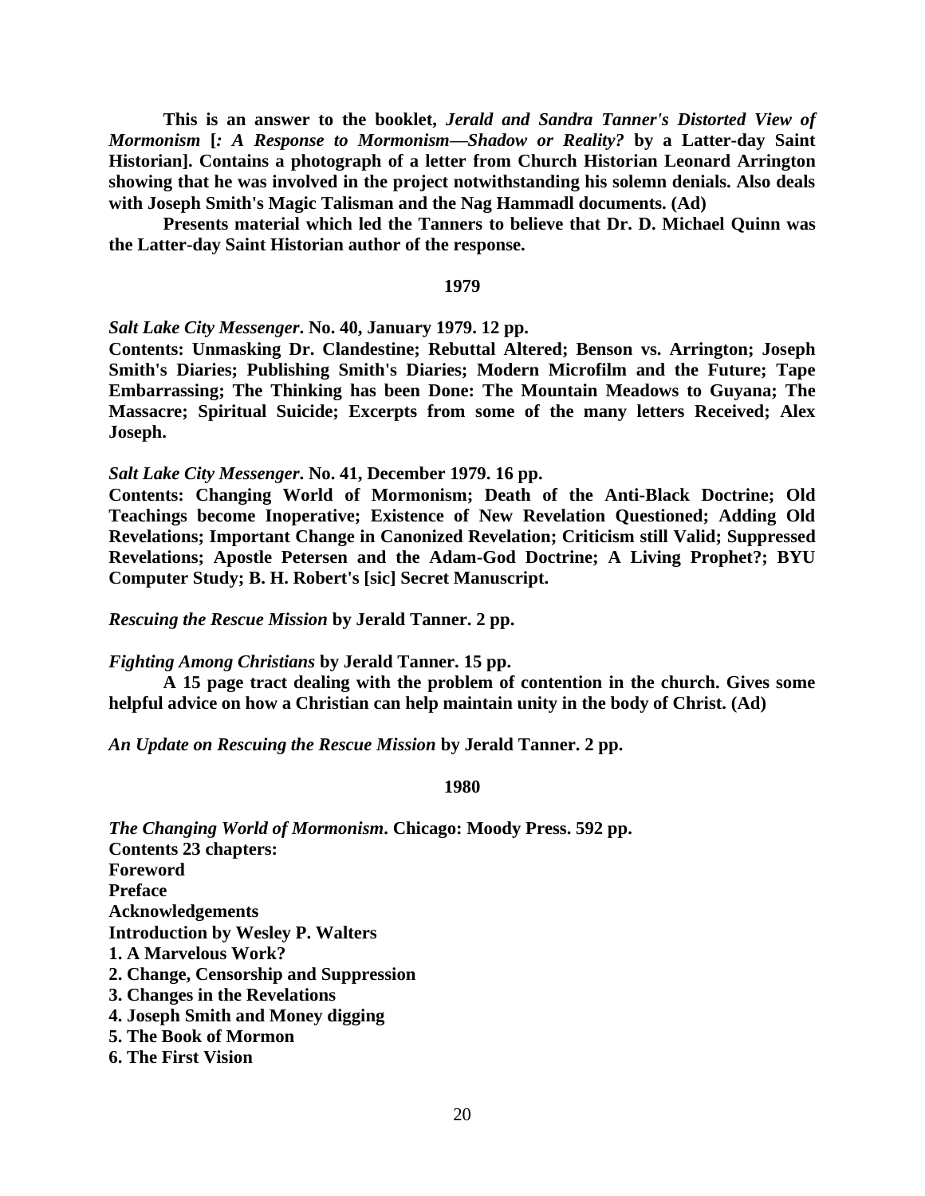**This is an answer to the booklet, *Jerald and Sandra Tanner's Distorted View of Mormonism* [*: A Response to Mormonism—Shadow or Reality?* by a Latter-day Saint Historian]. Contains a photograph of a letter from Church Historian Leonard Arrington showing that he was involved in the project notwithstanding his solemn denials. Also deals with Joseph Smith's Magic Talisman and the Nag Hammadl documents. (Ad)**

**Presents material which led the Tanners to believe that Dr. D. Michael Quinn was the Latter-day Saint Historian author of the response.**

**1979**

***Salt Lake City Messenger*. No. 40, January 1979. 12 pp.**
**Contents: Unmasking Dr. Clandestine; Rebuttal Altered; Benson vs. Arrington; Joseph Smith's Diaries; Publishing Smith's Diaries; Modern Microfilm and the Future; Tape Embarrassing; The Thinking has been Done: The Mountain Meadows to Guyana; The Massacre; Spiritual Suicide; Excerpts from some of the many letters Received; Alex Joseph.**

***Salt Lake City Messenger*. No. 41, December 1979. 16 pp.**
**Contents: Changing World of Mormonism; Death of the Anti-Black Doctrine; Old Teachings become Inoperative; Existence of New Revelation Questioned; Adding Old Revelations; Important Change in Canonized Revelation; Criticism still Valid; Suppressed Revelations; Apostle Petersen and the Adam-God Doctrine; A Living Prophet?; BYU Computer Study; B. H. Robert's [sic] Secret Manuscript.**

***Rescuing the Rescue Mission* by Jerald Tanner. 2 pp.**

***Fighting Among Christians* by Jerald Tanner. 15 pp.**

**A 15 page tract dealing with the problem of contention in the church. Gives some helpful advice on how a Christian can help maintain unity in the body of Christ. (Ad)**

***An Update on Rescuing the Rescue Mission* by Jerald Tanner. 2 pp.**

**1980**

***The Changing World of Mormonism*. Chicago: Moody Press. 592 pp.**
**Contents 23 chapters:**
**Foreword**
**Preface**
**Acknowledgements**
**Introduction by Wesley P. Walters**
**1. A Marvelous Work?**
**2. Change, Censorship and Suppression**
**3. Changes in the Revelations**
**4. Joseph Smith and Money digging**
**5. The Book of Mormon**
**6. The First Vision**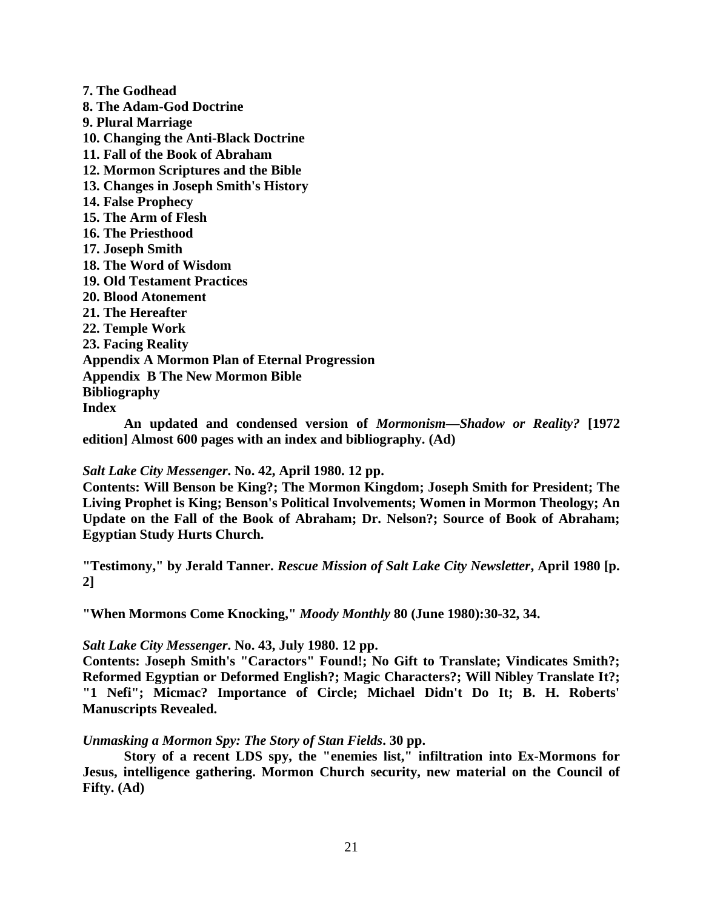**7. The Godhead**  
**8. The Adam-God Doctrine**  
**9. Plural Marriage**  
**10. Changing the Anti-Black Doctrine**  
**11. Fall of the Book of Abraham**  
**12. Mormon Scriptures and the Bible**  
**13. Changes in Joseph Smith's History**  
**14. False Prophecy**  
**15. The Arm of Flesh**  
**16. The Priesthood**  
**17. Joseph Smith**  
**18. The Word of Wisdom**  
**19. Old Testament Practices**  
**20. Blood Atonement**  
**21. The Hereafter**  
**22. Temple Work**  
**23. Facing Reality**  
**Appendix A Mormon Plan of Eternal Progression**  
**Appendix B The New Mormon Bible**  
**Bibliography**  
**Index**

**An updated and condensed version of *Mormonism—Shadow or Reality?* [1972 edition] Almost 600 pages with an index and bibliography. (Ad)**

***Salt Lake City Messenger*. No. 42, April 1980. 12 pp.**  
**Contents: Will Benson be King?; The Mormon Kingdom; Joseph Smith for President; The Living Prophet is King; Benson's Political Involvements; Women in Mormon Theology; An Update on the Fall of the Book of Abraham; Dr. Nelson?; Source of Book of Abraham; Egyptian Study Hurts Church.**

**"Testimony," by Jerald Tanner. *Rescue Mission of Salt Lake City Newsletter*, April 1980 [p. 2]**

**"When Mormons Come Knocking," *Moody Monthly* 80 (June 1980):30-32, 34.**

***Salt Lake City Messenger*. No. 43, July 1980. 12 pp.**  
**Contents: Joseph Smith's "Caractors" Found!; No Gift to Translate; Vindicates Smith?; Reformed Egyptian or Deformed English?; Magic Characters?; Will Nibley Translate It?; "1 Nefi"; Micmac? Importance of Circle; Michael Didn't Do It; B. H. Roberts' Manuscripts Revealed.**

***Unmasking a Mormon Spy: The Story of Stan Fields*. 30 pp.**

**Story of a recent LDS spy, the "enemies list," infiltration into Ex-Mormons for Jesus, intelligence gathering. Mormon Church security, new material on the Council of Fifty. (Ad)**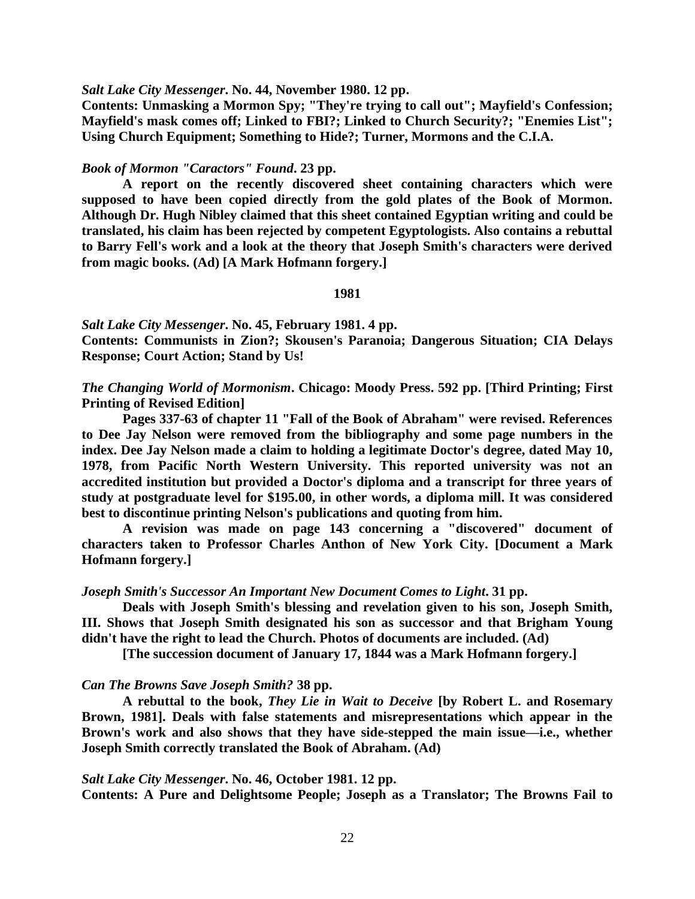***Salt Lake City Messenger*. No. 44, November 1980. 12 pp.**
**Contents: Unmasking a Mormon Spy; "They're trying to call out"; Mayfield's Confession; Mayfield's mask comes off; Linked to FBI?; Linked to Church Security?; "Enemies List"; Using Church Equipment; Something to Hide?; Turner, Mormons and the C.I.A.**

***Book of Mormon "Caractors" Found*. 23 pp.**

**A report on the recently discovered sheet containing characters which were supposed to have been copied directly from the gold plates of the Book of Mormon. Although Dr. Hugh Nibley claimed that this sheet contained Egyptian writing and could be translated, his claim has been rejected by competent Egyptologists. Also contains a rebuttal to Barry Fell's work and a look at the theory that Joseph Smith's characters were derived from magic books. (Ad) [A Mark Hofmann forgery.]**

**1981**

***Salt Lake City Messenger*. No. 45, February 1981. 4 pp.**
**Contents: Communists in Zion?; Skousen's Paranoia; Dangerous Situation; CIA Delays Response; Court Action; Stand by Us!**

***The Changing World of Mormonism*. Chicago: Moody Press. 592 pp. [Third Printing; First Printing of Revised Edition]**

**Pages 337-63 of chapter 11 "Fall of the Book of Abraham" were revised. References to Dee Jay Nelson were removed from the bibliography and some page numbers in the index. Dee Jay Nelson made a claim to holding a legitimate Doctor's degree, dated May 10, 1978, from Pacific North Western University. This reported university was not an accredited institution but provided a Doctor's diploma and a transcript for three years of study at postgraduate level for $195.00, in other words, a diploma mill. It was considered best to discontinue printing Nelson's publications and quoting from him.**

**A revision was made on page 143 concerning a "discovered" document of characters taken to Professor Charles Anthon of New York City. [Document a Mark Hofmann forgery.]**

***Joseph Smith's Successor An Important New Document Comes to Light*. 31 pp.**

**Deals with Joseph Smith's blessing and revelation given to his son, Joseph Smith, III. Shows that Joseph Smith designated his son as successor and that Brigham Young didn't have the right to lead the Church. Photos of documents are included. (Ad)**

**[The succession document of January 17, 1844 was a Mark Hofmann forgery.]**

***Can The Browns Save Joseph Smith?* 38 pp.**

**A rebuttal to the book, *They Lie in Wait to Deceive* [by Robert L. and Rosemary Brown, 1981]. Deals with false statements and misrepresentations which appear in the Brown's work and also shows that they have side-stepped the main issue—i.e., whether Joseph Smith correctly translated the Book of Abraham. (Ad)**

***Salt Lake City Messenger*. No. 46, October 1981. 12 pp.**
**Contents: A Pure and Delightsome People; Joseph as a Translator; The Browns Fail to**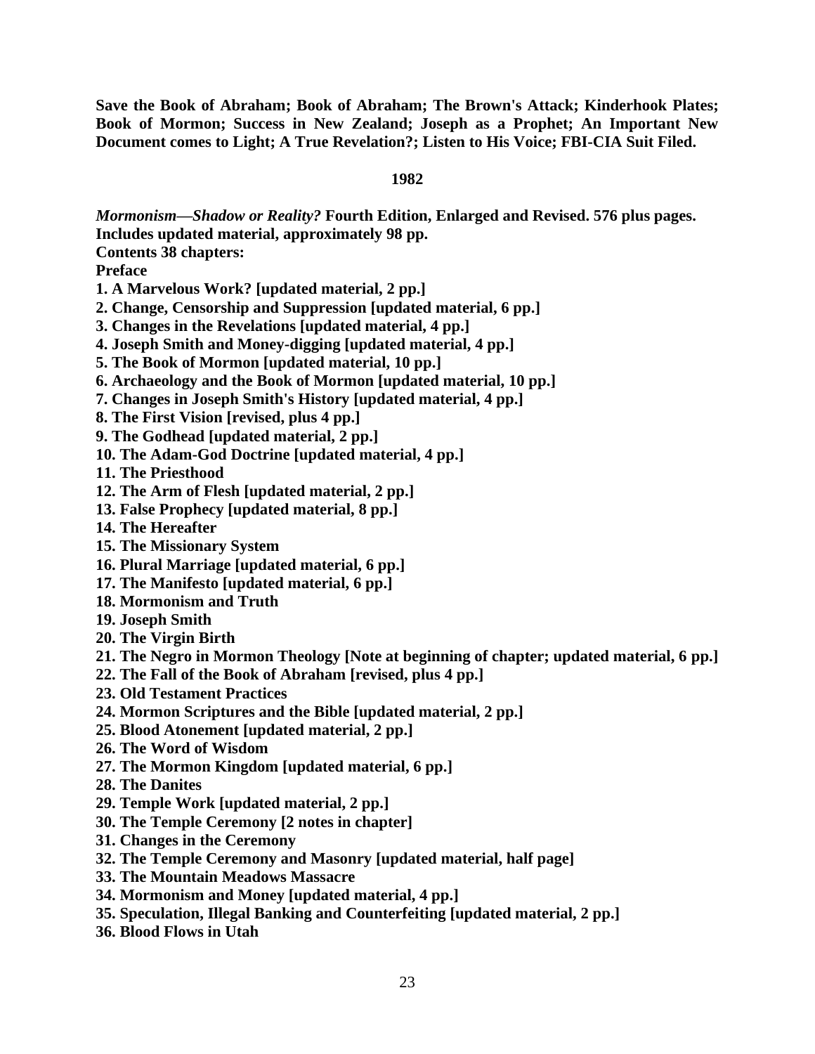**Save the Book of Abraham; Book of Abraham; The Brown's Attack; Kinderhook Plates; Book of Mormon; Success in New Zealand; Joseph as a Prophet; An Important New Document comes to Light; A True Revelation?; Listen to His Voice; FBI-CIA Suit Filed.**

**1982**

***Mormonism—Shadow or Reality?* Fourth Edition, Enlarged and Revised. 576 plus pages. Includes updated material, approximately 98 pp.**

**Contents 38 chapters:**

**Preface**

1. **A Marvelous Work? [updated material, 2 pp.]**
2. **Change, Censorship and Suppression [updated material, 6 pp.]**
3. **Changes in the Revelations [updated material, 4 pp.]**
4. **Joseph Smith and Money-digging [updated material, 4 pp.]**
5. **The Book of Mormon [updated material, 10 pp.]**
6. **Archaeology and the Book of Mormon [updated material, 10 pp.]**
7. **Changes in Joseph Smith's History [updated material, 4 pp.]**
8. **The First Vision [revised, plus 4 pp.]**
9. **The Godhead [updated material, 2 pp.]**
10. **The Adam-God Doctrine [updated material, 4 pp.]**
11. **The Priesthood**
12. **The Arm of Flesh [updated material, 2 pp.]**
13. **False Prophecy [updated material, 8 pp.]**
14. **The Hereafter**
15. **The Missionary System**
16. **Plural Marriage [updated material, 6 pp.]**
17. **The Manifesto [updated material, 6 pp.]**
18. **Mormonism and Truth**
19. **Joseph Smith**
20. **The Virgin Birth**
21. **The Negro in Mormon Theology [Note at beginning of chapter; updated material, 6 pp.]**
22. **The Fall of the Book of Abraham [revised, plus 4 pp.]**
23. **Old Testament Practices**
24. **Mormon Scriptures and the Bible [updated material, 2 pp.]**
25. **Blood Atonement [updated material, 2 pp.]**
26. **The Word of Wisdom**
27. **The Mormon Kingdom [updated material, 6 pp.]**
28. **The Danites**
29. **Temple Work [updated material, 2 pp.]**
30. **The Temple Ceremony [2 notes in chapter]**
31. **Changes in the Ceremony**
32. **The Temple Ceremony and Masonry [updated material, half page]**
33. **The Mountain Meadows Massacre**
34. **Mormonism and Money [updated material, 4 pp.]**
35. **Speculation, Illegal Banking and Counterfeiting [updated material, 2 pp.]**
36. **Blood Flows in Utah**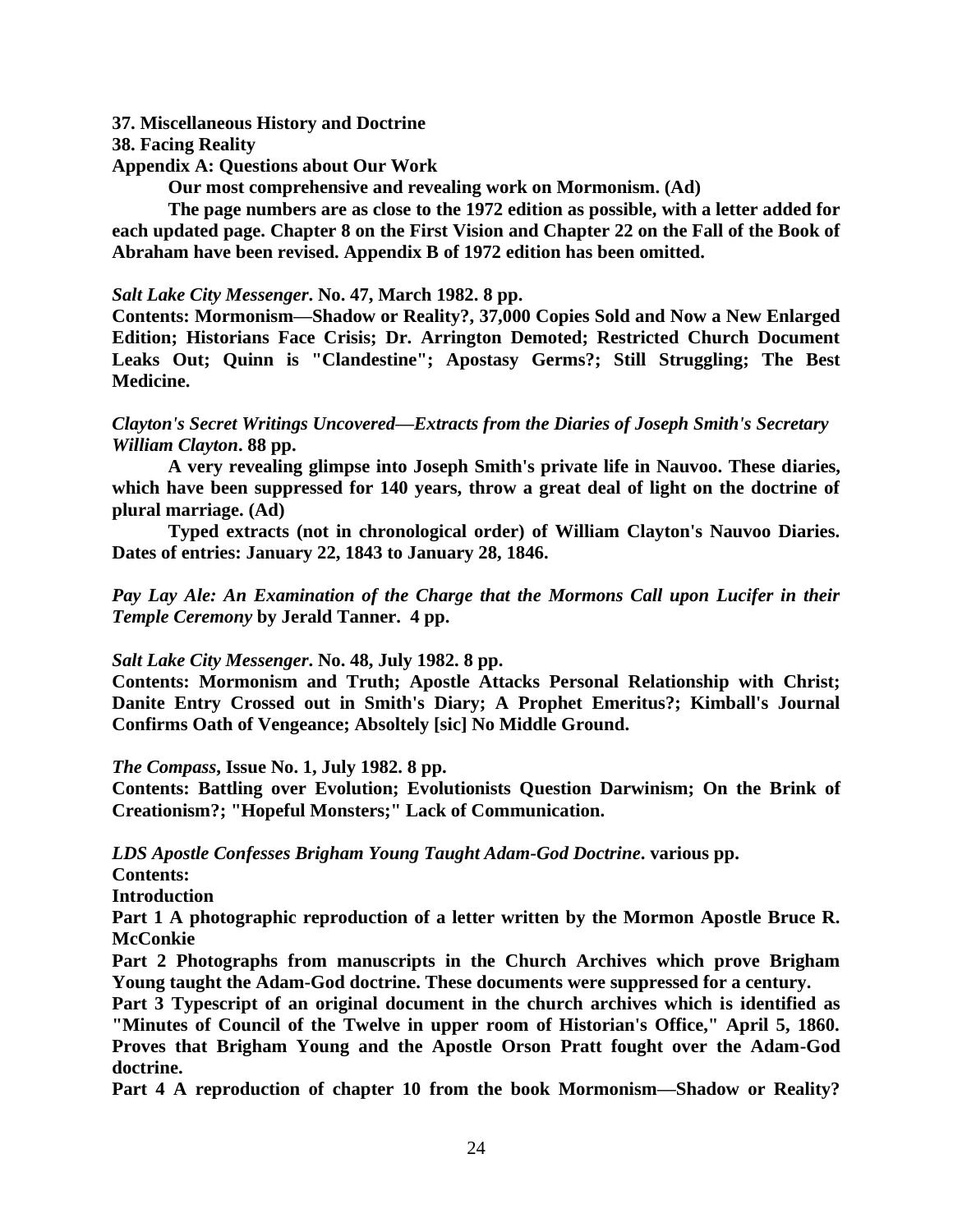**37. Miscellaneous History and Doctrine**

**38. Facing Reality**

**Appendix A: Questions about Our Work**

**Our most comprehensive and revealing work on Mormonism. (Ad)**

**The page numbers are as close to the 1972 edition as possible, with a letter added for each updated page. Chapter 8 on the First Vision and Chapter 22 on the Fall of the Book of Abraham have been revised. Appendix B of 1972 edition has been omitted.**

***Salt Lake City Messenger*. No. 47, March 1982. 8 pp.**

**Contents: Mormonism—Shadow or Reality?, 37,000 Copies Sold and Now a New Enlarged Edition; Historians Face Crisis; Dr. Arrington Demoted; Restricted Church Document Leaks Out; Quinn is "Clandestine"; Apostasy Germs?; Still Struggling; The Best Medicine.**

***Clayton's Secret Writings Uncovered—Extracts from the Diaries of Joseph Smith's Secretary William Clayton*. 88 pp.**

**A very revealing glimpse into Joseph Smith's private life in Nauvoo. These diaries, which have been suppressed for 140 years, throw a great deal of light on the doctrine of plural marriage. (Ad)**

**Typed extracts (not in chronological order) of William Clayton's Nauvoo Diaries. Dates of entries: January 22, 1843 to January 28, 1846.**

***Pay Lay Ale: An Examination of the Charge that the Mormons Call upon Lucifer in their Temple Ceremony* by Jerald Tanner. 4 pp.**

***Salt Lake City Messenger*. No. 48, July 1982. 8 pp.**

**Contents: Mormonism and Truth; Apostle Attacks Personal Relationship with Christ; Danite Entry Crossed out in Smith's Diary; A Prophet Emeritus?; Kimball's Journal Confirms Oath of Vengeance; Absoltely [sic] No Middle Ground.**

***The Compass*, Issue No. 1, July 1982. 8 pp.**

**Contents: Battling over Evolution; Evolutionists Question Darwinism; On the Brink of Creationism?; "Hopeful Monsters;" Lack of Communication.**

***LDS Apostle Confesses Brigham Young Taught Adam-God Doctrine*. various pp.**

**Contents:**

**Introduction**

**Part 1 A photographic reproduction of a letter written by the Mormon Apostle Bruce R. McConkie**

**Part 2 Photographs from manuscripts in the Church Archives which prove Brigham Young taught the Adam-God doctrine. These documents were suppressed for a century.**

**Part 3 Typescript of an original document in the church archives which is identified as "Minutes of Council of the Twelve in upper room of Historian's Office," April 5, 1860. Proves that Brigham Young and the Apostle Orson Pratt fought over the Adam-God doctrine.**

**Part 4 A reproduction of chapter 10 from the book Mormonism—Shadow or Reality?**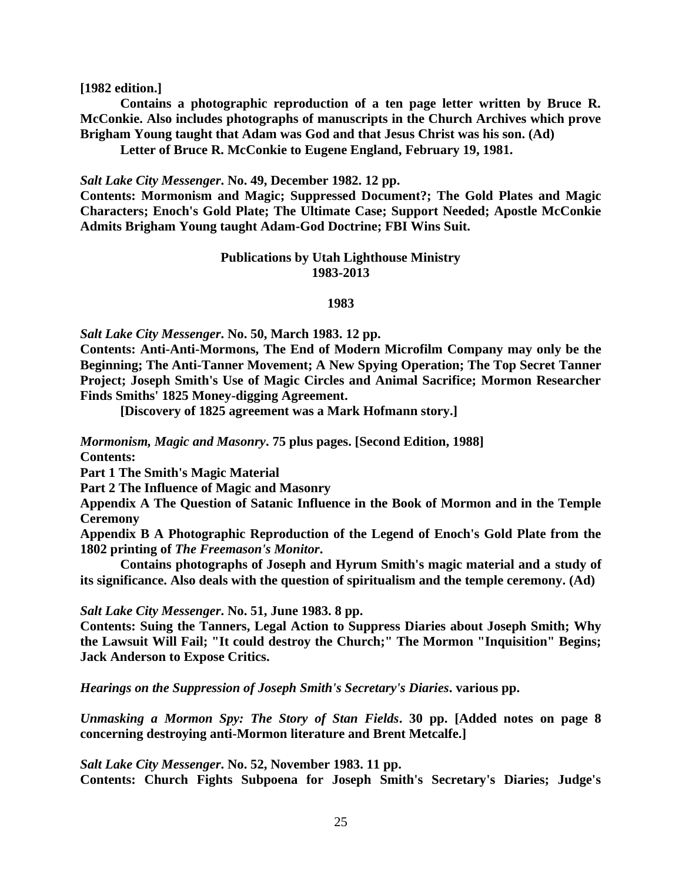**[1982 edition.]**

**Contains a photographic reproduction of a ten page letter written by Bruce R. McConkie. Also includes photographs of manuscripts in the Church Archives which prove Brigham Young taught that Adam was God and that Jesus Christ was his son. (Ad)**

**Letter of Bruce R. McConkie to Eugene England, February 19, 1981.**

***Salt Lake City Messenger*. No. 49, December 1982. 12 pp.**
**Contents: Mormonism and Magic; Suppressed Document?; The Gold Plates and Magic Characters; Enoch's Gold Plate; The Ultimate Case; Support Needed; Apostle McConkie Admits Brigham Young taught Adam-God Doctrine; FBI Wins Suit.**

## Publications by Utah Lighthouse Ministry 1983-2013

### 1983

***Salt Lake City Messenger*. No. 50, March 1983. 12 pp.**
**Contents: Anti-Anti-Mormons, The End of Modern Microfilm Company may only be the Beginning; The Anti-Tanner Movement; A New Spying Operation; The Top Secret Tanner Project; Joseph Smith's Use of Magic Circles and Animal Sacrifice; Mormon Researcher Finds Smiths' 1825 Money-digging Agreement.**

**[Discovery of 1825 agreement was a Mark Hofmann story.]**

***Mormonism, Magic and Masonry*. 75 plus pages. [Second Edition, 1988]**
**Contents:**
**Part 1 The Smith's Magic Material**
**Part 2 The Influence of Magic and Masonry**
**Appendix A The Question of Satanic Influence in the Book of Mormon and in the Temple Ceremony**
**Appendix B A Photographic Reproduction of the Legend of Enoch's Gold Plate from the 1802 printing of *The Freemason's Monitor*.**

**Contains photographs of Joseph and Hyrum Smith's magic material and a study of its significance. Also deals with the question of spiritualism and the temple ceremony. (Ad)**

***Salt Lake City Messenger*. No. 51, June 1983. 8 pp.**
**Contents: Suing the Tanners, Legal Action to Suppress Diaries about Joseph Smith; Why the Lawsuit Will Fail; "It could destroy the Church;" The Mormon "Inquisition" Begins; Jack Anderson to Expose Critics.**

***Hearings on the Suppression of Joseph Smith's Secretary's Diaries*. various pp.**

***Unmasking a Mormon Spy: The Story of Stan Fields*. 30 pp. [Added notes on page 8 concerning destroying anti-Mormon literature and Brent Metcalfe.]**

***Salt Lake City Messenger*. No. 52, November 1983. 11 pp.**
**Contents: Church Fights Subpoena for Joseph Smith's Secretary's Diaries; Judge's**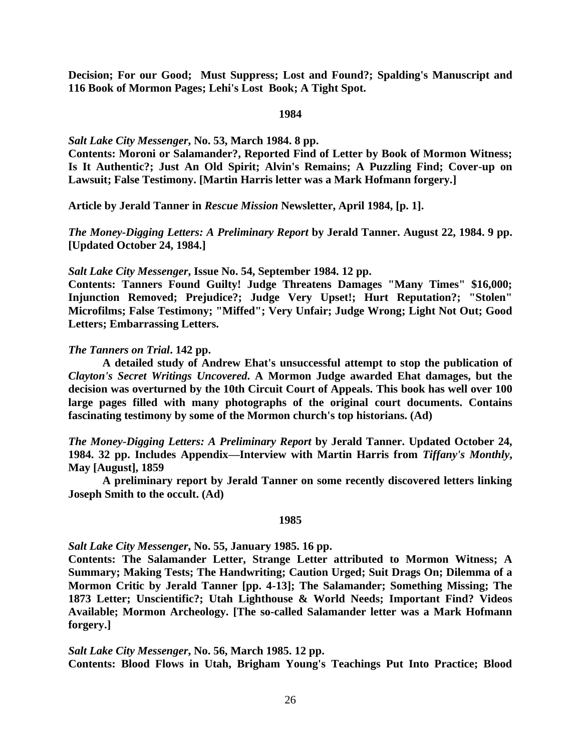**Decision; For our Good; Must Suppress; Lost and Found?; Spalding's Manuscript and 116 Book of Mormon Pages; Lehi's Lost Book; A Tight Spot.**

**1984**

***Salt Lake City Messenger*, No. 53, March 1984. 8 pp.**
**Contents: Moroni or Salamander?, Reported Find of Letter by Book of Mormon Witness; Is It Authentic?; Just An Old Spirit; Alvin's Remains; A Puzzling Find; Cover-up on Lawsuit; False Testimony. [Martin Harris letter was a Mark Hofmann forgery.]**

**Article by Jerald Tanner in *Rescue Mission* Newsletter, April 1984, [p. 1].**

***The Money-Digging Letters: A Preliminary Report* by Jerald Tanner. August 22, 1984. 9 pp. [Updated October 24, 1984.]**

***Salt Lake City Messenger*, Issue No. 54, September 1984. 12 pp.**
**Contents: Tanners Found Guilty! Judge Threatens Damages "Many Times" $16,000; Injunction Removed; Prejudice?; Judge Very Upset!; Hurt Reputation?; "Stolen" Microfilms; False Testimony; "Miffed"; Very Unfair; Judge Wrong; Light Not Out; Good Letters; Embarrassing Letters.**

***The Tanners on Trial*. 142 pp.**

**A detailed study of Andrew Ehat's unsuccessful attempt to stop the publication of *Clayton's Secret Writings Uncovered*. A Mormon Judge awarded Ehat damages, but the decision was overturned by the 10th Circuit Court of Appeals. This book has well over 100 large pages filled with many photographs of the original court documents. Contains fascinating testimony by some of the Mormon church's top historians. (Ad)**

***The Money-Digging Letters: A Preliminary Report* by Jerald Tanner. Updated October 24, 1984. 32 pp. Includes Appendix—Interview with Martin Harris from *Tiffany's Monthly*, May [August], 1859**

**A preliminary report by Jerald Tanner on some recently discovered letters linking Joseph Smith to the occult. (Ad)**

**1985**

***Salt Lake City Messenger*, No. 55, January 1985. 16 pp.**
**Contents: The Salamander Letter, Strange Letter attributed to Mormon Witness; A Summary; Making Tests; The Handwriting; Caution Urged; Suit Drags On; Dilemma of a Mormon Critic by Jerald Tanner [pp. 4-13]; The Salamander; Something Missing; The 1873 Letter; Unscientific?; Utah Lighthouse & World Needs; Important Find? Videos Available; Mormon Archeology. [The so-called Salamander letter was a Mark Hofmann forgery.]**

***Salt Lake City Messenger*, No. 56, March 1985. 12 pp.**
**Contents: Blood Flows in Utah, Brigham Young's Teachings Put Into Practice; Blood**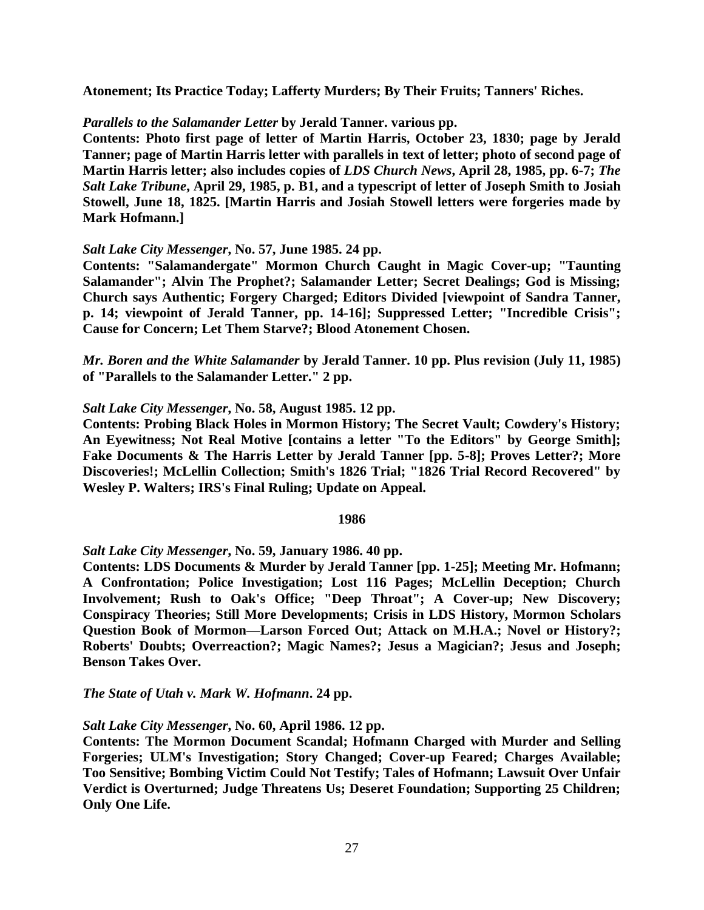**Atonement; Its Practice Today; Lafferty Murders; By Their Fruits; Tanners' Riches.**

***Parallels to the Salamander Letter*** **by Jerald Tanner. various pp.**
**Contents: Photo first page of letter of Martin Harris, October 23, 1830; page by Jerald Tanner; page of Martin Harris letter with parallels in text of letter; photo of second page of Martin Harris letter; also includes copies of *LDS Church News*, April 28, 1985, pp. 6-7; *The Salt Lake Tribune*, April 29, 1985, p. B1, and a typescript of letter of Joseph Smith to Josiah Stowell, June 18, 1825. [Martin Harris and Josiah Stowell letters were forgeries made by Mark Hofmann.]**

***Salt Lake City Messenger*****, No. 57, June 1985. 24 pp.**
**Contents: "Salamandergate" Mormon Church Caught in Magic Cover-up; "Taunting Salamander"; Alvin The Prophet?; Salamander Letter; Secret Dealings; God is Missing; Church says Authentic; Forgery Charged; Editors Divided [viewpoint of Sandra Tanner, p. 14; viewpoint of Jerald Tanner, pp. 14-16]; Suppressed Letter; "Incredible Crisis"; Cause for Concern; Let Them Starve?; Blood Atonement Chosen.**

***Mr. Boren and the White Salamander*** **by Jerald Tanner. 10 pp. Plus revision (July 11, 1985) of "Parallels to the Salamander Letter." 2 pp.**

***Salt Lake City Messenger*****, No. 58, August 1985. 12 pp.**
**Contents: Probing Black Holes in Mormon History; The Secret Vault; Cowdery's History; An Eyewitness; Not Real Motive [contains a letter "To the Editors" by George Smith]; Fake Documents & The Harris Letter by Jerald Tanner [pp. 5-8]; Proves Letter?; More Discoveries!; McLellin Collection; Smith's 1826 Trial; "1826 Trial Record Recovered" by Wesley P. Walters; IRS's Final Ruling; Update on Appeal.**

**1986**

***Salt Lake City Messenger*****, No. 59, January 1986. 40 pp.**
**Contents: LDS Documents & Murder by Jerald Tanner [pp. 1-25]; Meeting Mr. Hofmann; A Confrontation; Police Investigation; Lost 116 Pages; McLellin Deception; Church Involvement; Rush to Oak's Office; "Deep Throat"; A Cover-up; New Discovery; Conspiracy Theories; Still More Developments; Crisis in LDS History, Mormon Scholars Question Book of Mormon—Larson Forced Out; Attack on M.H.A.; Novel or History?; Roberts' Doubts; Overreaction?; Magic Names?; Jesus a Magician?; Jesus and Joseph; Benson Takes Over.**

***The State of Utah v. Mark W. Hofmann*****. 24 pp.**

***Salt Lake City Messenger*****, No. 60, April 1986. 12 pp.**
**Contents: The Mormon Document Scandal; Hofmann Charged with Murder and Selling Forgeries; ULM's Investigation; Story Changed; Cover-up Feared; Charges Available; Too Sensitive; Bombing Victim Could Not Testify; Tales of Hofmann; Lawsuit Over Unfair Verdict is Overturned; Judge Threatens Us; Deseret Foundation; Supporting 25 Children; Only One Life.**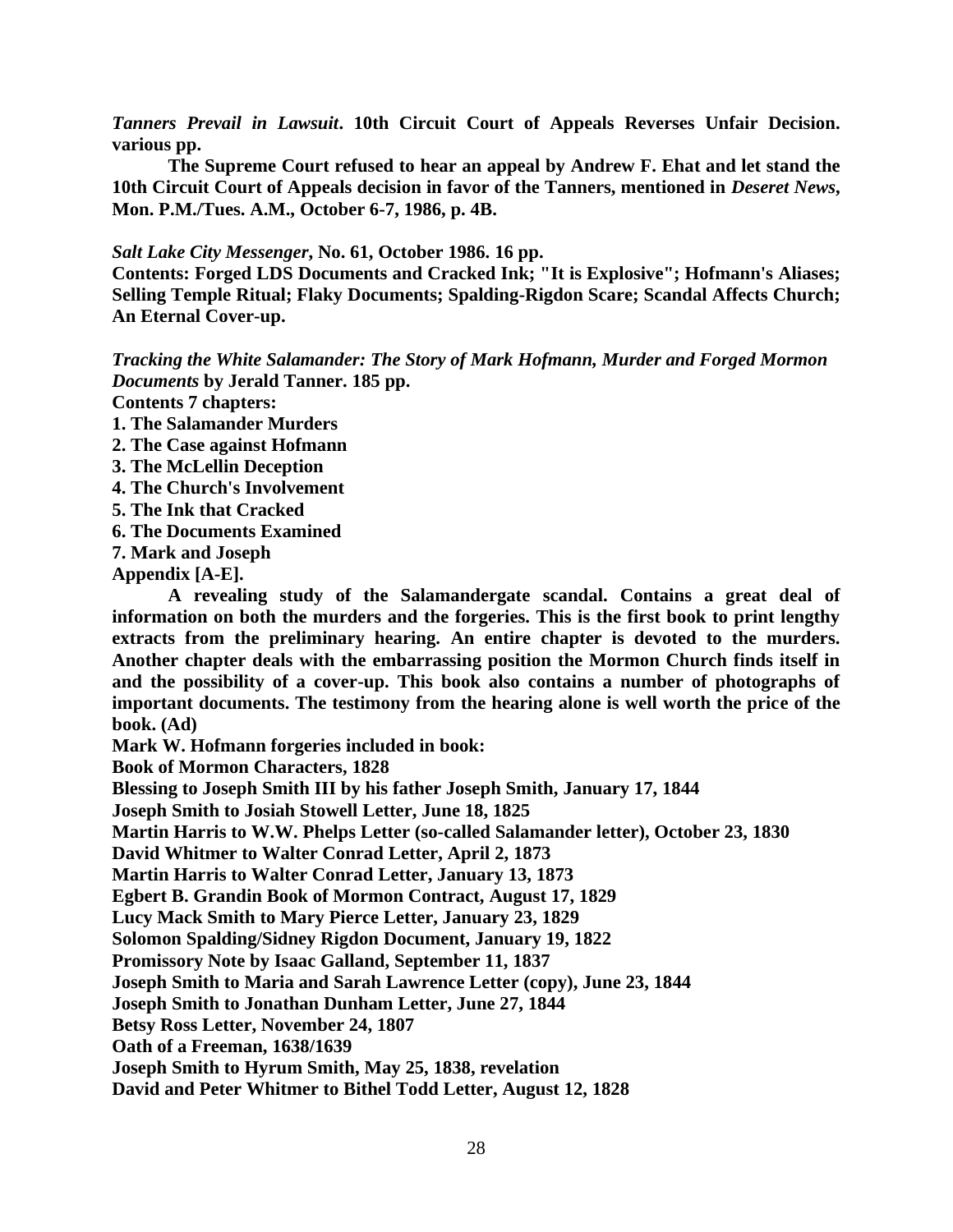***Tanners Prevail in Lawsuit*. 10th Circuit Court of Appeals Reverses Unfair Decision. various pp.**

**The Supreme Court refused to hear an appeal by Andrew F. Ehat and let stand the 10th Circuit Court of Appeals decision in favor of the Tanners, mentioned in *Deseret News*, Mon. P.M./Tues. A.M., October 6-7, 1986, p. 4B.**

***Salt Lake City Messenger*, No. 61, October 1986. 16 pp.**
**Contents: Forged LDS Documents and Cracked Ink; "It is Explosive"; Hofmann's Aliases; Selling Temple Ritual; Flaky Documents; Spalding-Rigdon Scare; Scandal Affects Church; An Eternal Cover-up.**

***Tracking the White Salamander: The Story of Mark Hofmann, Murder and Forged Mormon Documents* by Jerald Tanner. 185 pp.**
**Contents 7 chapters:**
**1. The Salamander Murders**
**2. The Case against Hofmann**
**3. The McLellin Deception**
**4. The Church's Involvement**
**5. The Ink that Cracked**
**6. The Documents Examined**
**7. Mark and Joseph**
**Appendix [A-E].**

**A revealing study of the Salamandergate scandal. Contains a great deal of information on both the murders and the forgeries. This is the first book to print lengthy extracts from the preliminary hearing. An entire chapter is devoted to the murders. Another chapter deals with the embarrassing position the Mormon Church finds itself in and the possibility of a cover-up. This book also contains a number of photographs of important documents. The testimony from the hearing alone is well worth the price of the book. (Ad)**
**Mark W. Hofmann forgeries included in book:**
**Book of Mormon Characters, 1828**
**Blessing to Joseph Smith III by his father Joseph Smith, January 17, 1844**
**Joseph Smith to Josiah Stowell Letter, June 18, 1825**
**Martin Harris to W.W. Phelps Letter (so-called Salamander letter), October 23, 1830**
**David Whitmer to Walter Conrad Letter, April 2, 1873**
**Martin Harris to Walter Conrad Letter, January 13, 1873**
**Egbert B. Grandin Book of Mormon Contract, August 17, 1829**
**Lucy Mack Smith to Mary Pierce Letter, January 23, 1829**
**Solomon Spalding/Sidney Rigdon Document, January 19, 1822**
**Promissory Note by Isaac Galland, September 11, 1837**
**Joseph Smith to Maria and Sarah Lawrence Letter (copy), June 23, 1844**
**Joseph Smith to Jonathan Dunham Letter, June 27, 1844**
**Betsy Ross Letter, November 24, 1807**
**Oath of a Freeman, 1638/1639**
**Joseph Smith to Hyrum Smith, May 25, 1838, revelation**
**David and Peter Whitmer to Bithel Todd Letter, August 12, 1828**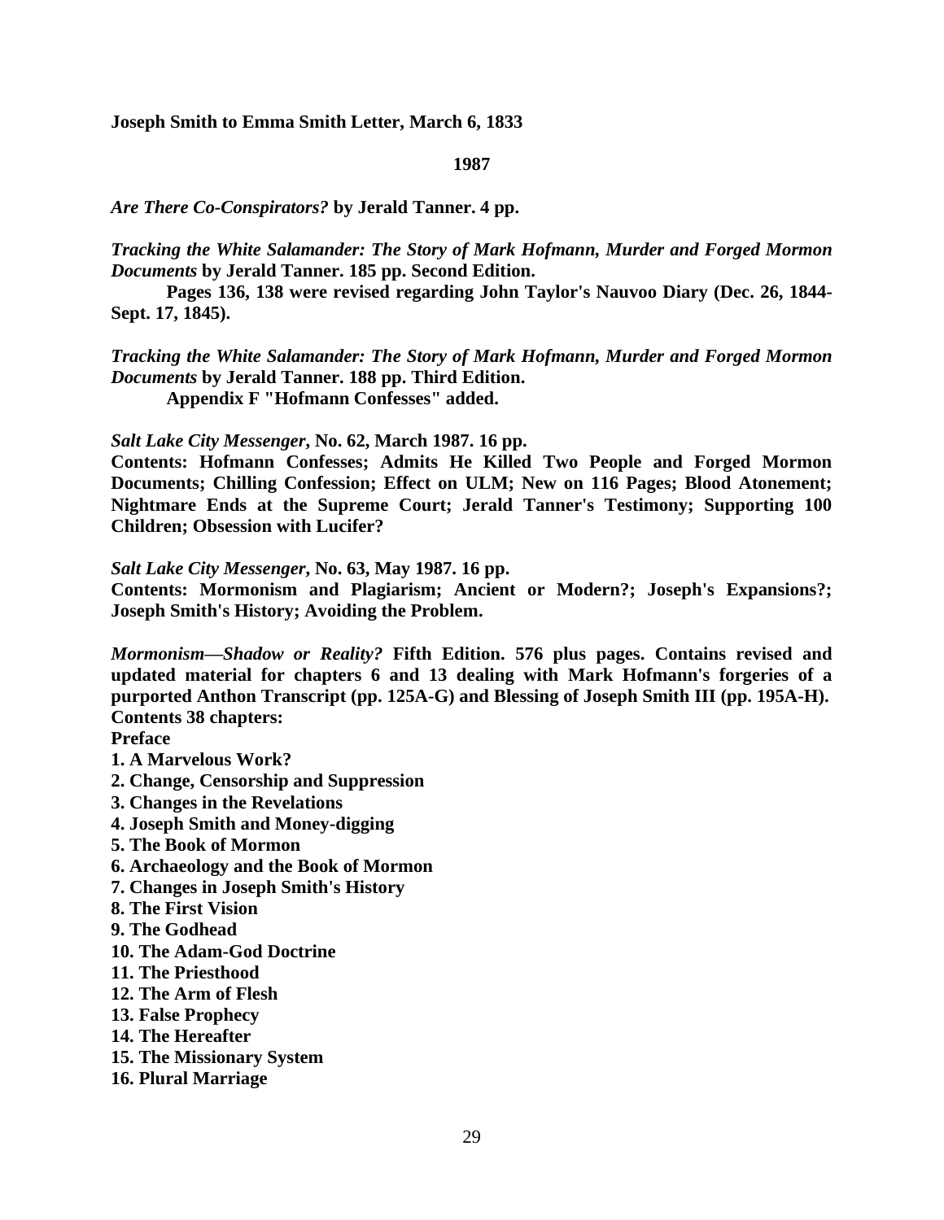**Joseph Smith to Emma Smith Letter, March 6, 1833**

**1987**

***Are There Co-Conspirators?* by Jerald Tanner. 4 pp.**

***Tracking the White Salamander: The Story of Mark Hofmann, Murder and Forged Mormon Documents* by Jerald Tanner. 185 pp. Second Edition.**
**Pages 136, 138 were revised regarding John Taylor's Nauvoo Diary (Dec. 26, 1844-Sept. 17, 1845).**

***Tracking the White Salamander: The Story of Mark Hofmann, Murder and Forged Mormon Documents* by Jerald Tanner. 188 pp. Third Edition.**
**Appendix F "Hofmann Confesses" added.**

***Salt Lake City Messenger*, No. 62, March 1987. 16 pp.**
**Contents: Hofmann Confesses; Admits He Killed Two People and Forged Mormon Documents; Chilling Confession; Effect on ULM; New on 116 Pages; Blood Atonement; Nightmare Ends at the Supreme Court; Jerald Tanner's Testimony; Supporting 100 Children; Obsession with Lucifer?**

***Salt Lake City Messenger*, No. 63, May 1987. 16 pp.**
**Contents: Mormonism and Plagiarism; Ancient or Modern?; Joseph's Expansions?; Joseph Smith's History; Avoiding the Problem.**

***Mormonism—Shadow or Reality?* Fifth Edition. 576 plus pages. Contains revised and updated material for chapters 6 and 13 dealing with Mark Hofmann's forgeries of a purported Anthon Transcript (pp. 125A-G) and Blessing of Joseph Smith III (pp. 195A-H).**
**Contents 38 chapters:**
**Preface**
**1. A Marvelous Work?**
**2. Change, Censorship and Suppression**
**3. Changes in the Revelations**
**4. Joseph Smith and Money-digging**
**5. The Book of Mormon**
**6. Archaeology and the Book of Mormon**
**7. Changes in Joseph Smith's History**
**8. The First Vision**
**9. The Godhead**
**10. The Adam-God Doctrine**
**11. The Priesthood**
**12. The Arm of Flesh**
**13. False Prophecy**
**14. The Hereafter**
**15. The Missionary System**
**16. Plural Marriage**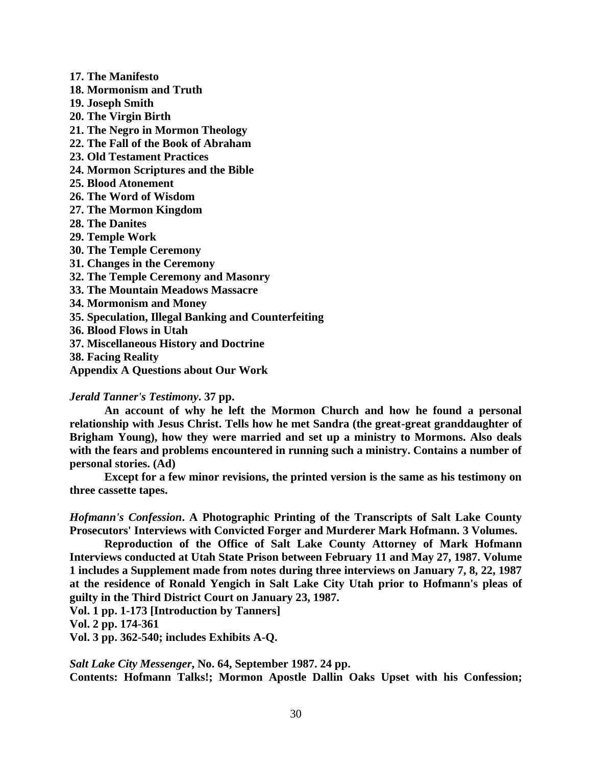**17. The Manifesto**
**18. Mormonism and Truth**
**19. Joseph Smith**
**20. The Virgin Birth**
**21. The Negro in Mormon Theology**
**22. The Fall of the Book of Abraham**
**23. Old Testament Practices**
**24. Mormon Scriptures and the Bible**
**25. Blood Atonement**
**26. The Word of Wisdom**
**27. The Mormon Kingdom**
**28. The Danites**
**29. Temple Work**
**30. The Temple Ceremony**
**31. Changes in the Ceremony**
**32. The Temple Ceremony and Masonry**
**33. The Mountain Meadows Massacre**
**34. Mormonism and Money**
**35. Speculation, Illegal Banking and Counterfeiting**
**36. Blood Flows in Utah**
**37. Miscellaneous History and Doctrine**
**38. Facing Reality**
**Appendix A Questions about Our Work**

***Jerald Tanner's Testimony*. 37 pp.**

**An account of why he left the Mormon Church and how he found a personal relationship with Jesus Christ. Tells how he met Sandra (the great-great granddaughter of Brigham Young), how they were married and set up a ministry to Mormons. Also deals with the fears and problems encountered in running such a ministry. Contains a number of personal stories. (Ad)**

**Except for a few minor revisions, the printed version is the same as his testimony on three cassette tapes.**

***Hofmann's Confession*. A Photographic Printing of the Transcripts of Salt Lake County Prosecutors' Interviews with Convicted Forger and Murderer Mark Hofmann. 3 Volumes.**

**Reproduction of the Office of Salt Lake County Attorney of Mark Hofmann Interviews conducted at Utah State Prison between February 11 and May 27, 1987. Volume 1 includes a Supplement made from notes during three interviews on January 7, 8, 22, 1987 at the residence of Ronald Yengich in Salt Lake City Utah prior to Hofmann's pleas of guilty in the Third District Court on January 23, 1987.**
**Vol. 1 pp. 1-173 [Introduction by Tanners]**
**Vol. 2 pp. 174-361**
**Vol. 3 pp. 362-540; includes Exhibits A-Q.**

***Salt Lake City Messenger*, No. 64, September 1987. 24 pp.**
**Contents: Hofmann Talks!; Mormon Apostle Dallin Oaks Upset with his Confession;**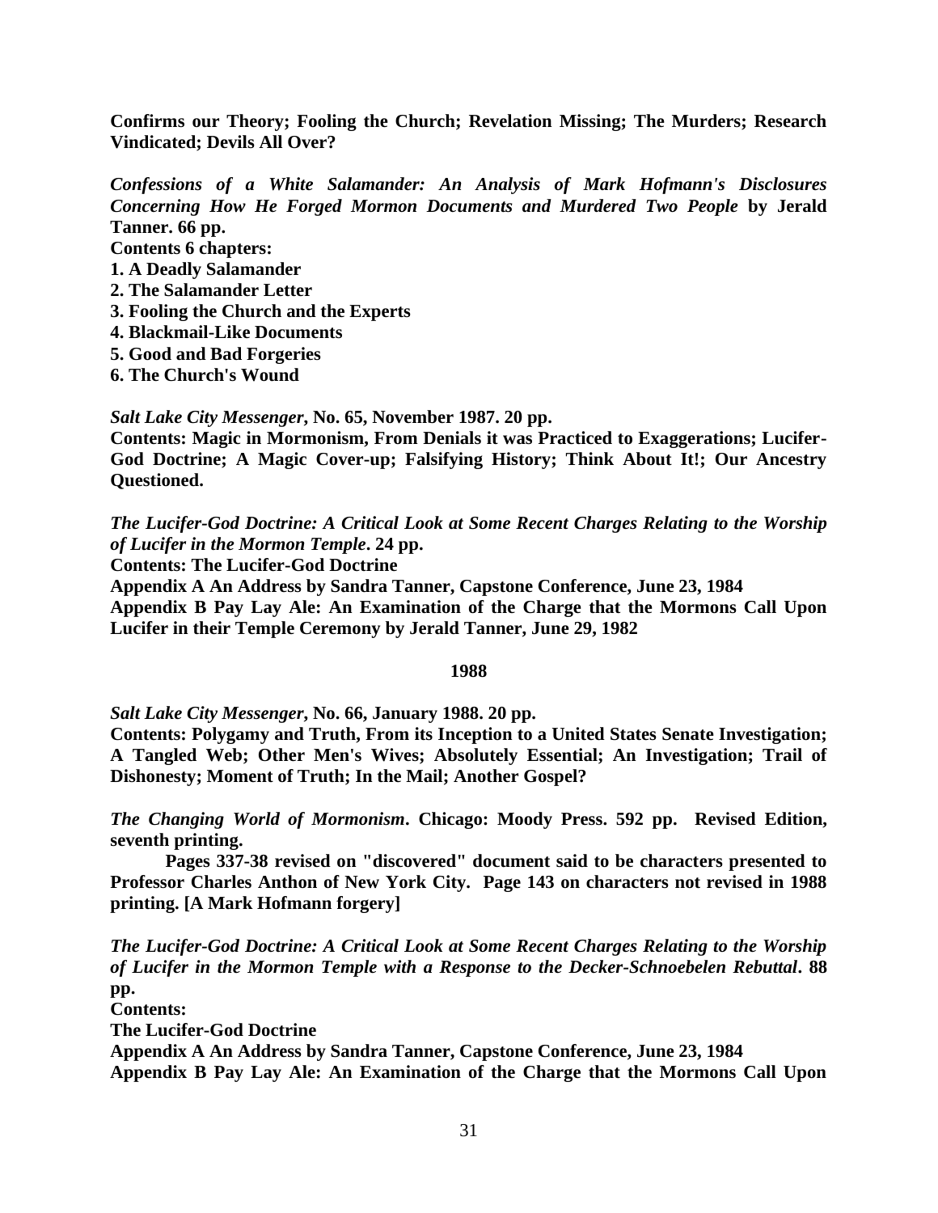**Confirms our Theory; Fooling the Church; Revelation Missing; The Murders; Research Vindicated; Devils All Over?**

***Confessions of a White Salamander: An Analysis of Mark Hofmann's Disclosures Concerning How He Forged Mormon Documents and Murdered Two People*** **by Jerald Tanner. 66 pp.**
**Contents 6 chapters:**
**1. A Deadly Salamander**
**2. The Salamander Letter**
**3. Fooling the Church and the Experts**
**4. Blackmail-Like Documents**
**5. Good and Bad Forgeries**
**6. The Church's Wound**

***Salt Lake City Messenger*, No. 65, November 1987. 20 pp.**
**Contents: Magic in Mormonism, From Denials it was Practiced to Exaggerations; Lucifer-God Doctrine; A Magic Cover-up; Falsifying History; Think About It!; Our Ancestry Questioned.**

***The Lucifer-God Doctrine: A Critical Look at Some Recent Charges Relating to the Worship of Lucifer in the Mormon Temple*. 24 pp.**
**Contents: The Lucifer-God Doctrine**
**Appendix A An Address by Sandra Tanner, Capstone Conference, June 23, 1984**
**Appendix B Pay Lay Ale: An Examination of the Charge that the Mormons Call Upon Lucifer in their Temple Ceremony by Jerald Tanner, June 29, 1982**

**1988**

***Salt Lake City Messenger*, No. 66, January 1988. 20 pp.**
**Contents: Polygamy and Truth, From its Inception to a United States Senate Investigation; A Tangled Web; Other Men's Wives; Absolutely Essential; An Investigation; Trail of Dishonesty; Moment of Truth; In the Mail; Another Gospel?**

***The Changing World of Mormonism*. Chicago: Moody Press. 592 pp. Revised Edition, seventh printing.**

**Pages 337-38 revised on "discovered" document said to be characters presented to Professor Charles Anthon of New York City. Page 143 on characters not revised in 1988 printing. [A Mark Hofmann forgery]**

***The Lucifer-God Doctrine: A Critical Look at Some Recent Charges Relating to the Worship of Lucifer in the Mormon Temple with a Response to the Decker-Schnoebelen Rebuttal*. 88 pp.**
**Contents:**
**The Lucifer-God Doctrine**
**Appendix A An Address by Sandra Tanner, Capstone Conference, June 23, 1984**
**Appendix B Pay Lay Ale: An Examination of the Charge that the Mormons Call Upon**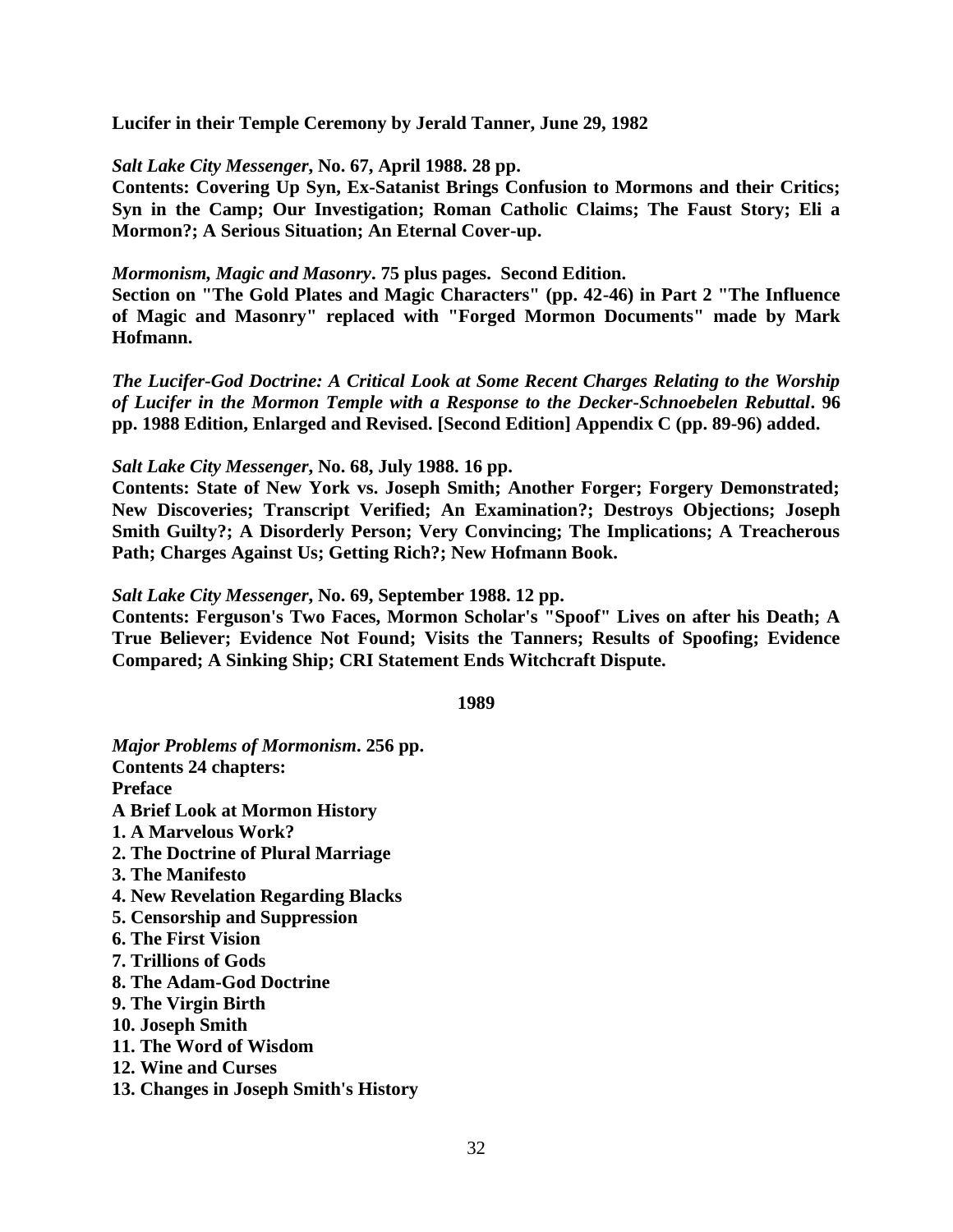**Lucifer in their Temple Ceremony by Jerald Tanner, June 29, 1982**

***Salt Lake City Messenger*, No. 67, April 1988. 28 pp.**
**Contents: Covering Up Syn, Ex-Satanist Brings Confusion to Mormons and their Critics; Syn in the Camp; Our Investigation; Roman Catholic Claims; The Faust Story; Eli a Mormon?; A Serious Situation; An Eternal Cover-up.**

***Mormonism, Magic and Masonry*. 75 plus pages. Second Edition.**
**Section on "The Gold Plates and Magic Characters" (pp. 42-46) in Part 2 "The Influence of Magic and Masonry" replaced with "Forged Mormon Documents" made by Mark Hofmann.**

***The Lucifer-God Doctrine: A Critical Look at Some Recent Charges Relating to the Worship of Lucifer in the Mormon Temple with a Response to the Decker-Schnoebelen Rebuttal*. 96 pp. 1988 Edition, Enlarged and Revised. [Second Edition] Appendix C (pp. 89-96) added.**

***Salt Lake City Messenger*, No. 68, July 1988. 16 pp.**
**Contents: State of New York vs. Joseph Smith; Another Forger; Forgery Demonstrated; New Discoveries; Transcript Verified; An Examination?; Destroys Objections; Joseph Smith Guilty?; A Disorderly Person; Very Convincing; The Implications; A Treacherous Path; Charges Against Us; Getting Rich?; New Hofmann Book.**

***Salt Lake City Messenger*, No. 69, September 1988. 12 pp.**
**Contents: Ferguson's Two Faces, Mormon Scholar's "Spoof" Lives on after his Death; A True Believer; Evidence Not Found; Visits the Tanners; Results of Spoofing; Evidence Compared; A Sinking Ship; CRI Statement Ends Witchcraft Dispute.**

**1989**

***Major Problems of Mormonism*. 256 pp.**
**Contents 24 chapters:**
**Preface**
**A Brief Look at Mormon History**
**1. A Marvelous Work?**
**2. The Doctrine of Plural Marriage**
**3. The Manifesto**
**4. New Revelation Regarding Blacks**
**5. Censorship and Suppression**
**6. The First Vision**
**7. Trillions of Gods**
**8. The Adam-God Doctrine**
**9. The Virgin Birth**
**10. Joseph Smith**
**11. The Word of Wisdom**
**12. Wine and Curses**
**13. Changes in Joseph Smith's History**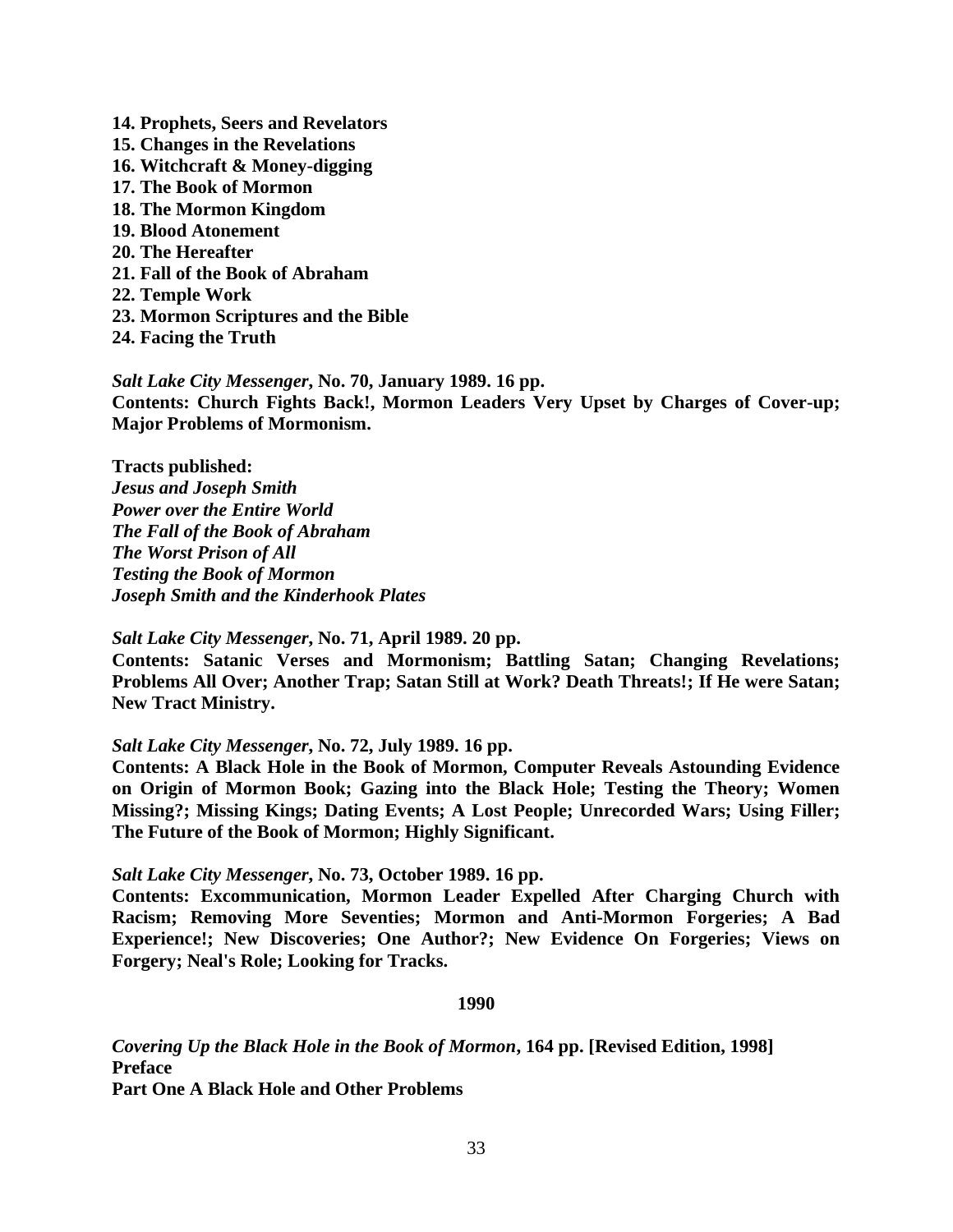**14. Prophets, Seers and Revelators**
**15. Changes in the Revelations**
**16. Witchcraft & Money-digging**
**17. The Book of Mormon**
**18. The Mormon Kingdom**
**19. Blood Atonement**
**20. The Hereafter**
**21. Fall of the Book of Abraham**
**22. Temple Work**
**23. Mormon Scriptures and the Bible**
**24. Facing the Truth**

***Salt Lake City Messenger*, No. 70, January 1989. 16 pp.**
**Contents: Church Fights Back!, Mormon Leaders Very Upset by Charges of Cover-up; Major Problems of Mormonism.**

**Tracts published:**
***Jesus and Joseph Smith***
***Power over the Entire World***
***The Fall of the Book of Abraham***
***The Worst Prison of All***
***Testing the Book of Mormon***
***Joseph Smith and the Kinderhook Plates***

***Salt Lake City Messenger*, No. 71, April 1989. 20 pp.**
**Contents: Satanic Verses and Mormonism; Battling Satan; Changing Revelations; Problems All Over; Another Trap; Satan Still at Work? Death Threats!; If He were Satan; New Tract Ministry.**

***Salt Lake City Messenger*, No. 72, July 1989. 16 pp.**
**Contents: A Black Hole in the Book of Mormon, Computer Reveals Astounding Evidence on Origin of Mormon Book; Gazing into the Black Hole; Testing the Theory; Women Missing?; Missing Kings; Dating Events; A Lost People; Unrecorded Wars; Using Filler; The Future of the Book of Mormon; Highly Significant.**

***Salt Lake City Messenger*, No. 73, October 1989. 16 pp.**
**Contents: Excommunication, Mormon Leader Expelled After Charging Church with Racism; Removing More Seventies; Mormon and Anti-Mormon Forgeries; A Bad Experience!; New Discoveries; One Author?; New Evidence On Forgeries; Views on Forgery; Neal's Role; Looking for Tracks.**

**1990**

***Covering Up the Black Hole in the Book of Mormon*, 164 pp. [Revised Edition, 1998]**
**Preface**
**Part One A Black Hole and Other Problems**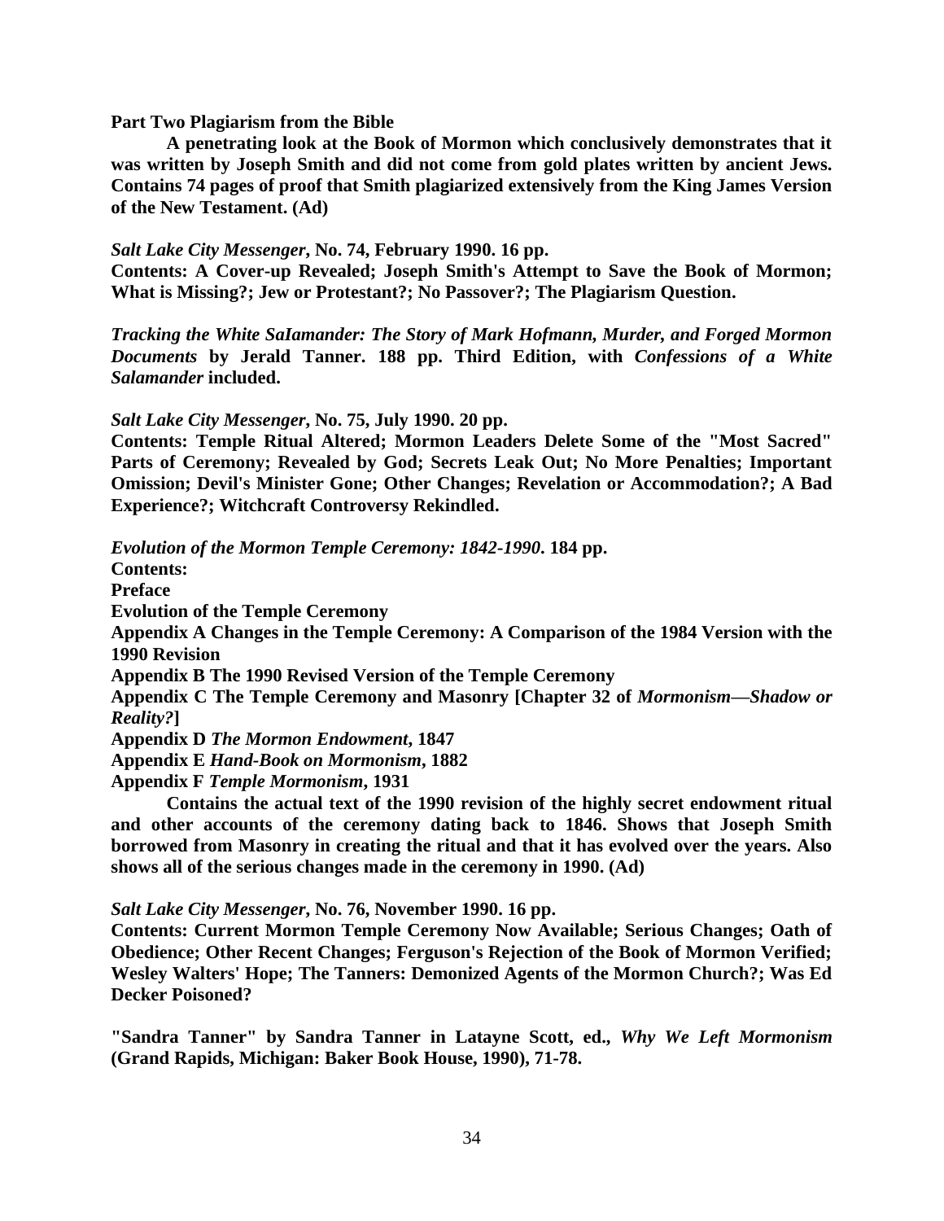**Part Two Plagiarism from the Bible**

**A penetrating look at the Book of Mormon which conclusively demonstrates that it was written by Joseph Smith and did not come from gold plates written by ancient Jews. Contains 74 pages of proof that Smith plagiarized extensively from the King James Version of the New Testament. (Ad)**

***Salt Lake City Messenger*, No. 74, February 1990. 16 pp.**
**Contents: A Cover-up Revealed; Joseph Smith's Attempt to Save the Book of Mormon; What is Missing?; Jew or Protestant?; No Passover?; The Plagiarism Question.**

***Tracking the White SaIamander: The Story of Mark Hofmann, Murder, and Forged Mormon Documents* by Jerald Tanner. 188 pp. Third Edition, with *Confessions of a White Salamander* included.**

***Salt Lake City Messenger*, No. 75, July 1990. 20 pp.**
**Contents: Temple Ritual Altered; Mormon Leaders Delete Some of the "Most Sacred" Parts of Ceremony; Revealed by God; Secrets Leak Out; No More Penalties; Important Omission; Devil's Minister Gone; Other Changes; Revelation or Accommodation?; A Bad Experience?; Witchcraft Controversy Rekindled.**

***Evolution of the Mormon Temple Ceremony: 1842-1990*. 184 pp.**
**Contents:**
**Preface**
**Evolution of the Temple Ceremony**
**Appendix A Changes in the Temple Ceremony: A Comparison of the 1984 Version with the 1990 Revision**
**Appendix B The 1990 Revised Version of the Temple Ceremony**
**Appendix C The Temple Ceremony and Masonry [Chapter 32 of *Mormonism—Shadow or Reality?*]**
**Appendix D *The Mormon Endowment*, 1847**
**Appendix E *Hand-Book on Mormonism*, 1882**
**Appendix F *Temple Mormonism*, 1931**

**Contains the actual text of the 1990 revision of the highly secret endowment ritual and other accounts of the ceremony dating back to 1846. Shows that Joseph Smith borrowed from Masonry in creating the ritual and that it has evolved over the years. Also shows all of the serious changes made in the ceremony in 1990. (Ad)**

***Salt Lake City Messenger*, No. 76, November 1990. 16 pp.**
**Contents: Current Mormon Temple Ceremony Now Available; Serious Changes; Oath of Obedience; Other Recent Changes; Ferguson's Rejection of the Book of Mormon Verified; Wesley Walters' Hope; The Tanners: Demonized Agents of the Mormon Church?; Was Ed Decker Poisoned?**

**"Sandra Tanner" by Sandra Tanner in Latayne Scott, ed., *Why We Left Mormonism* (Grand Rapids, Michigan: Baker Book House, 1990), 71-78.**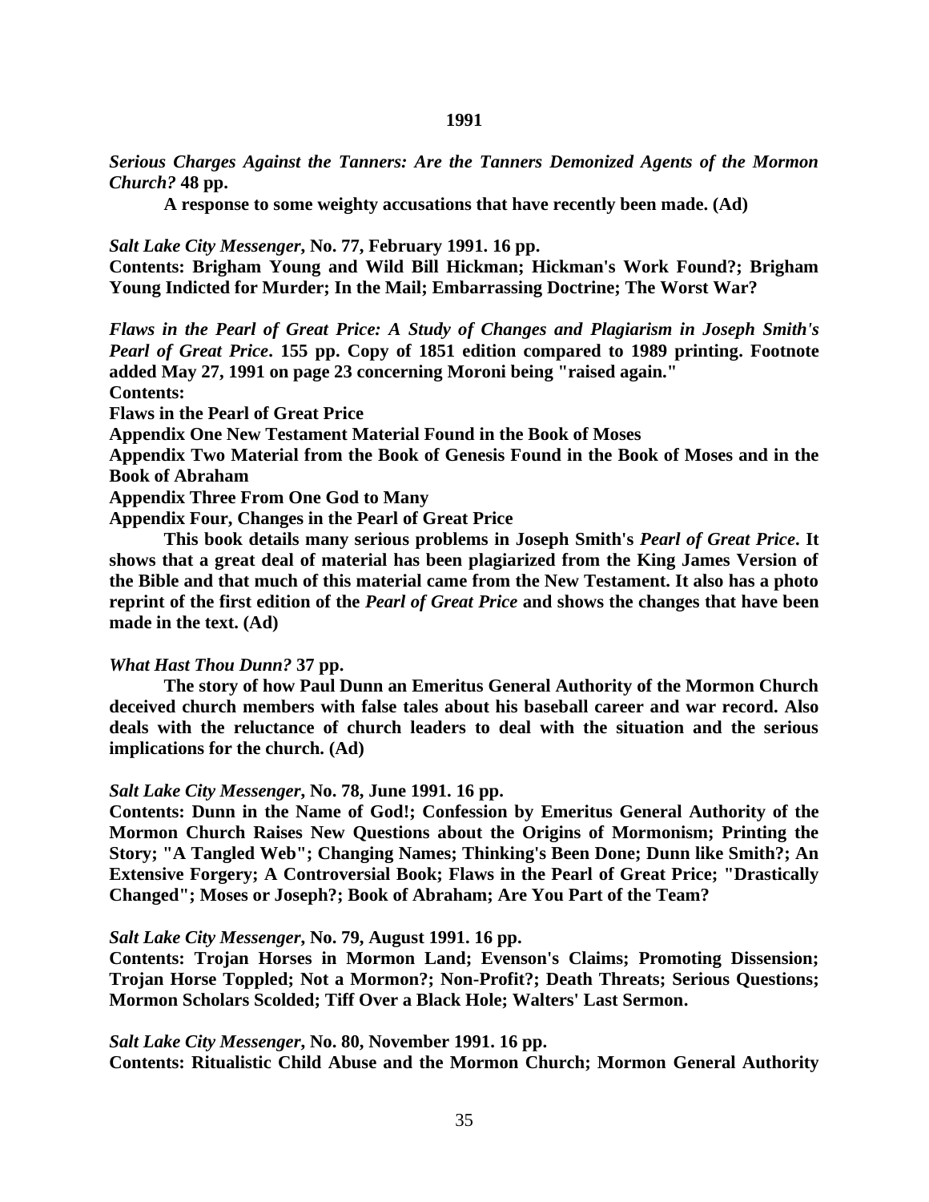**1991**

***Serious Charges Against the Tanners: Are the Tanners Demonized Agents of the Mormon Church?* 48 pp.**

**A response to some weighty accusations that have recently been made. (Ad)**

***Salt Lake City Messenger*, No. 77, February 1991. 16 pp.**
**Contents: Brigham Young and Wild Bill Hickman; Hickman's Work Found?; Brigham Young Indicted for Murder; In the Mail; Embarrassing Doctrine; The Worst War?**

***Flaws in the Pearl of Great Price: A Study of Changes and Plagiarism in Joseph Smith's Pearl of Great Price*. 155 pp. Copy of 1851 edition compared to 1989 printing. Footnote added May 27, 1991 on page 23 concerning Moroni being "raised again."**
**Contents:**
**Flaws in the Pearl of Great Price**
**Appendix One New Testament Material Found in the Book of Moses**
**Appendix Two Material from the Book of Genesis Found in the Book of Moses and in the Book of Abraham**
**Appendix Three From One God to Many**
**Appendix Four, Changes in the Pearl of Great Price**

**This book details many serious problems in Joseph Smith's *Pearl of Great Price*. It shows that a great deal of material has been plagiarized from the King James Version of the Bible and that much of this material came from the New Testament. It also has a photo reprint of the first edition of the *Pearl of Great Price* and shows the changes that have been made in the text. (Ad)**

***What Hast Thou Dunn?* 37 pp.**

**The story of how Paul Dunn an Emeritus General Authority of the Mormon Church deceived church members with false tales about his baseball career and war record. Also deals with the reluctance of church leaders to deal with the situation and the serious implications for the church. (Ad)**

***Salt Lake City Messenger*, No. 78, June 1991. 16 pp.**
**Contents: Dunn in the Name of God!; Confession by Emeritus General Authority of the Mormon Church Raises New Questions about the Origins of Mormonism; Printing the Story; "A Tangled Web"; Changing Names; Thinking's Been Done; Dunn like Smith?; An Extensive Forgery; A Controversial Book; Flaws in the Pearl of Great Price; "Drastically Changed"; Moses or Joseph?; Book of Abraham; Are You Part of the Team?**

***Salt Lake City Messenger*, No. 79, August 1991. 16 pp.**
**Contents: Trojan Horses in Mormon Land; Evenson's Claims; Promoting Dissension; Trojan Horse Toppled; Not a Mormon?; Non-Profit?; Death Threats; Serious Questions; Mormon Scholars Scolded; Tiff Over a Black Hole; Walters' Last Sermon.**

***Salt Lake City Messenger*, No. 80, November 1991. 16 pp.**
**Contents: Ritualistic Child Abuse and the Mormon Church; Mormon General Authority**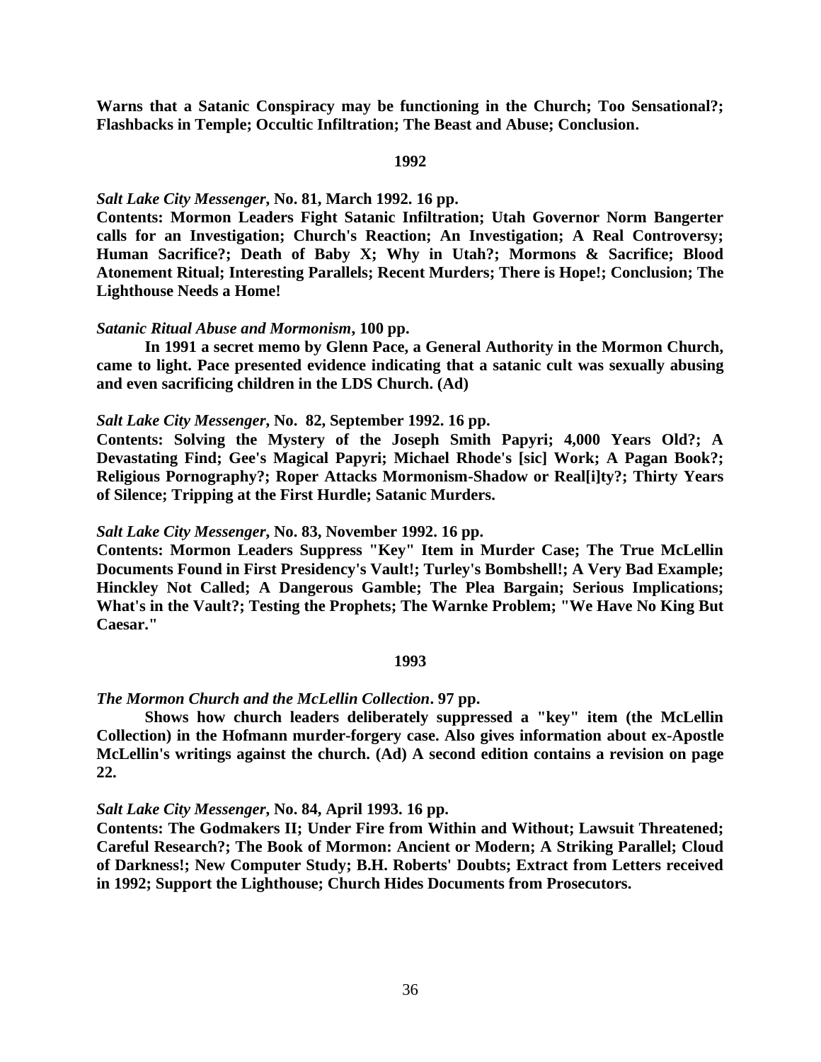**Warns that a Satanic Conspiracy may be functioning in the Church; Too Sensational?; Flashbacks in Temple; Occultic Infiltration; The Beast and Abuse; Conclusion.**

## 1992

***Salt Lake City Messenger*, No. 81, March 1992. 16 pp.**
**Contents: Mormon Leaders Fight Satanic Infiltration; Utah Governor Norm Bangerter calls for an Investigation; Church's Reaction; An Investigation; A Real Controversy; Human Sacrifice?; Death of Baby X; Why in Utah?; Mormons & Sacrifice; Blood Atonement Ritual; Interesting Parallels; Recent Murders; There is Hope!; Conclusion; The Lighthouse Needs a Home!**

***Satanic Ritual Abuse and Mormonism*, 100 pp.**
**In 1991 a secret memo by Glenn Pace, a General Authority in the Mormon Church, came to light. Pace presented evidence indicating that a satanic cult was sexually abusing and even sacrificing children in the LDS Church. (Ad)**

***Salt Lake City Messenger*, No. 82, September 1992. 16 pp.**
**Contents: Solving the Mystery of the Joseph Smith Papyri; 4,000 Years Old?; A Devastating Find; Gee's Magical Papyri; Michael Rhode's [sic] Work; A Pagan Book?; Religious Pornography?; Roper Attacks Mormonism-Shadow or Real[i]ty?; Thirty Years of Silence; Tripping at the First Hurdle; Satanic Murders.**

***Salt Lake City Messenger*, No. 83, November 1992. 16 pp.**
**Contents: Mormon Leaders Suppress "Key" Item in Murder Case; The True McLellin Documents Found in First Presidency's Vault!; Turley's Bombshell!; A Very Bad Example; Hinckley Not Called; A Dangerous Gamble; The Plea Bargain; Serious Implications; What's in the Vault?; Testing the Prophets; The Warnke Problem; "We Have No King But Caesar."**

## 1993

***The Mormon Church and the McLellin Collection*. 97 pp.**
**Shows how church leaders deliberately suppressed a "key" item (the McLellin Collection) in the Hofmann murder-forgery case. Also gives information about ex-Apostle McLellin's writings against the church. (Ad) A second edition contains a revision on page 22.**

***Salt Lake City Messenger*, No. 84, April 1993. 16 pp.**
**Contents: The Godmakers II; Under Fire from Within and Without; Lawsuit Threatened; Careful Research?; The Book of Mormon: Ancient or Modern; A Striking Parallel; Cloud of Darkness!; New Computer Study; B.H. Roberts' Doubts; Extract from Letters received in 1992; Support the Lighthouse; Church Hides Documents from Prosecutors.**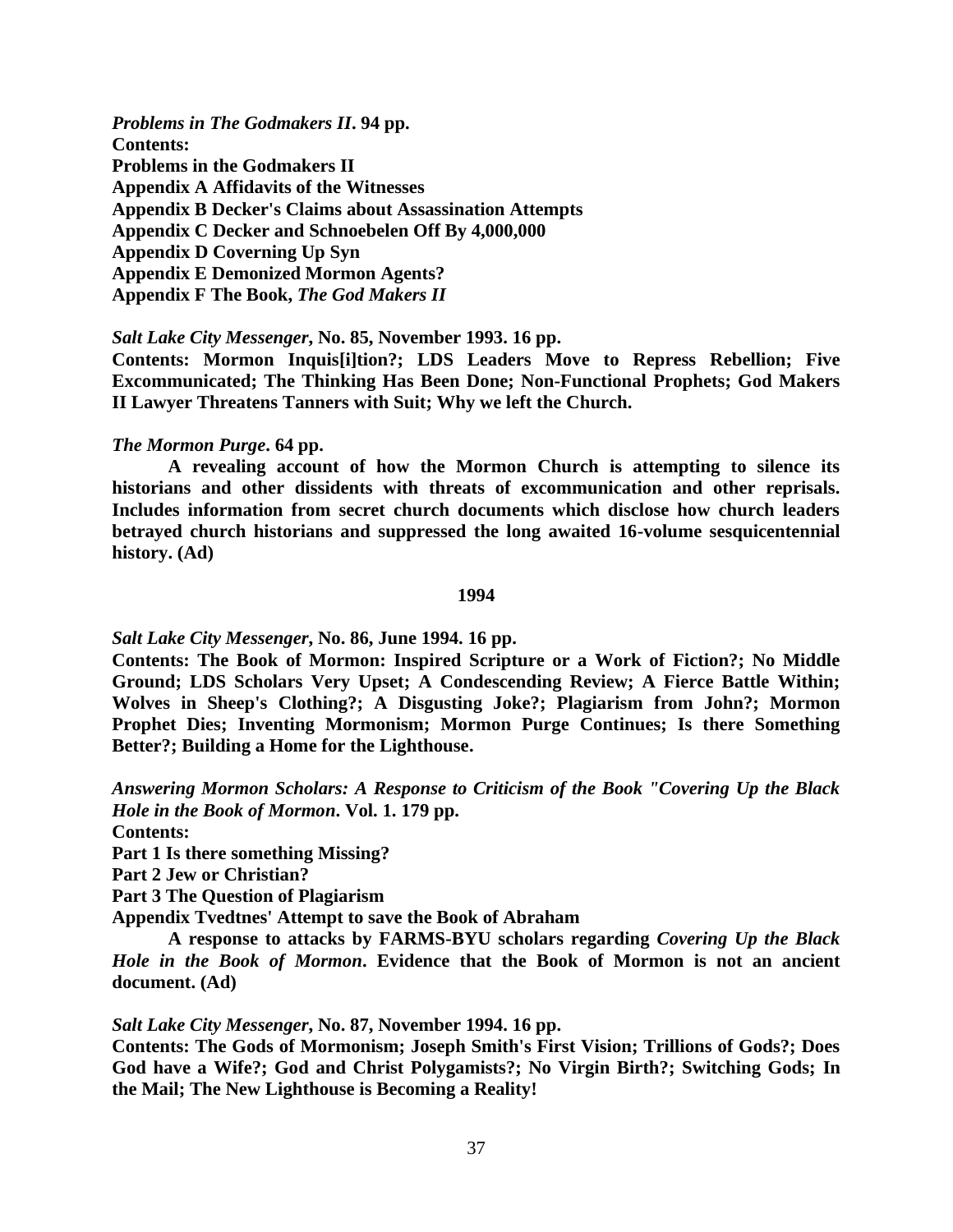***Problems in The Godmakers II*. 94 pp.**
**Contents:**
**Problems in the Godmakers II**
**Appendix A Affidavits of the Witnesses**
**Appendix B Decker's Claims about Assassination Attempts**
**Appendix C Decker and Schnoebelen Off By 4,000,000**
**Appendix D Covering Up Syn**
**Appendix E Demonized Mormon Agents?**
**Appendix F The Book, *The God Makers II***

***Salt Lake City Messenger*, No. 85, November 1993. 16 pp.**
**Contents: Mormon Inquis[i]tion?; LDS Leaders Move to Repress Rebellion; Five Excommunicated; The Thinking Has Been Done; Non-Functional Prophets; God Makers II Lawyer Threatens Tanners with Suit; Why we left the Church.**

***The Mormon Purge*. 64 pp.**

**A revealing account of how the Mormon Church is attempting to silence its historians and other dissidents with threats of excommunication and other reprisals. Includes information from secret church documents which disclose how church leaders betrayed church historians and suppressed the long awaited 16-volume sesquicentennial history. (Ad)**

**1994**

***Salt Lake City Messenger*, No. 86, June 1994. 16 pp.**
**Contents: The Book of Mormon: Inspired Scripture or a Work of Fiction?; No Middle Ground; LDS Scholars Very Upset; A Condescending Review; A Fierce Battle Within; Wolves in Sheep's Clothing?; A Disgusting Joke?; Plagiarism from John?; Mormon Prophet Dies; Inventing Mormonism; Mormon Purge Continues; Is there Something Better?; Building a Home for the Lighthouse.**

***Answering Mormon Scholars: A Response to Criticism of the Book "Covering Up the Black Hole in the Book of Mormon*. Vol. 1. 179 pp.**
**Contents:**
**Part 1 Is there something Missing?**
**Part 2 Jew or Christian?**
**Part 3 The Question of Plagiarism**
**Appendix Tvedtnes' Attempt to save the Book of Abraham**

**A response to attacks by FARMS-BYU scholars regarding *Covering Up the Black Hole in the Book of Mormon*. Evidence that the Book of Mormon is not an ancient document. (Ad)**

***Salt Lake City Messenger*, No. 87, November 1994. 16 pp.**
**Contents: The Gods of Mormonism; Joseph Smith's First Vision; Trillions of Gods?; Does God have a Wife?; God and Christ Polygamists?; No Virgin Birth?; Switching Gods; In the Mail; The New Lighthouse is Becoming a Reality!**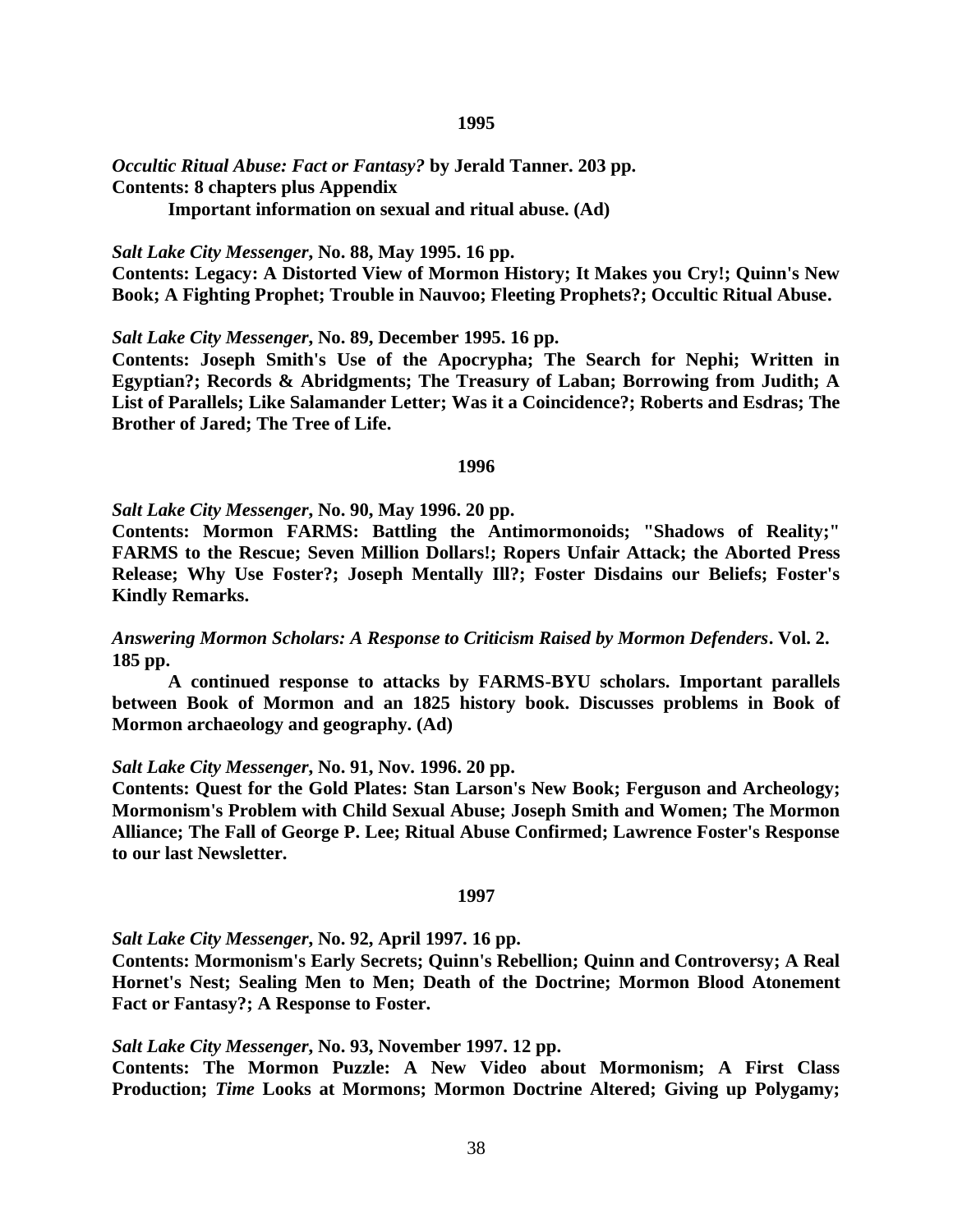**1995**

***Occultic Ritual Abuse: Fact or Fantasy?* by Jerald Tanner. 203 pp.**
**Contents: 8 chapters plus Appendix**

**Important information on sexual and ritual abuse. (Ad)**

***Salt Lake City Messenger*, No. 88, May 1995. 16 pp.**
**Contents: Legacy: A Distorted View of Mormon History; It Makes you Cry!; Quinn's New Book; A Fighting Prophet; Trouble in Nauvoo; Fleeting Prophets?; Occultic Ritual Abuse.**

***Salt Lake City Messenger*, No. 89, December 1995. 16 pp.**
**Contents: Joseph Smith's Use of the Apocrypha; The Search for Nephi; Written in Egyptian?; Records & Abridgments; The Treasury of Laban; Borrowing from Judith; A List of Parallels; Like Salamander Letter; Was it a Coincidence?; Roberts and Esdras; The Brother of Jared; The Tree of Life.**

**1996**

***Salt Lake City Messenger*, No. 90, May 1996. 20 pp.**
**Contents: Mormon FARMS: Battling the Antimormonoids; "Shadows of Reality;" FARMS to the Rescue; Seven Million Dollars!; Ropers Unfair Attack; the Aborted Press Release; Why Use Foster?; Joseph Mentally Ill?; Foster Disdains our Beliefs; Foster's Kindly Remarks.**

***Answering Mormon Scholars: A Response to Criticism Raised by Mormon Defenders*. Vol. 2. 185 pp.**

**A continued response to attacks by FARMS-BYU scholars. Important parallels between Book of Mormon and an 1825 history book. Discusses problems in Book of Mormon archaeology and geography. (Ad)**

***Salt Lake City Messenger*, No. 91, Nov. 1996. 20 pp.**
**Contents: Quest for the Gold Plates: Stan Larson's New Book; Ferguson and Archeology; Mormonism's Problem with Child Sexual Abuse; Joseph Smith and Women; The Mormon Alliance; The Fall of George P. Lee; Ritual Abuse Confirmed; Lawrence Foster's Response to our last Newsletter.**

**1997**

***Salt Lake City Messenger*, No. 92, April 1997. 16 pp.**
**Contents: Mormonism's Early Secrets; Quinn's Rebellion; Quinn and Controversy; A Real Hornet's Nest; Sealing Men to Men; Death of the Doctrine; Mormon Blood Atonement Fact or Fantasy?; A Response to Foster.**

***Salt Lake City Messenger*, No. 93, November 1997. 12 pp.**
**Contents: The Mormon Puzzle: A New Video about Mormonism; A First Class Production; *Time* Looks at Mormons; Mormon Doctrine Altered; Giving up Polygamy;**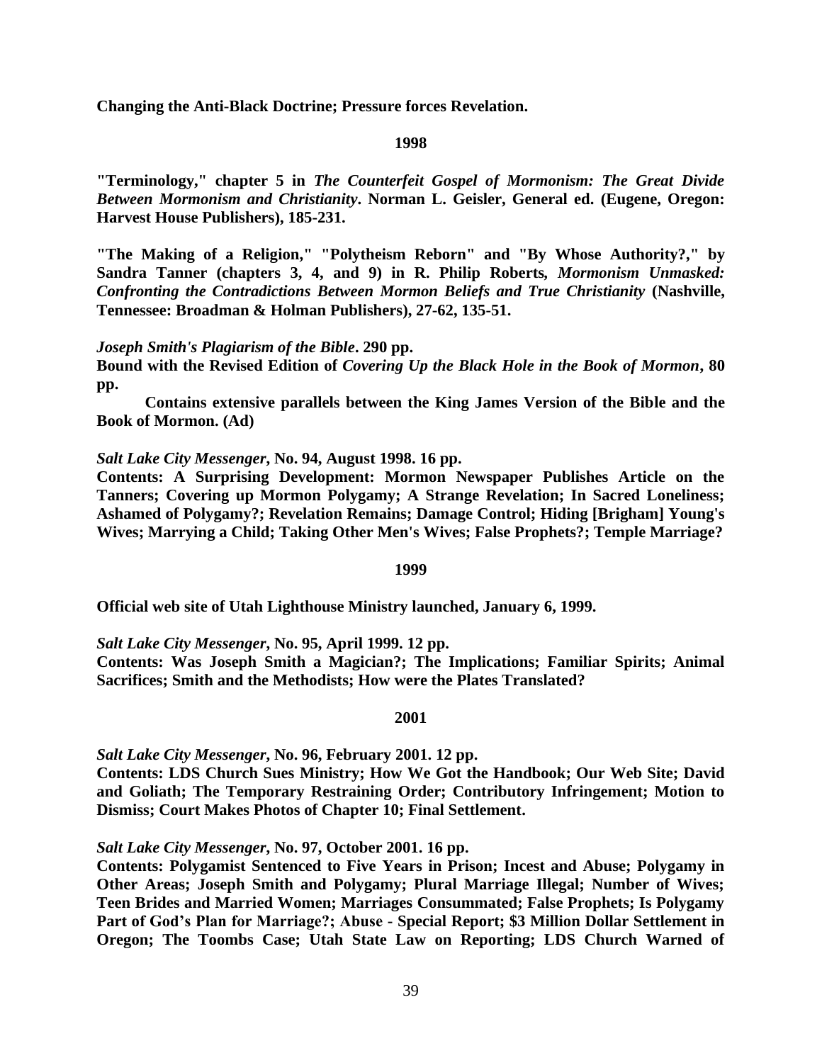**Changing the Anti-Black Doctrine; Pressure forces Revelation.**

**1998**

**"Terminology," chapter 5 in *The Counterfeit Gospel of Mormonism: The Great Divide Between Mormonism and Christianity*. Norman L. Geisler, General ed. (Eugene, Oregon: Harvest House Publishers), 185-231.**

**"The Making of a Religion," "Polytheism Reborn" and "By Whose Authority?," by Sandra Tanner (chapters 3, 4, and 9) in R. Philip Roberts, *Mormonism Unmasked: Confronting the Contradictions Between Mormon Beliefs and True Christianity* (Nashville, Tennessee: Broadman & Holman Publishers), 27-62, 135-51.**

***Joseph Smith's Plagiarism of the Bible*. 290 pp.**
**Bound with the Revised Edition of *Covering Up the Black Hole in the Book of Mormon*, 80 pp.**

**Contains extensive parallels between the King James Version of the Bible and the Book of Mormon. (Ad)**

***Salt Lake City Messenger*, No. 94, August 1998. 16 pp.**
**Contents: A Surprising Development: Mormon Newspaper Publishes Article on the Tanners; Covering up Mormon Polygamy; A Strange Revelation; In Sacred Loneliness; Ashamed of Polygamy?; Revelation Remains; Damage Control; Hiding [Brigham] Young's Wives; Marrying a Child; Taking Other Men's Wives; False Prophets?; Temple Marriage?**

**1999**

**Official web site of Utah Lighthouse Ministry launched, January 6, 1999.**

***Salt Lake City Messenger*, No. 95, April 1999. 12 pp.**
**Contents: Was Joseph Smith a Magician?; The Implications; Familiar Spirits; Animal Sacrifices; Smith and the Methodists; How were the Plates Translated?**

**2001**

***Salt Lake City Messenger*, No. 96, February 2001. 12 pp.**
**Contents: LDS Church Sues Ministry; How We Got the Handbook; Our Web Site; David and Goliath; The Temporary Restraining Order; Contributory Infringement; Motion to Dismiss; Court Makes Photos of Chapter 10; Final Settlement.**

***Salt Lake City Messenger*, No. 97, October 2001. 16 pp.**
**Contents: Polygamist Sentenced to Five Years in Prison; Incest and Abuse; Polygamy in Other Areas; Joseph Smith and Polygamy; Plural Marriage Illegal; Number of Wives; Teen Brides and Married Women; Marriages Consummated; False Prophets; Is Polygamy Part of God's Plan for Marriage?; Abuse - Special Report; $3 Million Dollar Settlement in Oregon; The Toombs Case; Utah State Law on Reporting; LDS Church Warned of**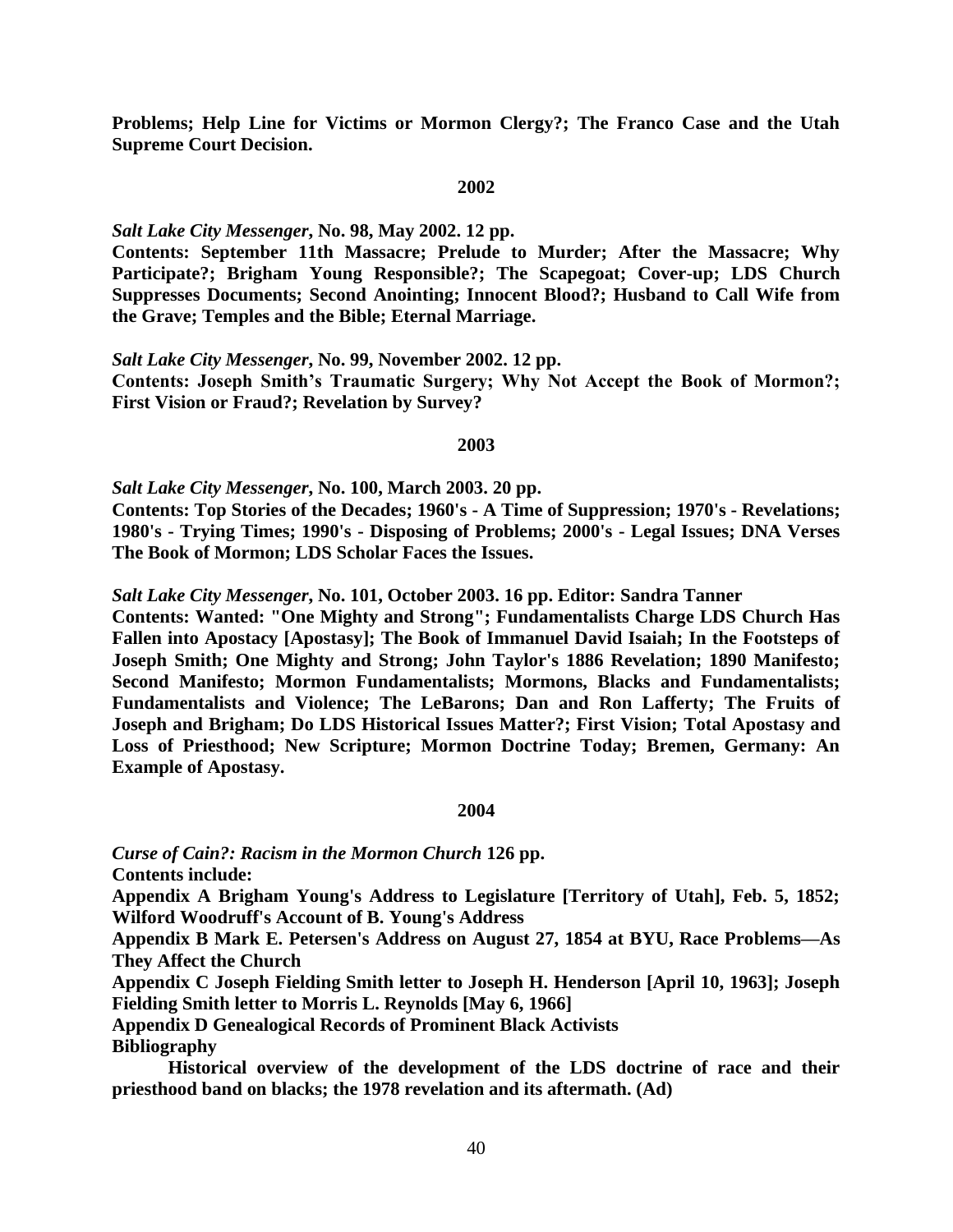**Problems; Help Line for Victims or Mormon Clergy?; The Franco Case and the Utah Supreme Court Decision.**

**2002**

***Salt Lake City Messenger*, No. 98, May 2002. 12 pp.**
**Contents: September 11th Massacre; Prelude to Murder; After the Massacre; Why Participate?; Brigham Young Responsible?; The Scapegoat; Cover-up; LDS Church Suppresses Documents; Second Anointing; Innocent Blood?; Husband to Call Wife from the Grave; Temples and the Bible; Eternal Marriage.**

***Salt Lake City Messenger*, No. 99, November 2002. 12 pp.**
**Contents: Joseph Smith's Traumatic Surgery; Why Not Accept the Book of Mormon?; First Vision or Fraud?; Revelation by Survey?**

**2003**

***Salt Lake City Messenger*, No. 100, March 2003. 20 pp.**
**Contents: Top Stories of the Decades; 1960's - A Time of Suppression; 1970's - Revelations; 1980's - Trying Times; 1990's - Disposing of Problems; 2000's - Legal Issues; DNA Verses The Book of Mormon; LDS Scholar Faces the Issues.**

***Salt Lake City Messenger*, No. 101, October 2003. 16 pp. Editor: Sandra Tanner**
**Contents: Wanted: "One Mighty and Strong"; Fundamentalists Charge LDS Church Has Fallen into Apostacy [Apostasy]; The Book of Immanuel David Isaiah; In the Footsteps of Joseph Smith; One Mighty and Strong; John Taylor's 1886 Revelation; 1890 Manifesto; Second Manifesto; Mormon Fundamentalists; Mormons, Blacks and Fundamentalists; Fundamentalists and Violence; The LeBarons; Dan and Ron Lafferty; The Fruits of Joseph and Brigham; Do LDS Historical Issues Matter?; First Vision; Total Apostasy and Loss of Priesthood; New Scripture; Mormon Doctrine Today; Bremen, Germany: An Example of Apostasy.**

**2004**

***Curse of Cain?: Racism in the Mormon Church* 126 pp.**
**Contents include:**
**Appendix A Brigham Young's Address to Legislature [Territory of Utah], Feb. 5, 1852; Wilford Woodruff's Account of B. Young's Address**
**Appendix B Mark E. Petersen's Address on August 27, 1854 at BYU, Race Problems—As They Affect the Church**
**Appendix C Joseph Fielding Smith letter to Joseph H. Henderson [April 10, 1963]; Joseph Fielding Smith letter to Morris L. Reynolds [May 6, 1966]**
**Appendix D Genealogical Records of Prominent Black Activists**
**Bibliography**

**Historical overview of the development of the LDS doctrine of race and their priesthood band on blacks; the 1978 revelation and its aftermath. (Ad)**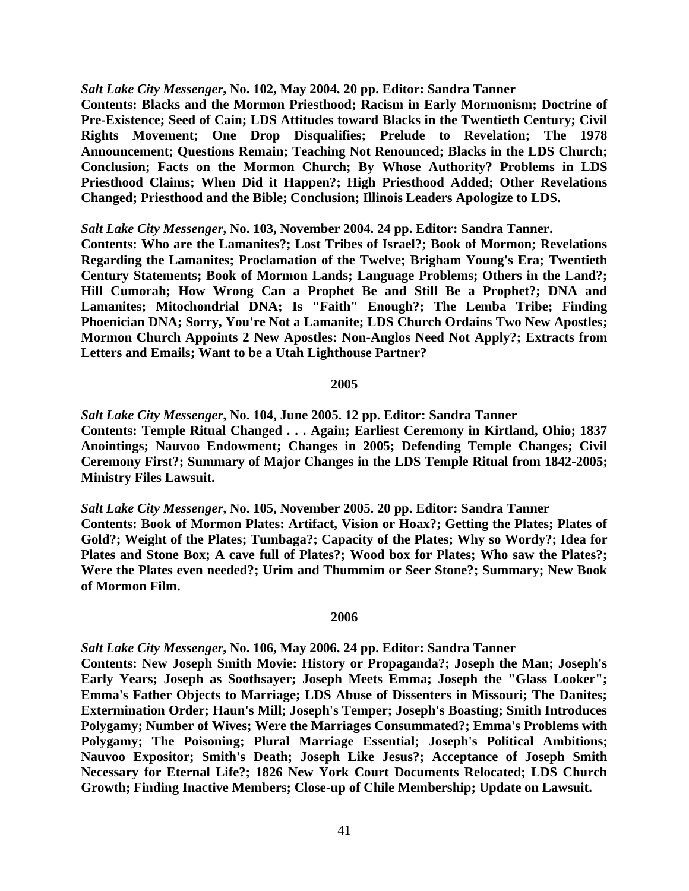***Salt Lake City Messenger*, No. 102, May 2004. 20 pp. Editor: Sandra Tanner**
**Contents: Blacks and the Mormon Priesthood; Racism in Early Mormonism; Doctrine of Pre-Existence; Seed of Cain; LDS Attitudes toward Blacks in the Twentieth Century; Civil Rights Movement; One Drop Disqualifies; Prelude to Revelation; The 1978 Announcement; Questions Remain; Teaching Not Renounced; Blacks in the LDS Church; Conclusion; Facts on the Mormon Church; By Whose Authority? Problems in LDS Priesthood Claims; When Did it Happen?; High Priesthood Added; Other Revelations Changed; Priesthood and the Bible; Conclusion; Illinois Leaders Apologize to LDS.**

***Salt Lake City Messenger*, No. 103, November 2004. 24 pp. Editor: Sandra Tanner.**
**Contents: Who are the Lamanites?; Lost Tribes of Israel?; Book of Mormon; Revelations Regarding the Lamanites; Proclamation of the Twelve; Brigham Young's Era; Twentieth Century Statements; Book of Mormon Lands; Language Problems; Others in the Land?; Hill Cumorah; How Wrong Can a Prophet Be and Still Be a Prophet?; DNA and Lamanites; Mitochondrial DNA; Is "Faith" Enough?; The Lemba Tribe; Finding Phoenician DNA; Sorry, You're Not a Lamanite; LDS Church Ordains Two New Apostles; Mormon Church Appoints 2 New Apostles: Non-Anglos Need Not Apply?; Extracts from Letters and Emails; Want to be a Utah Lighthouse Partner?**

**2005**

***Salt Lake City Messenger*, No. 104, June 2005. 12 pp. Editor: Sandra Tanner**
**Contents: Temple Ritual Changed . . . Again; Earliest Ceremony in Kirtland, Ohio; 1837 Anointings; Nauvoo Endowment; Changes in 2005; Defending Temple Changes; Civil Ceremony First?; Summary of Major Changes in the LDS Temple Ritual from 1842-2005; Ministry Files Lawsuit.**

***Salt Lake City Messenger*, No. 105, November 2005. 20 pp. Editor: Sandra Tanner**
**Contents: Book of Mormon Plates: Artifact, Vision or Hoax?; Getting the Plates; Plates of Gold?; Weight of the Plates; Tumbaga?; Capacity of the Plates; Why so Wordy?; Idea for Plates and Stone Box; A cave full of Plates?; Wood box for Plates; Who saw the Plates?; Were the Plates even needed?; Urim and Thummim or Seer Stone?; Summary; New Book of Mormon Film.**

**2006**

***Salt Lake City Messenger*, No. 106, May 2006. 24 pp. Editor: Sandra Tanner**
**Contents: New Joseph Smith Movie: History or Propaganda?; Joseph the Man; Joseph's Early Years; Joseph as Soothsayer; Joseph Meets Emma; Joseph the "Glass Looker"; Emma's Father Objects to Marriage; LDS Abuse of Dissenters in Missouri; The Danites; Extermination Order; Haun's Mill; Joseph's Temper; Joseph's Boasting; Smith Introduces Polygamy; Number of Wives; Were the Marriages Consummated?; Emma's Problems with Polygamy; The Poisoning; Plural Marriage Essential; Joseph's Political Ambitions; Nauvoo Expositor; Smith's Death; Joseph Like Jesus?; Acceptance of Joseph Smith Necessary for Eternal Life?; 1826 New York Court Documents Relocated; LDS Church Growth; Finding Inactive Members; Close-up of Chile Membership; Update on Lawsuit.**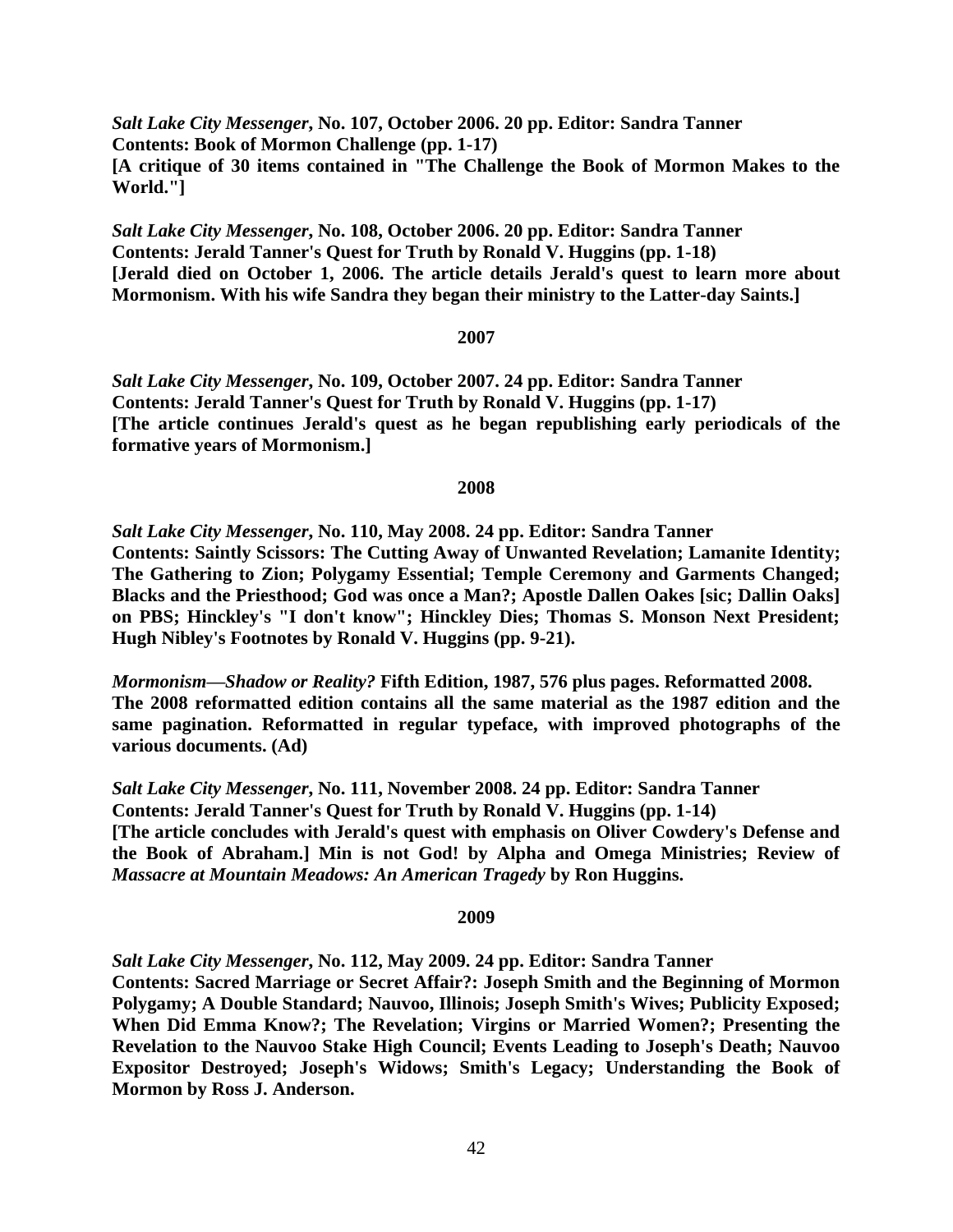***Salt Lake City Messenger*, No. 107, October 2006. 20 pp. Editor: Sandra Tanner**
**Contents: Book of Mormon Challenge (pp. 1-17)**
**[A critique of 30 items contained in "The Challenge the Book of Mormon Makes to the World."]**

***Salt Lake City Messenger*, No. 108, October 2006. 20 pp. Editor: Sandra Tanner**
**Contents: Jerald Tanner's Quest for Truth by Ronald V. Huggins (pp. 1-18)**
**[Jerald died on October 1, 2006. The article details Jerald's quest to learn more about Mormonism. With his wife Sandra they began their ministry to the Latter-day Saints.]**

**2007**

***Salt Lake City Messenger*, No. 109, October 2007. 24 pp. Editor: Sandra Tanner**
**Contents: Jerald Tanner's Quest for Truth by Ronald V. Huggins (pp. 1-17)**
**[The article continues Jerald's quest as he began republishing early periodicals of the formative years of Mormonism.]**

**2008**

***Salt Lake City Messenger*, No. 110, May 2008. 24 pp. Editor: Sandra Tanner**
**Contents: Saintly Scissors: The Cutting Away of Unwanted Revelation; Lamanite Identity; The Gathering to Zion; Polygamy Essential; Temple Ceremony and Garments Changed; Blacks and the Priesthood; God was once a Man?; Apostle Dallen Oakes [sic; Dallin Oaks] on PBS; Hinckley's "I don't know"; Hinckley Dies; Thomas S. Monson Next President; Hugh Nibley's Footnotes by Ronald V. Huggins (pp. 9-21).**

***Mormonism—Shadow or Reality?* Fifth Edition, 1987, 576 plus pages. Reformatted 2008. The 2008 reformatted edition contains all the same material as the 1987 edition and the same pagination. Reformatted in regular typeface, with improved photographs of the various documents. (Ad)**

***Salt Lake City Messenger*, No. 111, November 2008. 24 pp. Editor: Sandra Tanner**
**Contents: Jerald Tanner's Quest for Truth by Ronald V. Huggins (pp. 1-14)**
**[The article concludes with Jerald's quest with emphasis on Oliver Cowdery's Defense and the Book of Abraham.] Min is not God! by Alpha and Omega Ministries; Review of *Massacre at Mountain Meadows: An American Tragedy* by Ron Huggins.**

**2009**

***Salt Lake City Messenger*, No. 112, May 2009. 24 pp. Editor: Sandra Tanner**
**Contents: Sacred Marriage or Secret Affair?: Joseph Smith and the Beginning of Mormon Polygamy; A Double Standard; Nauvoo, Illinois; Joseph Smith's Wives; Publicity Exposed; When Did Emma Know?; The Revelation; Virgins or Married Women?; Presenting the Revelation to the Nauvoo Stake High Council; Events Leading to Joseph's Death; Nauvoo Expositor Destroyed; Joseph's Widows; Smith's Legacy; Understanding the Book of Mormon by Ross J. Anderson.**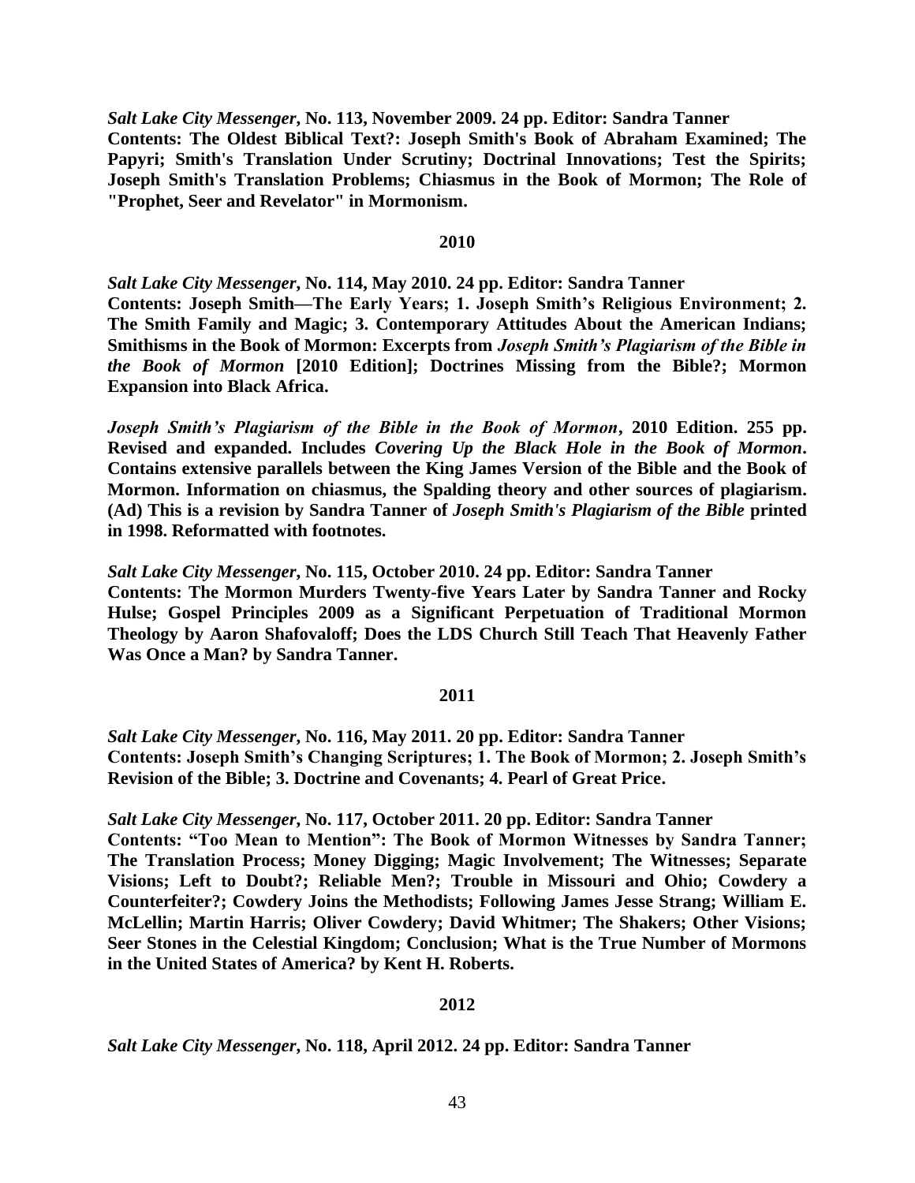***Salt Lake City Messenger*, No. 113, November 2009. 24 pp. Editor: Sandra Tanner**
**Contents: The Oldest Biblical Text?: Joseph Smith's Book of Abraham Examined; The Papyri; Smith's Translation Under Scrutiny; Doctrinal Innovations; Test the Spirits; Joseph Smith's Translation Problems; Chiasmus in the Book of Mormon; The Role of "Prophet, Seer and Revelator" in Mormonism.**

## 2010

***Salt Lake City Messenger*, No. 114, May 2010. 24 pp. Editor: Sandra Tanner**
**Contents: Joseph Smith—The Early Years; 1. Joseph Smith's Religious Environment; 2. The Smith Family and Magic; 3. Contemporary Attitudes About the American Indians; Smithisms in the Book of Mormon: Excerpts from *Joseph Smith's Plagiarism of the Bible in the Book of Mormon* [2010 Edition]; Doctrines Missing from the Bible?; Mormon Expansion into Black Africa.**

***Joseph Smith's Plagiarism of the Bible in the Book of Mormon*, 2010 Edition. 255 pp. Revised and expanded. Includes *Covering Up the Black Hole in the Book of Mormon*. Contains extensive parallels between the King James Version of the Bible and the Book of Mormon. Information on chiasmus, the Spalding theory and other sources of plagiarism. (Ad) This is a revision by Sandra Tanner of *Joseph Smith's Plagiarism of the Bible* printed in 1998. Reformatted with footnotes.**

***Salt Lake City Messenger*, No. 115, October 2010. 24 pp. Editor: Sandra Tanner**
**Contents: The Mormon Murders Twenty-five Years Later by Sandra Tanner and Rocky Hulse; Gospel Principles 2009 as a Significant Perpetuation of Traditional Mormon Theology by Aaron Shafovaloff; Does the LDS Church Still Teach That Heavenly Father Was Once a Man? by Sandra Tanner.**

## 2011

***Salt Lake City Messenger*, No. 116, May 2011. 20 pp. Editor: Sandra Tanner**
**Contents: Joseph Smith's Changing Scriptures; 1. The Book of Mormon; 2. Joseph Smith's Revision of the Bible; 3. Doctrine and Covenants; 4. Pearl of Great Price.**

***Salt Lake City Messenger*, No. 117, October 2011. 20 pp. Editor: Sandra Tanner**
**Contents: "Too Mean to Mention": The Book of Mormon Witnesses by Sandra Tanner; The Translation Process; Money Digging; Magic Involvement; The Witnesses; Separate Visions; Left to Doubt?; Reliable Men?; Trouble in Missouri and Ohio; Cowdery a Counterfeiter?; Cowdery Joins the Methodists; Following James Jesse Strang; William E. McLellin; Martin Harris; Oliver Cowdery; David Whitmer; The Shakers; Other Visions; Seer Stones in the Celestial Kingdom; Conclusion; What is the True Number of Mormons in the United States of America? by Kent H. Roberts.**

## 2012

***Salt Lake City Messenger*, No. 118, April 2012. 24 pp. Editor: Sandra Tanner**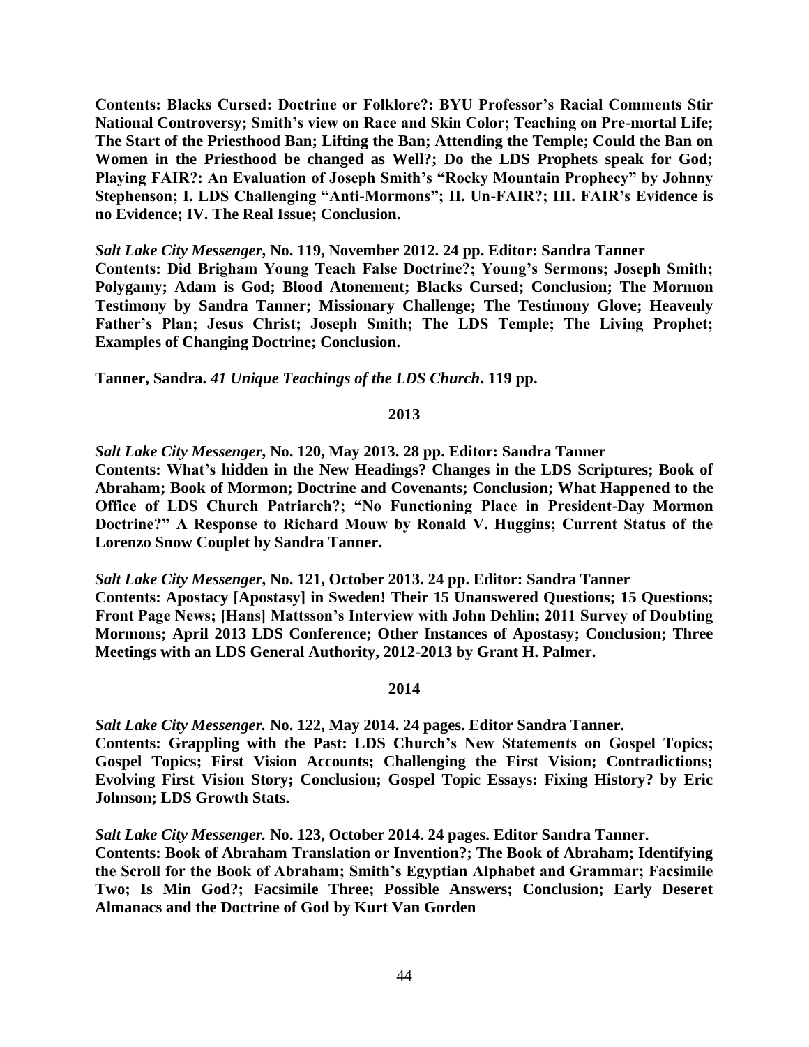**Contents: Blacks Cursed: Doctrine or Folklore?: BYU Professor's Racial Comments Stir National Controversy; Smith's view on Race and Skin Color; Teaching on Pre-mortal Life; The Start of the Priesthood Ban; Lifting the Ban; Attending the Temple; Could the Ban on Women in the Priesthood be changed as Well?; Do the LDS Prophets speak for God; Playing FAIR?: An Evaluation of Joseph Smith's "Rocky Mountain Prophecy" by Johnny Stephenson; I. LDS Challenging "Anti-Mormons"; II. Un-FAIR?; III. FAIR's Evidence is no Evidence; IV. The Real Issue; Conclusion.**

***Salt Lake City Messenger*, No. 119, November 2012. 24 pp. Editor: Sandra Tanner**
**Contents: Did Brigham Young Teach False Doctrine?; Young's Sermons; Joseph Smith; Polygamy; Adam is God; Blood Atonement; Blacks Cursed; Conclusion; The Mormon Testimony by Sandra Tanner; Missionary Challenge; The Testimony Glove; Heavenly Father's Plan; Jesus Christ; Joseph Smith; The LDS Temple; The Living Prophet; Examples of Changing Doctrine; Conclusion.**

**Tanner, Sandra. *41 Unique Teachings of the LDS Church*. 119 pp.**

**2013**

***Salt Lake City Messenger*, No. 120, May 2013. 28 pp. Editor: Sandra Tanner**
**Contents: What's hidden in the New Headings? Changes in the LDS Scriptures; Book of Abraham; Book of Mormon; Doctrine and Covenants; Conclusion; What Happened to the Office of LDS Church Patriarch?; "No Functioning Place in President-Day Mormon Doctrine?" A Response to Richard Mouw by Ronald V. Huggins; Current Status of the Lorenzo Snow Couplet by Sandra Tanner.**

***Salt Lake City Messenger*, No. 121, October 2013. 24 pp. Editor: Sandra Tanner**
**Contents: Apostacy [Apostasy] in Sweden! Their 15 Unanswered Questions; 15 Questions; Front Page News; [Hans] Mattsson's Interview with John Dehlin; 2011 Survey of Doubting Mormons; April 2013 LDS Conference; Other Instances of Apostasy; Conclusion; Three Meetings with an LDS General Authority, 2012-2013 by Grant H. Palmer.**

**2014**

***Salt Lake City Messenger.* No. 122, May 2014. 24 pages. Editor Sandra Tanner.**
**Contents: Grappling with the Past: LDS Church's New Statements on Gospel Topics; Gospel Topics; First Vision Accounts; Challenging the First Vision; Contradictions; Evolving First Vision Story; Conclusion; Gospel Topic Essays: Fixing History? by Eric Johnson; LDS Growth Stats.**

***Salt Lake City Messenger.* No. 123, October 2014. 24 pages. Editor Sandra Tanner.**
**Contents: Book of Abraham Translation or Invention?; The Book of Abraham; Identifying the Scroll for the Book of Abraham; Smith's Egyptian Alphabet and Grammar; Facsimile Two; Is Min God?; Facsimile Three; Possible Answers; Conclusion; Early Deseret Almanacs and the Doctrine of God by Kurt Van Gorden**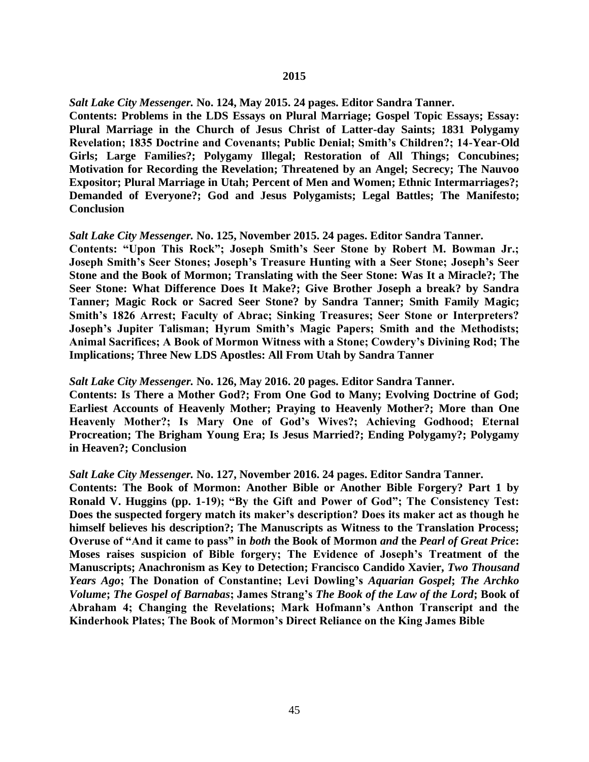## 2015

***Salt Lake City Messenger.* No. 124, May 2015. 24 pages. Editor Sandra Tanner.**
**Contents: Problems in the LDS Essays on Plural Marriage; Gospel Topic Essays; Essay: Plural Marriage in the Church of Jesus Christ of Latter-day Saints; 1831 Polygamy Revelation; 1835 Doctrine and Covenants; Public Denial; Smith's Children?; 14-Year-Old Girls; Large Families?; Polygamy Illegal; Restoration of All Things; Concubines; Motivation for Recording the Revelation; Threatened by an Angel; Secrecy; The Nauvoo Expositor; Plural Marriage in Utah; Percent of Men and Women; Ethnic Intermarriages?; Demanded of Everyone?; God and Jesus Polygamists; Legal Battles; The Manifesto; Conclusion**

***Salt Lake City Messenger.* No. 125, November 2015. 24 pages. Editor Sandra Tanner.**
**Contents: "Upon This Rock"; Joseph Smith's Seer Stone by Robert M. Bowman Jr.; Joseph Smith's Seer Stones; Joseph's Treasure Hunting with a Seer Stone; Joseph's Seer Stone and the Book of Mormon; Translating with the Seer Stone: Was It a Miracle?; The Seer Stone: What Difference Does It Make?; Give Brother Joseph a break? by Sandra Tanner; Magic Rock or Sacred Seer Stone? by Sandra Tanner; Smith Family Magic; Smith's 1826 Arrest; Faculty of Abrac; Sinking Treasures; Seer Stone or Interpreters? Joseph's Jupiter Talisman; Hyrum Smith's Magic Papers; Smith and the Methodists; Animal Sacrifices; A Book of Mormon Witness with a Stone; Cowdery's Divining Rod; The Implications; Three New LDS Apostles: All From Utah by Sandra Tanner**

***Salt Lake City Messenger.* No. 126, May 2016. 20 pages. Editor Sandra Tanner.**
**Contents: Is There a Mother God?; From One God to Many; Evolving Doctrine of God; Earliest Accounts of Heavenly Mother; Praying to Heavenly Mother?; More than One Heavenly Mother?; Is Mary One of God's Wives?; Achieving Godhood; Eternal Procreation; The Brigham Young Era; Is Jesus Married?; Ending Polygamy?; Polygamy in Heaven?; Conclusion**

***Salt Lake City Messenger.* No. 127, November 2016. 24 pages. Editor Sandra Tanner.**
**Contents: The Book of Mormon: Another Bible or Another Bible Forgery? Part 1 by Ronald V. Huggins (pp. 1-19); "By the Gift and Power of God"; The Consistency Test: Does the suspected forgery match its maker's description? Does its maker act as though he himself believes his description?; The Manuscripts as Witness to the Translation Process; Overuse of "And it came to pass" in *both* the Book of Mormon *and* the *Pearl of Great Price*: Moses raises suspicion of Bible forgery; The Evidence of Joseph's Treatment of the Manuscripts; Anachronism as Key to Detection; Francisco Candido Xavier, *Two Thousand Years Ago*; The Donation of Constantine; Levi Dowling's *Aquarian Gospel*; *The Archko Volume*; *The Gospel of Barnabas*; James Strang's *The Book of the Law of the Lord*; Book of Abraham 4; Changing the Revelations; Mark Hofmann's Anthon Transcript and the Kinderhook Plates; The Book of Mormon's Direct Reliance on the King James Bible**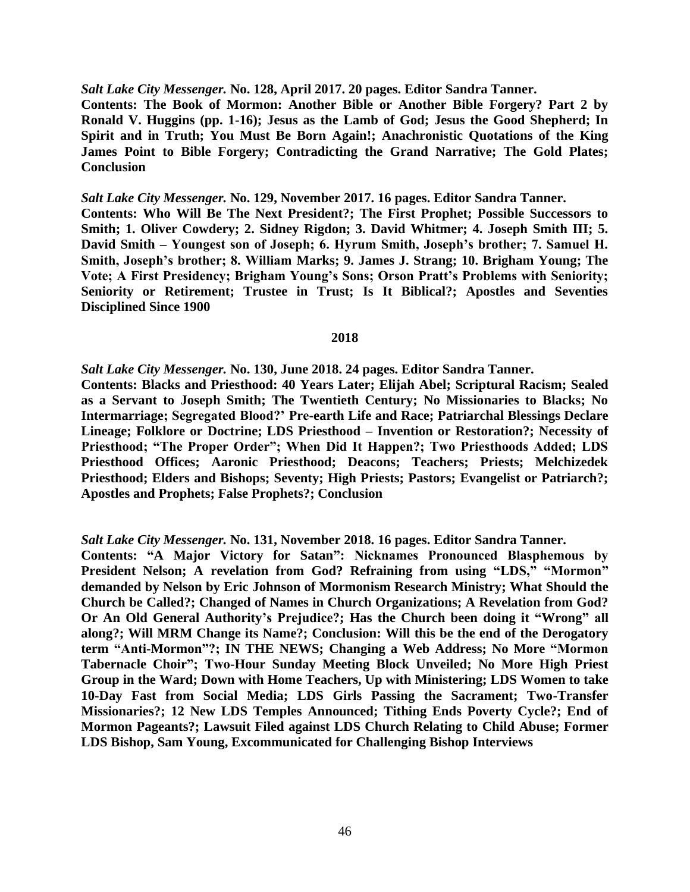***Salt Lake City Messenger.* No. 128, April 2017. 20 pages. Editor Sandra Tanner.**
**Contents: The Book of Mormon: Another Bible or Another Bible Forgery? Part 2 by Ronald V. Huggins (pp. 1-16); Jesus as the Lamb of God; Jesus the Good Shepherd; In Spirit and in Truth; You Must Be Born Again!; Anachronistic Quotations of the King James Point to Bible Forgery; Contradicting the Grand Narrative; The Gold Plates; Conclusion**

***Salt Lake City Messenger.* No. 129, November 2017. 16 pages. Editor Sandra Tanner.**
**Contents: Who Will Be The Next President?; The First Prophet; Possible Successors to Smith; 1. Oliver Cowdery; 2. Sidney Rigdon; 3. David Whitmer; 4. Joseph Smith III; 5. David Smith – Youngest son of Joseph; 6. Hyrum Smith, Joseph's brother; 7. Samuel H. Smith, Joseph's brother; 8. William Marks; 9. James J. Strang; 10. Brigham Young; The Vote; A First Presidency; Brigham Young's Sons; Orson Pratt's Problems with Seniority; Seniority or Retirement; Trustee in Trust; Is It Biblical?; Apostles and Seventies Disciplined Since 1900**

**2018**

***Salt Lake City Messenger.* No. 130, June 2018. 24 pages. Editor Sandra Tanner.**
**Contents: Blacks and Priesthood: 40 Years Later; Elijah Abel; Scriptural Racism; Sealed as a Servant to Joseph Smith; The Twentieth Century; No Missionaries to Blacks; No Intermarriage; Segregated Blood?' Pre-earth Life and Race; Patriarchal Blessings Declare Lineage; Folklore or Doctrine; LDS Priesthood – Invention or Restoration?; Necessity of Priesthood; "The Proper Order"; When Did It Happen?; Two Priesthoods Added; LDS Priesthood Offices; Aaronic Priesthood; Deacons; Teachers; Priests; Melchizedek Priesthood; Elders and Bishops; Seventy; High Priests; Pastors; Evangelist or Patriarch?; Apostles and Prophets; False Prophets?; Conclusion**

***Salt Lake City Messenger.* No. 131, November 2018. 16 pages. Editor Sandra Tanner.**
**Contents: "A Major Victory for Satan": Nicknames Pronounced Blasphemous by President Nelson; A revelation from God? Refraining from using "LDS," "Mormon" demanded by Nelson by Eric Johnson of Mormonism Research Ministry; What Should the Church be Called?; Changed of Names in Church Organizations; A Revelation from God? Or An Old General Authority's Prejudice?; Has the Church been doing it "Wrong" all along?; Will MRM Change its Name?; Conclusion: Will this be the end of the Derogatory term "Anti-Mormon"?; IN THE NEWS; Changing a Web Address; No More "Mormon Tabernacle Choir"; Two-Hour Sunday Meeting Block Unveiled; No More High Priest Group in the Ward; Down with Home Teachers, Up with Ministering; LDS Women to take 10-Day Fast from Social Media; LDS Girls Passing the Sacrament; Two-Transfer Missionaries?; 12 New LDS Temples Announced; Tithing Ends Poverty Cycle?; End of Mormon Pageants?; Lawsuit Filed against LDS Church Relating to Child Abuse; Former LDS Bishop, Sam Young, Excommunicated for Challenging Bishop Interviews**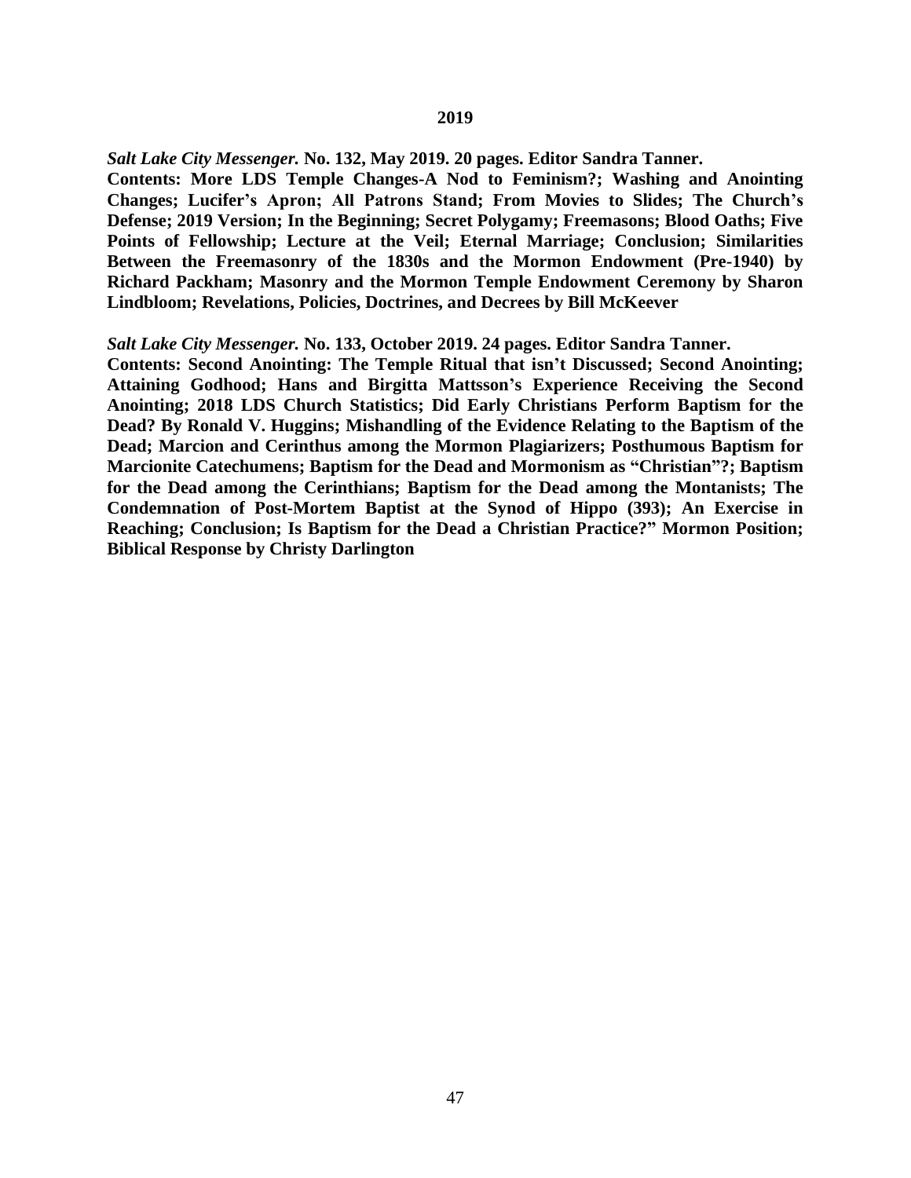## 2019

***Salt Lake City Messenger.*** **No. 132, May 2019. 20 pages. Editor Sandra Tanner.**
**Contents: More LDS Temple Changes-A Nod to Feminism?; Washing and Anointing Changes; Lucifer's Apron; All Patrons Stand; From Movies to Slides; The Church's Defense; 2019 Version; In the Beginning; Secret Polygamy; Freemasons; Blood Oaths; Five Points of Fellowship; Lecture at the Veil; Eternal Marriage; Conclusion; Similarities Between the Freemasonry of the 1830s and the Mormon Endowment (Pre-1940) by Richard Packham; Masonry and the Mormon Temple Endowment Ceremony by Sharon Lindbloom; Revelations, Policies, Doctrines, and Decrees by Bill McKeever**

***Salt Lake City Messenger.*** **No. 133, October 2019. 24 pages. Editor Sandra Tanner.**
**Contents: Second Anointing: The Temple Ritual that isn't Discussed; Second Anointing; Attaining Godhood; Hans and Birgitta Mattsson's Experience Receiving the Second Anointing; 2018 LDS Church Statistics; Did Early Christians Perform Baptism for the Dead? By Ronald V. Huggins; Mishandling of the Evidence Relating to the Baptism of the Dead; Marcion and Cerinthus among the Mormon Plagiarizers; Posthumous Baptism for Marcionite Catechumens; Baptism for the Dead and Mormonism as "Christian"?; Baptism for the Dead among the Cerinthians; Baptism for the Dead among the Montanists; The Condemnation of Post-Mortem Baptist at the Synod of Hippo (393); An Exercise in Reaching; Conclusion; Is Baptism for the Dead a Christian Practice?" Mormon Position; Biblical Response by Christy Darlington**